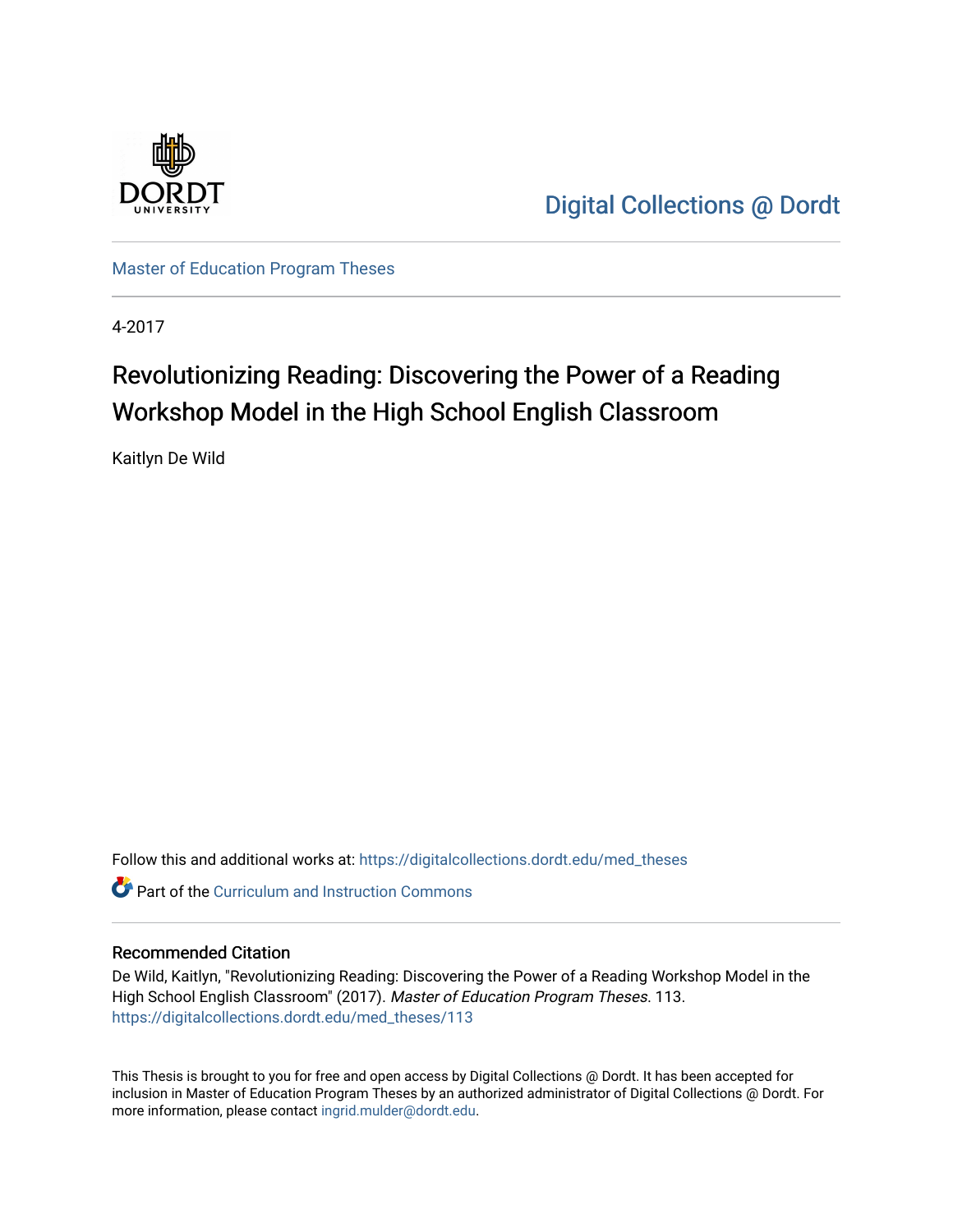Digital Collections @ Dordt

Master of Education Program Theses

4-2017

# Revolutionizing Reading: Discovering the Power of a Reading Workshop Model in the High School English Classroom

Kaitlyn De Wild

Follow this and additional works at: https://digitalcollections.dordt.edu/med_theses

Part of the Curriculum and Instruction Commons

## Recommended Citation

De Wild, Kaitlyn, "Revolutionizing Reading: Discovering the Power of a Reading Workshop Model in the High School English Classroom" (2017). *Master of Education Program Theses*. 113.
https://digitalcollections.dordt.edu/med_theses/113

This Thesis is brought to you for free and open access by Digital Collections @ Dordt. It has been accepted for inclusion in Master of Education Program Theses by an authorized administrator of Digital Collections @ Dordt. For more information, please contact ingrid.mulder@dordt.edu.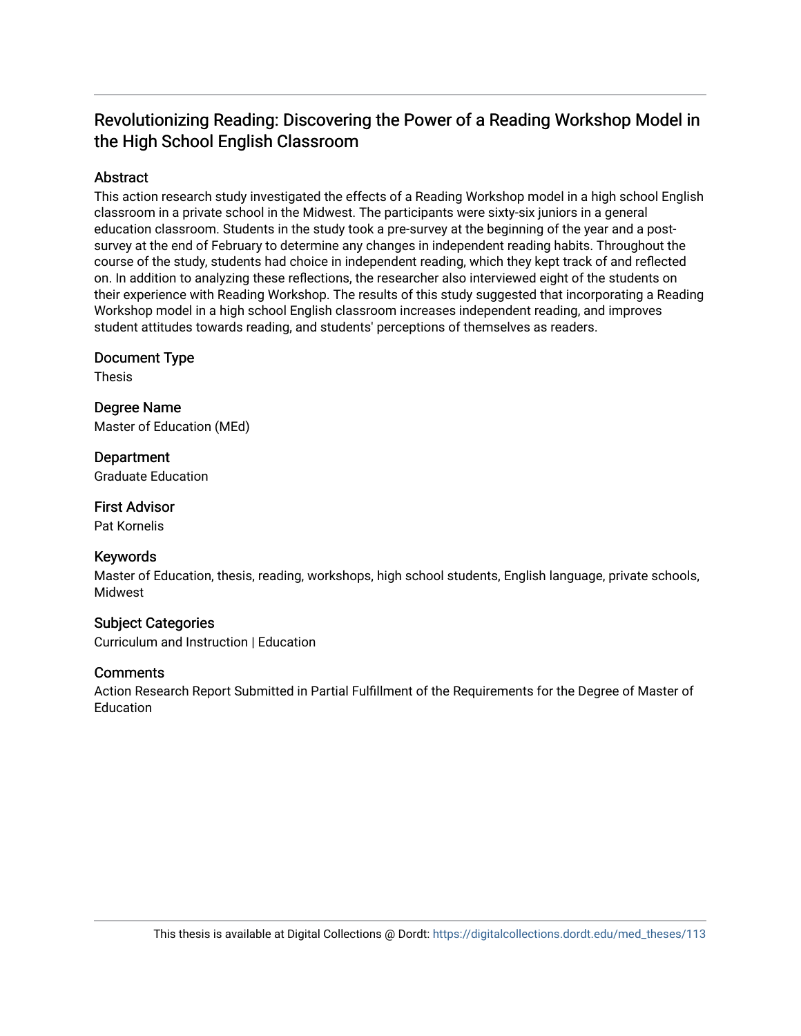# Revolutionizing Reading: Discovering the Power of a Reading Workshop Model in the High School English Classroom

## Abstract

This action research study investigated the effects of a Reading Workshop model in a high school English classroom in a private school in the Midwest. The participants were sixty-six juniors in a general education classroom. Students in the study took a pre-survey at the beginning of the year and a post-survey at the end of February to determine any changes in independent reading habits. Throughout the course of the study, students had choice in independent reading, which they kept track of and reflected on. In addition to analyzing these reflections, the researcher also interviewed eight of the students on their experience with Reading Workshop. The results of this study suggested that incorporating a Reading Workshop model in a high school English classroom increases independent reading, and improves student attitudes towards reading, and students' perceptions of themselves as readers.

## Document Type

Thesis

## Degree Name

Master of Education (MEd)

## Department

Graduate Education

## First Advisor

Pat Kornelis

## Keywords

Master of Education, thesis, reading, workshops, high school students, English language, private schools, Midwest

## Subject Categories

Curriculum and Instruction | Education

## Comments

Action Research Report Submitted in Partial Fulfillment of the Requirements for the Degree of Master of Education

This thesis is available at Digital Collections @ Dordt: https://digitalcollections.dordt.edu/med_theses/113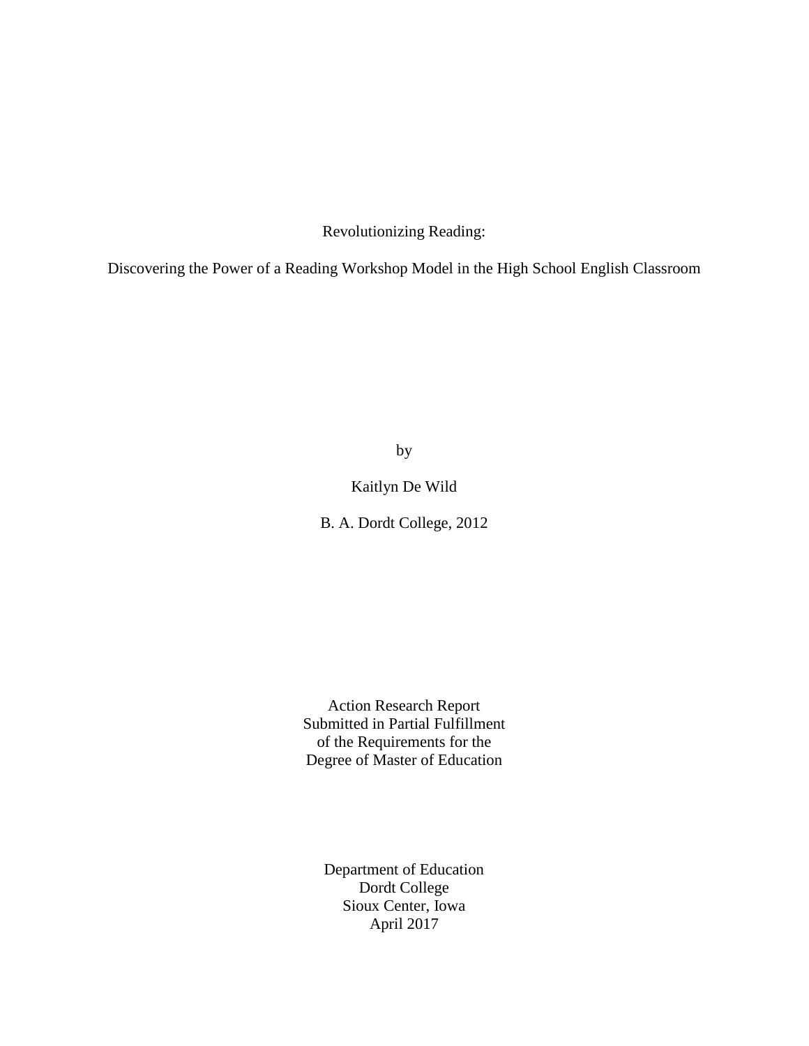Revolutionizing Reading:

Discovering the Power of a Reading Workshop Model in the High School English Classroom

by

Kaitlyn De Wild

B. A. Dordt College, 2012

Action Research Report
Submitted in Partial Fulfillment
of the Requirements for the
Degree of Master of Education

Department of Education
Dordt College
Sioux Center, Iowa
April 2017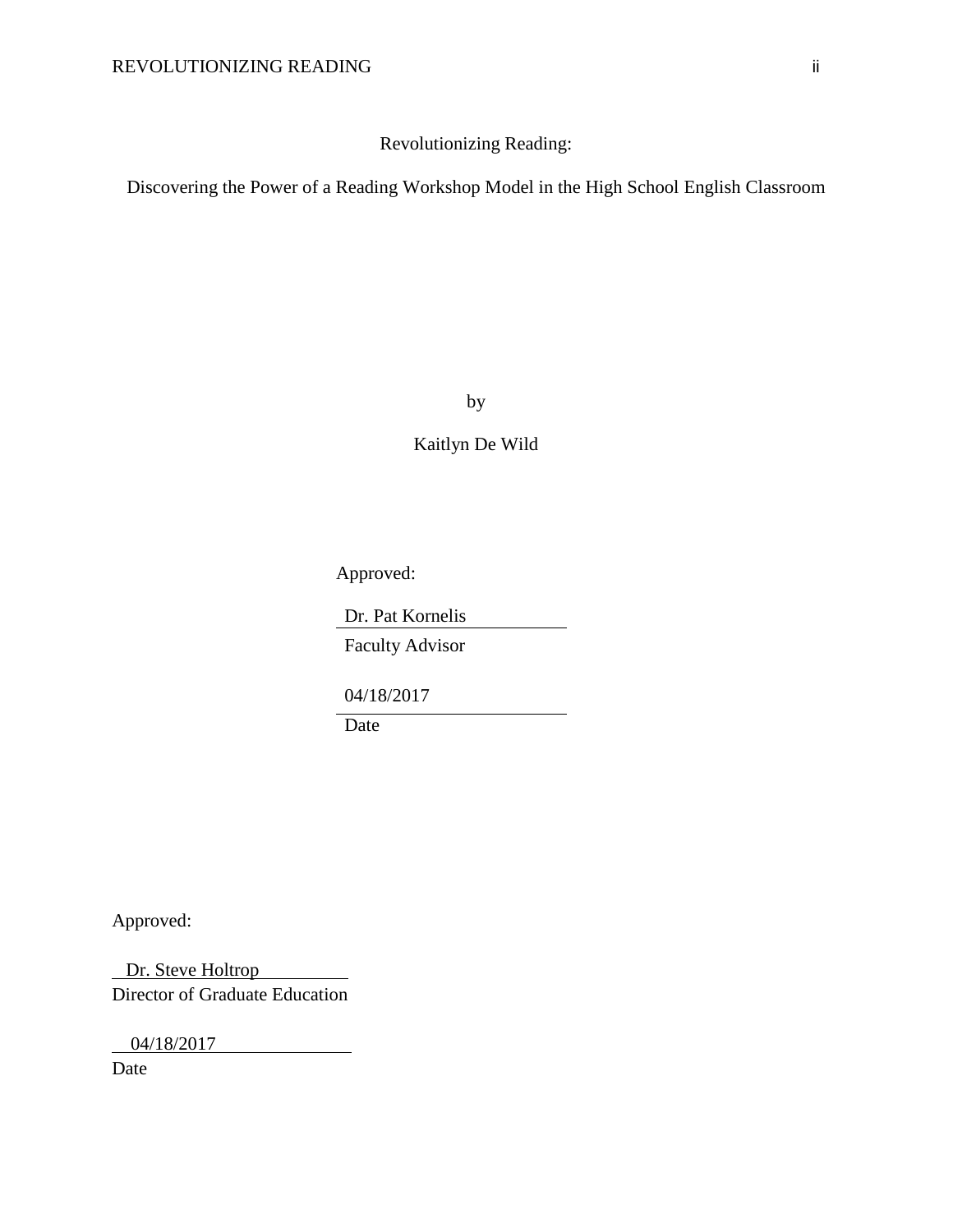Revolutionizing Reading:

Discovering the Power of a Reading Workshop Model in the High School English Classroom

by

Kaitlyn De Wild

Approved:

Dr. Pat Kornelis
Faculty Advisor

04/18/2017
Date

Approved:

Dr. Steve Holtrop
Director of Graduate Education

04/18/2017
Date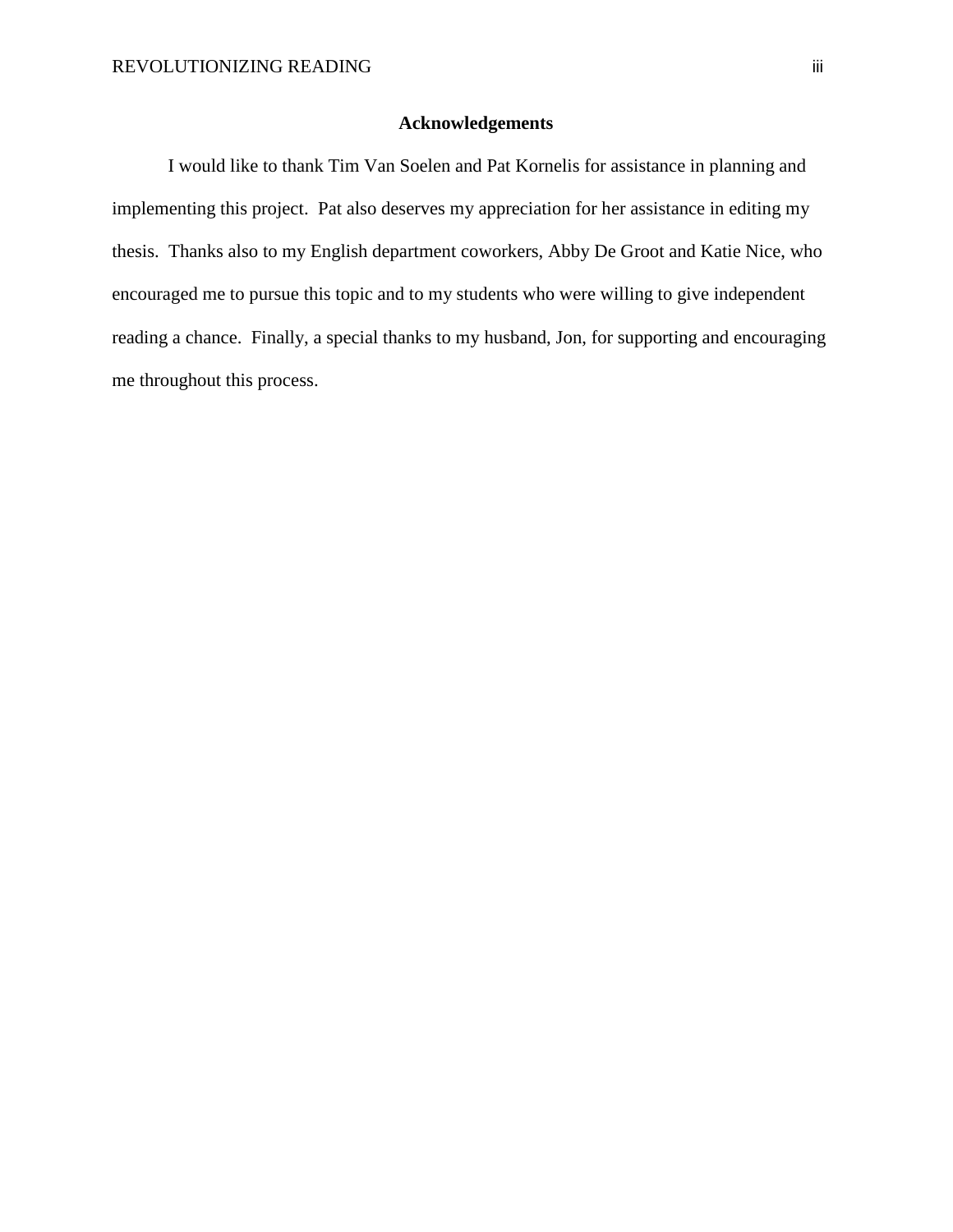## Acknowledgements

I would like to thank Tim Van Soelen and Pat Kornelis for assistance in planning and implementing this project. Pat also deserves my appreciation for her assistance in editing my thesis. Thanks also to my English department coworkers, Abby De Groot and Katie Nice, who encouraged me to pursue this topic and to my students who were willing to give independent reading a chance. Finally, a special thanks to my husband, Jon, for supporting and encouraging me throughout this process.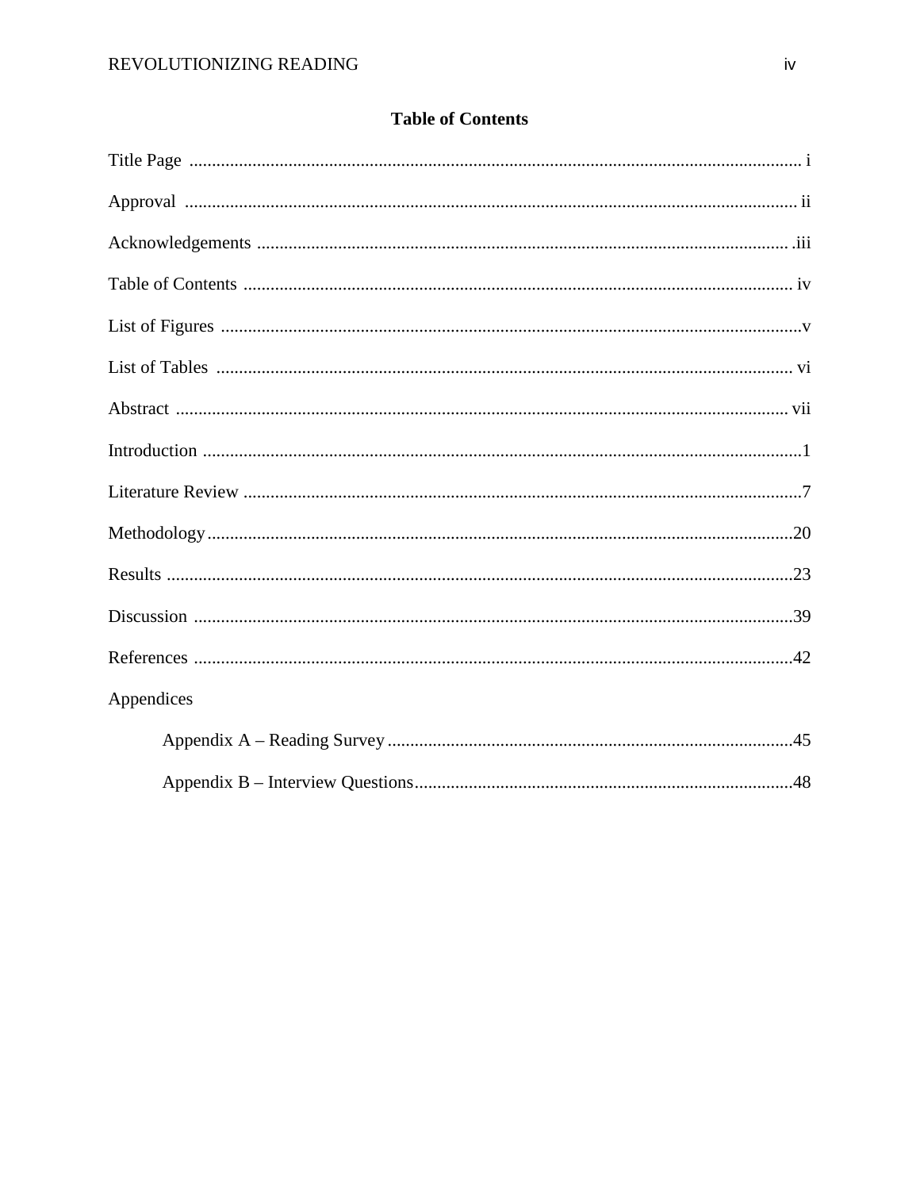# Table of Contents

Title Page ........................................................................................................................ i

Approval ........................................................................................................................ ii

Acknowledgements ........................................................................................................ iii

Table of Contents ........................................................................................................... iv

List of Figures .................................................................................................................. v

List of Tables .................................................................................................................. vi

Abstract ......................................................................................................................... vii

Introduction ...................................................................................................................... 1

Literature Review ............................................................................................................. 7

Methodology .................................................................................................................. 20

Results ........................................................................................................................... 23

Discussion ...................................................................................................................... 39

References ..................................................................................................................... 42

Appendices

  Appendix A – Reading Survey ........................................................................... 45

  Appendix B – Interview Questions .................................................................... 48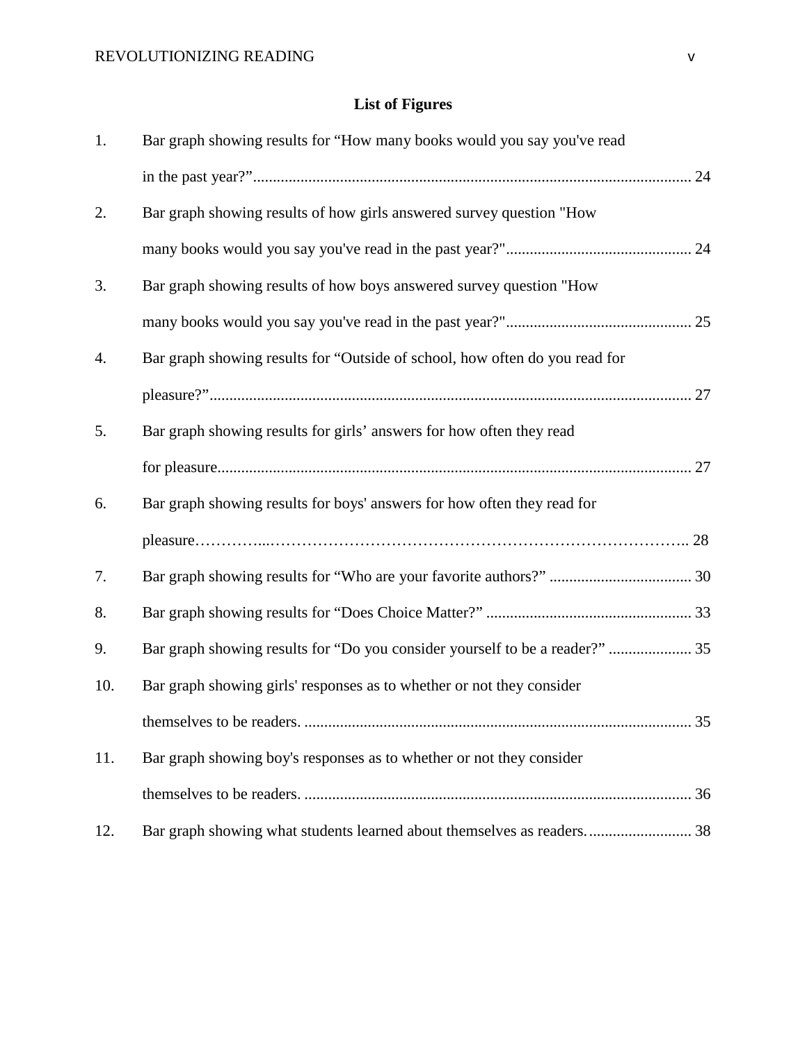## List of Figures

1. Bar graph showing results for “How many books would you say you've read in the past year?” ........................................ 24
2. Bar graph showing results of how girls answered survey question "How many books would you say you've read in the past year?" ........................................ 24
3. Bar graph showing results of how boys answered survey question "How many books would you say you've read in the past year?" ........................................ 25
4. Bar graph showing results for “Outside of school, how often do you read for pleasure?” ........................................ 27
5. Bar graph showing results for girls’ answers for how often they read for pleasure ........................................ 27
6. Bar graph showing results for boys' answers for how often they read for pleasure ........................................ 28
7. Bar graph showing results for “Who are your favorite authors?” ........................................ 30
8. Bar graph showing results for “Does Choice Matter?” ........................................ 33
9. Bar graph showing results for “Do you consider yourself to be a reader?” ........................................ 35
10. Bar graph showing girls' responses as to whether or not they consider themselves to be readers. ........................................ 35
11. Bar graph showing boy's responses as to whether or not they consider themselves to be readers. ........................................ 36
12. Bar graph showing what students learned about themselves as readers. ........................................ 38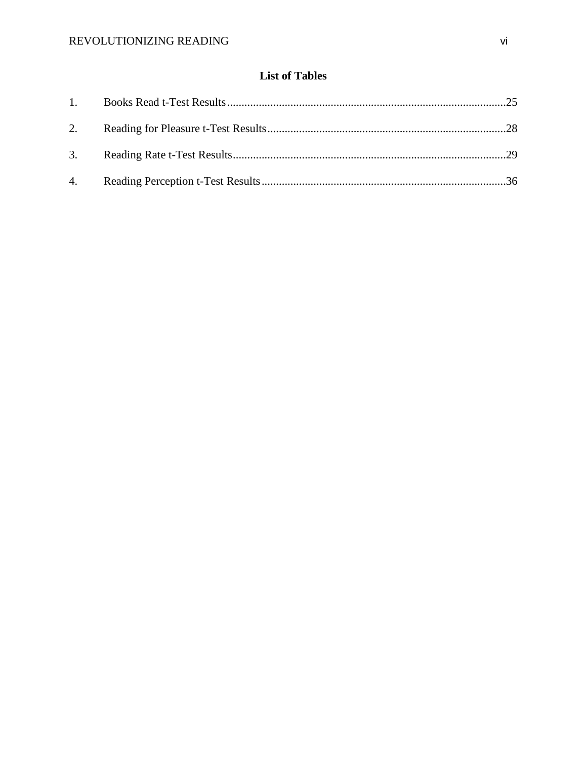## List of Tables

1. Books Read t-Test Results ........................................................................................ 25
2. Reading for Pleasure t-Test Results ........................................................................... 28
3. Reading Rate t-Test Results ....................................................................................... 29
4. Reading Perception t-Test Results ............................................................................. 36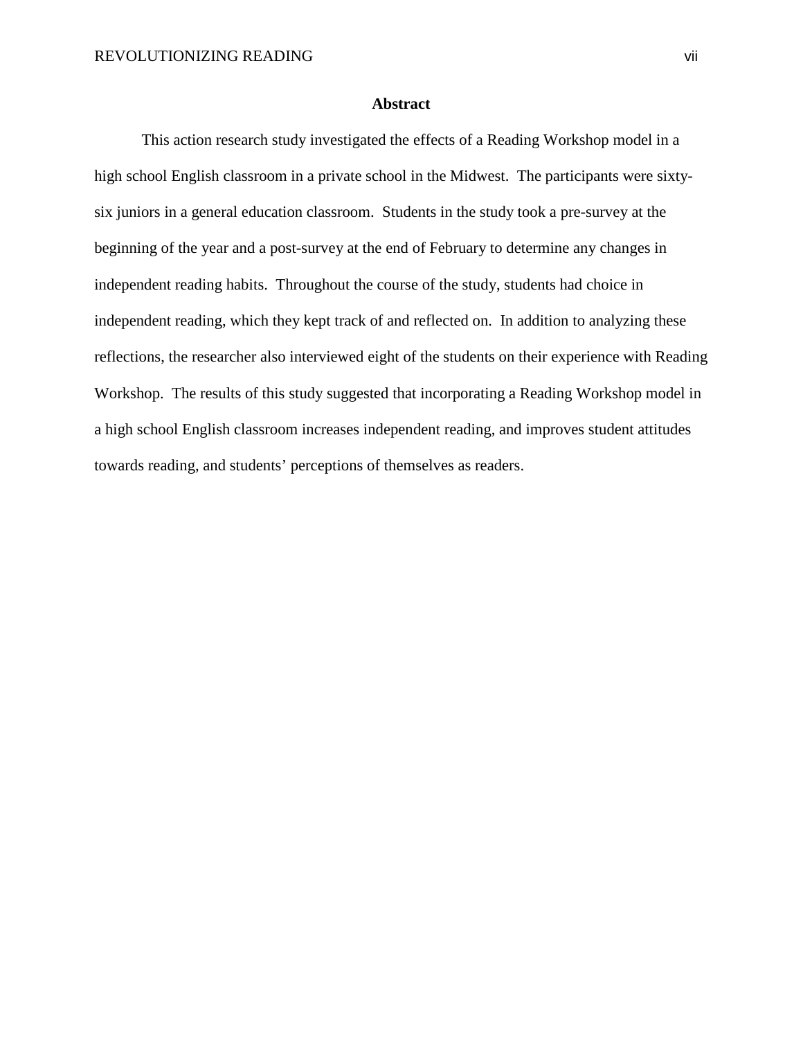## Abstract

This action research study investigated the effects of a Reading Workshop model in a high school English classroom in a private school in the Midwest. The participants were sixty-six juniors in a general education classroom. Students in the study took a pre-survey at the beginning of the year and a post-survey at the end of February to determine any changes in independent reading habits. Throughout the course of the study, students had choice in independent reading, which they kept track of and reflected on. In addition to analyzing these reflections, the researcher also interviewed eight of the students on their experience with Reading Workshop. The results of this study suggested that incorporating a Reading Workshop model in a high school English classroom increases independent reading, and improves student attitudes towards reading, and students' perceptions of themselves as readers.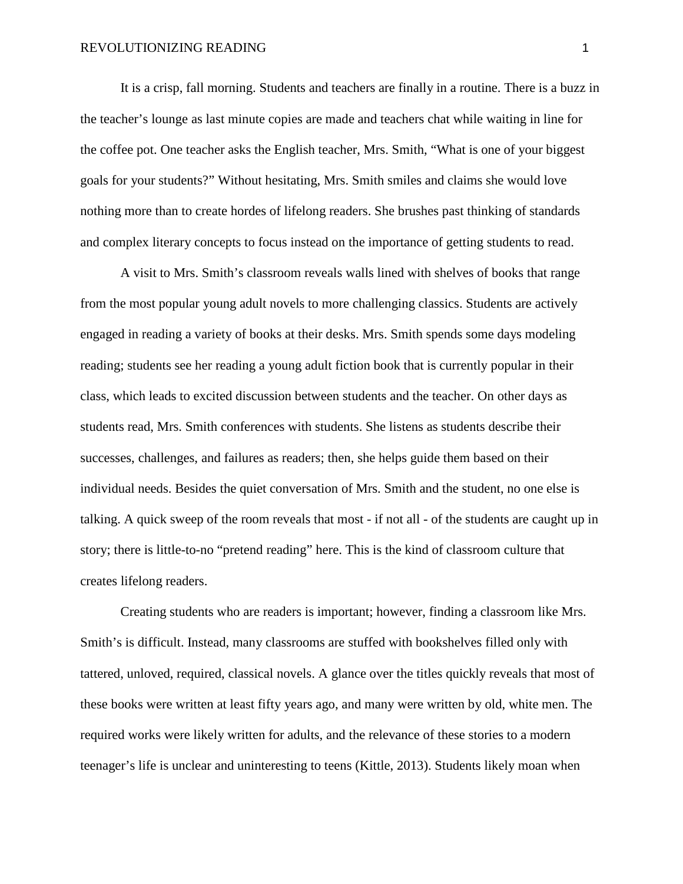It is a crisp, fall morning. Students and teachers are finally in a routine. There is a buzz in the teacher's lounge as last minute copies are made and teachers chat while waiting in line for the coffee pot. One teacher asks the English teacher, Mrs. Smith, "What is one of your biggest goals for your students?" Without hesitating, Mrs. Smith smiles and claims she would love nothing more than to create hordes of lifelong readers. She brushes past thinking of standards and complex literary concepts to focus instead on the importance of getting students to read.

A visit to Mrs. Smith's classroom reveals walls lined with shelves of books that range from the most popular young adult novels to more challenging classics. Students are actively engaged in reading a variety of books at their desks. Mrs. Smith spends some days modeling reading; students see her reading a young adult fiction book that is currently popular in their class, which leads to excited discussion between students and the teacher. On other days as students read, Mrs. Smith conferences with students. She listens as students describe their successes, challenges, and failures as readers; then, she helps guide them based on their individual needs. Besides the quiet conversation of Mrs. Smith and the student, no one else is talking. A quick sweep of the room reveals that most - if not all - of the students are caught up in story; there is little-to-no "pretend reading" here. This is the kind of classroom culture that creates lifelong readers.

Creating students who are readers is important; however, finding a classroom like Mrs. Smith's is difficult. Instead, many classrooms are stuffed with bookshelves filled only with tattered, unloved, required, classical novels. A glance over the titles quickly reveals that most of these books were written at least fifty years ago, and many were written by old, white men. The required works were likely written for adults, and the relevance of these stories to a modern teenager's life is unclear and uninteresting to teens (Kittle, 2013). Students likely moan when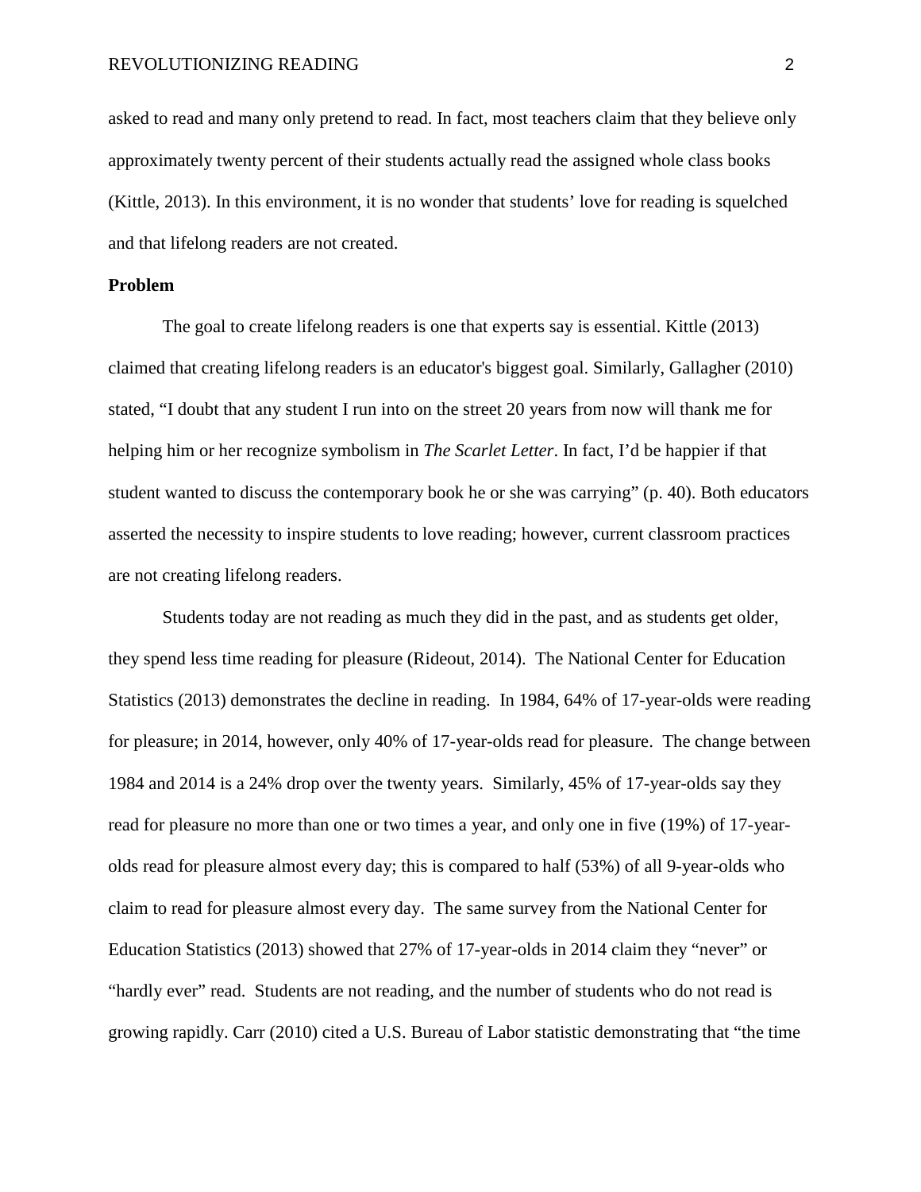asked to read and many only pretend to read. In fact, most teachers claim that they believe only approximately twenty percent of their students actually read the assigned whole class books (Kittle, 2013). In this environment, it is no wonder that students' love for reading is squelched and that lifelong readers are not created.

**Problem**

The goal to create lifelong readers is one that experts say is essential. Kittle (2013) claimed that creating lifelong readers is an educator's biggest goal. Similarly, Gallagher (2010) stated, "I doubt that any student I run into on the street 20 years from now will thank me for helping him or her recognize symbolism in *The Scarlet Letter*. In fact, I'd be happier if that student wanted to discuss the contemporary book he or she was carrying" (p. 40). Both educators asserted the necessity to inspire students to love reading; however, current classroom practices are not creating lifelong readers.

Students today are not reading as much they did in the past, and as students get older, they spend less time reading for pleasure (Rideout, 2014). The National Center for Education Statistics (2013) demonstrates the decline in reading. In 1984, 64% of 17-year-olds were reading for pleasure; in 2014, however, only 40% of 17-year-olds read for pleasure. The change between 1984 and 2014 is a 24% drop over the twenty years. Similarly, 45% of 17-year-olds say they read for pleasure no more than one or two times a year, and only one in five (19%) of 17-year-olds read for pleasure almost every day; this is compared to half (53%) of all 9-year-olds who claim to read for pleasure almost every day. The same survey from the National Center for Education Statistics (2013) showed that 27% of 17-year-olds in 2014 claim they "never" or "hardly ever" read. Students are not reading, and the number of students who do not read is growing rapidly. Carr (2010) cited a U.S. Bureau of Labor statistic demonstrating that "the time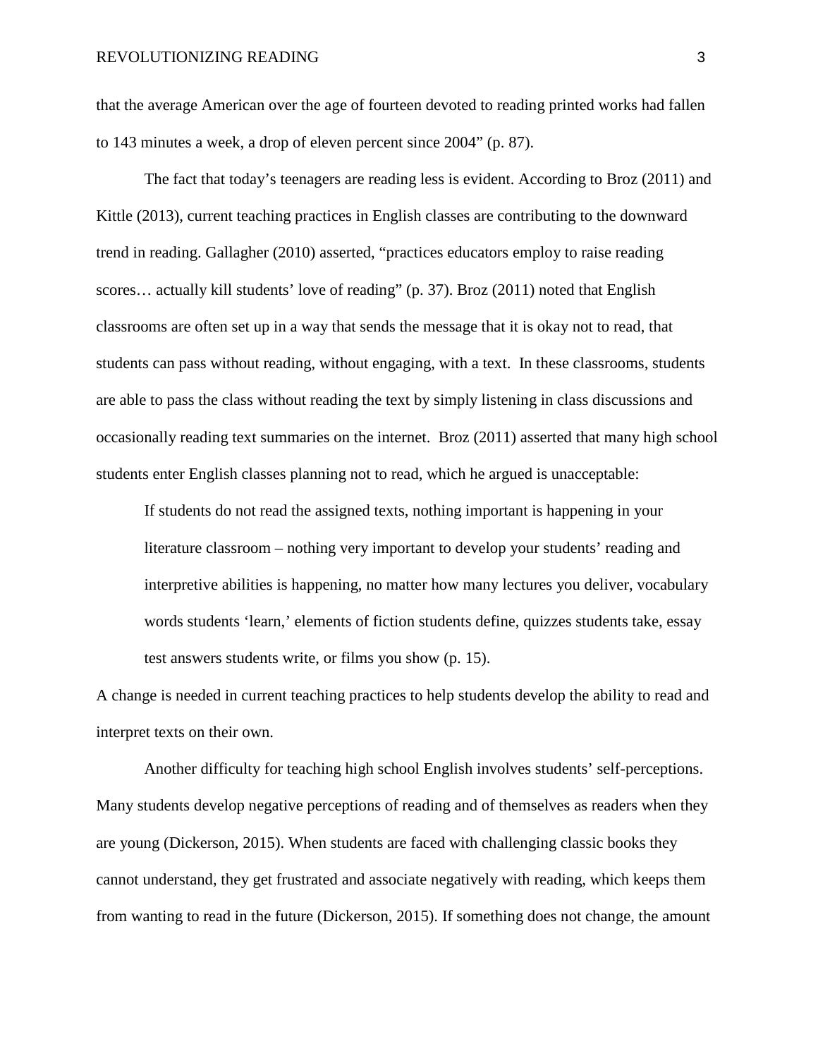that the average American over the age of fourteen devoted to reading printed works had fallen to 143 minutes a week, a drop of eleven percent since 2004" (p. 87).

The fact that today's teenagers are reading less is evident. According to Broz (2011) and Kittle (2013), current teaching practices in English classes are contributing to the downward trend in reading. Gallagher (2010) asserted, "practices educators employ to raise reading scores… actually kill students' love of reading" (p. 37). Broz (2011) noted that English classrooms are often set up in a way that sends the message that it is okay not to read, that students can pass without reading, without engaging, with a text. In these classrooms, students are able to pass the class without reading the text by simply listening in class discussions and occasionally reading text summaries on the internet. Broz (2011) asserted that many high school students enter English classes planning not to read, which he argued is unacceptable:

> If students do not read the assigned texts, nothing important is happening in your literature classroom – nothing very important to develop your students' reading and interpretive abilities is happening, no matter how many lectures you deliver, vocabulary words students 'learn,' elements of fiction students define, quizzes students take, essay test answers students write, or films you show (p. 15).

A change is needed in current teaching practices to help students develop the ability to read and interpret texts on their own.

Another difficulty for teaching high school English involves students' self-perceptions. Many students develop negative perceptions of reading and of themselves as readers when they are young (Dickerson, 2015). When students are faced with challenging classic books they cannot understand, they get frustrated and associate negatively with reading, which keeps them from wanting to read in the future (Dickerson, 2015). If something does not change, the amount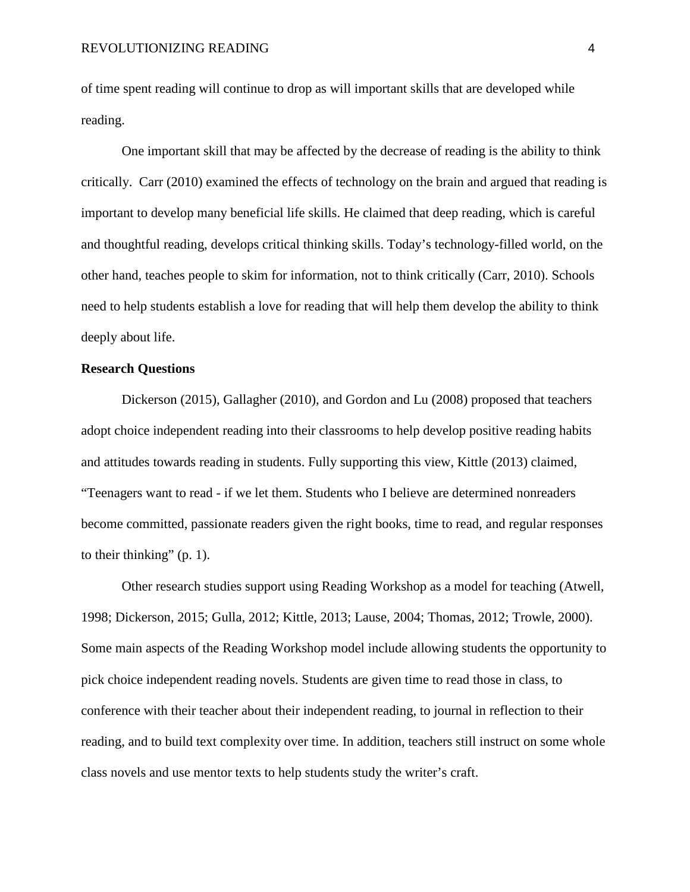of time spent reading will continue to drop as will important skills that are developed while reading.

One important skill that may be affected by the decrease of reading is the ability to think critically. Carr (2010) examined the effects of technology on the brain and argued that reading is important to develop many beneficial life skills. He claimed that deep reading, which is careful and thoughtful reading, develops critical thinking skills. Today's technology-filled world, on the other hand, teaches people to skim for information, not to think critically (Carr, 2010). Schools need to help students establish a love for reading that will help them develop the ability to think deeply about life.

**Research Questions**

Dickerson (2015), Gallagher (2010), and Gordon and Lu (2008) proposed that teachers adopt choice independent reading into their classrooms to help develop positive reading habits and attitudes towards reading in students. Fully supporting this view, Kittle (2013) claimed, "Teenagers want to read - if we let them. Students who I believe are determined nonreaders become committed, passionate readers given the right books, time to read, and regular responses to their thinking" (p. 1).

Other research studies support using Reading Workshop as a model for teaching (Atwell, 1998; Dickerson, 2015; Gulla, 2012; Kittle, 2013; Lause, 2004; Thomas, 2012; Trowle, 2000). Some main aspects of the Reading Workshop model include allowing students the opportunity to pick choice independent reading novels. Students are given time to read those in class, to conference with their teacher about their independent reading, to journal in reflection to their reading, and to build text complexity over time. In addition, teachers still instruct on some whole class novels and use mentor texts to help students study the writer's craft.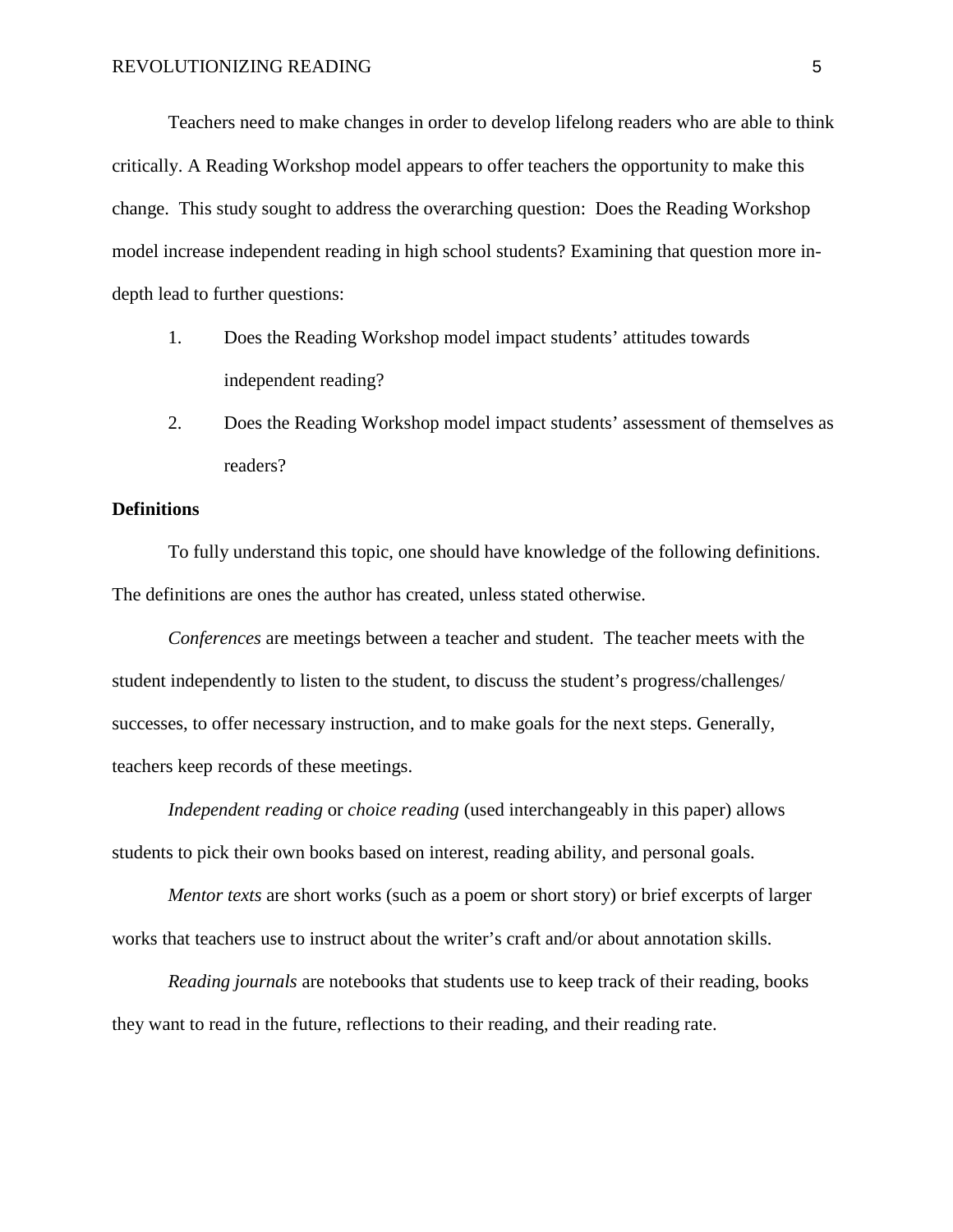Teachers need to make changes in order to develop lifelong readers who are able to think critically. A Reading Workshop model appears to offer teachers the opportunity to make this change. This study sought to address the overarching question: Does the Reading Workshop model increase independent reading in high school students? Examining that question more in-depth lead to further questions:

1. Does the Reading Workshop model impact students' attitudes towards independent reading?
2. Does the Reading Workshop model impact students' assessment of themselves as readers?

**Definitions**

To fully understand this topic, one should have knowledge of the following definitions. The definitions are ones the author has created, unless stated otherwise.

*Conferences* are meetings between a teacher and student. The teacher meets with the student independently to listen to the student, to discuss the student's progress/challenges/ successes, to offer necessary instruction, and to make goals for the next steps. Generally, teachers keep records of these meetings.

*Independent reading* or *choice reading* (used interchangeably in this paper) allows students to pick their own books based on interest, reading ability, and personal goals.

*Mentor texts* are short works (such as a poem or short story) or brief excerpts of larger works that teachers use to instruct about the writer's craft and/or about annotation skills.

*Reading journals* are notebooks that students use to keep track of their reading, books they want to read in the future, reflections to their reading, and their reading rate.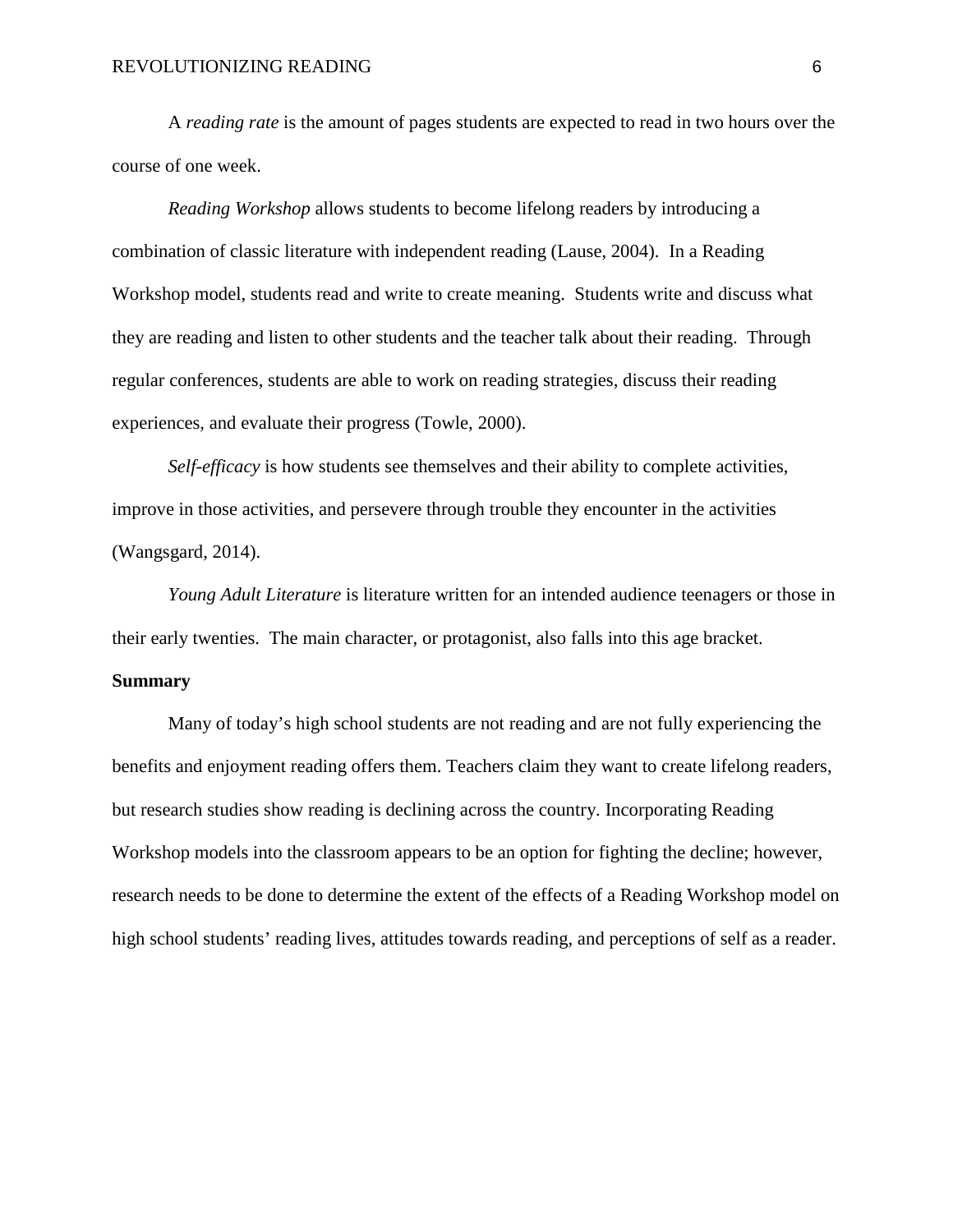A *reading rate* is the amount of pages students are expected to read in two hours over the course of one week.

*Reading Workshop* allows students to become lifelong readers by introducing a combination of classic literature with independent reading (Lause, 2004). In a Reading Workshop model, students read and write to create meaning. Students write and discuss what they are reading and listen to other students and the teacher talk about their reading. Through regular conferences, students are able to work on reading strategies, discuss their reading experiences, and evaluate their progress (Towle, 2000).

*Self-efficacy* is how students see themselves and their ability to complete activities, improve in those activities, and persevere through trouble they encounter in the activities (Wangsgard, 2014).

*Young Adult Literature* is literature written for an intended audience teenagers or those in their early twenties. The main character, or protagonist, also falls into this age bracket.

**Summary**

Many of today's high school students are not reading and are not fully experiencing the benefits and enjoyment reading offers them. Teachers claim they want to create lifelong readers, but research studies show reading is declining across the country. Incorporating Reading Workshop models into the classroom appears to be an option for fighting the decline; however, research needs to be done to determine the extent of the effects of a Reading Workshop model on high school students' reading lives, attitudes towards reading, and perceptions of self as a reader.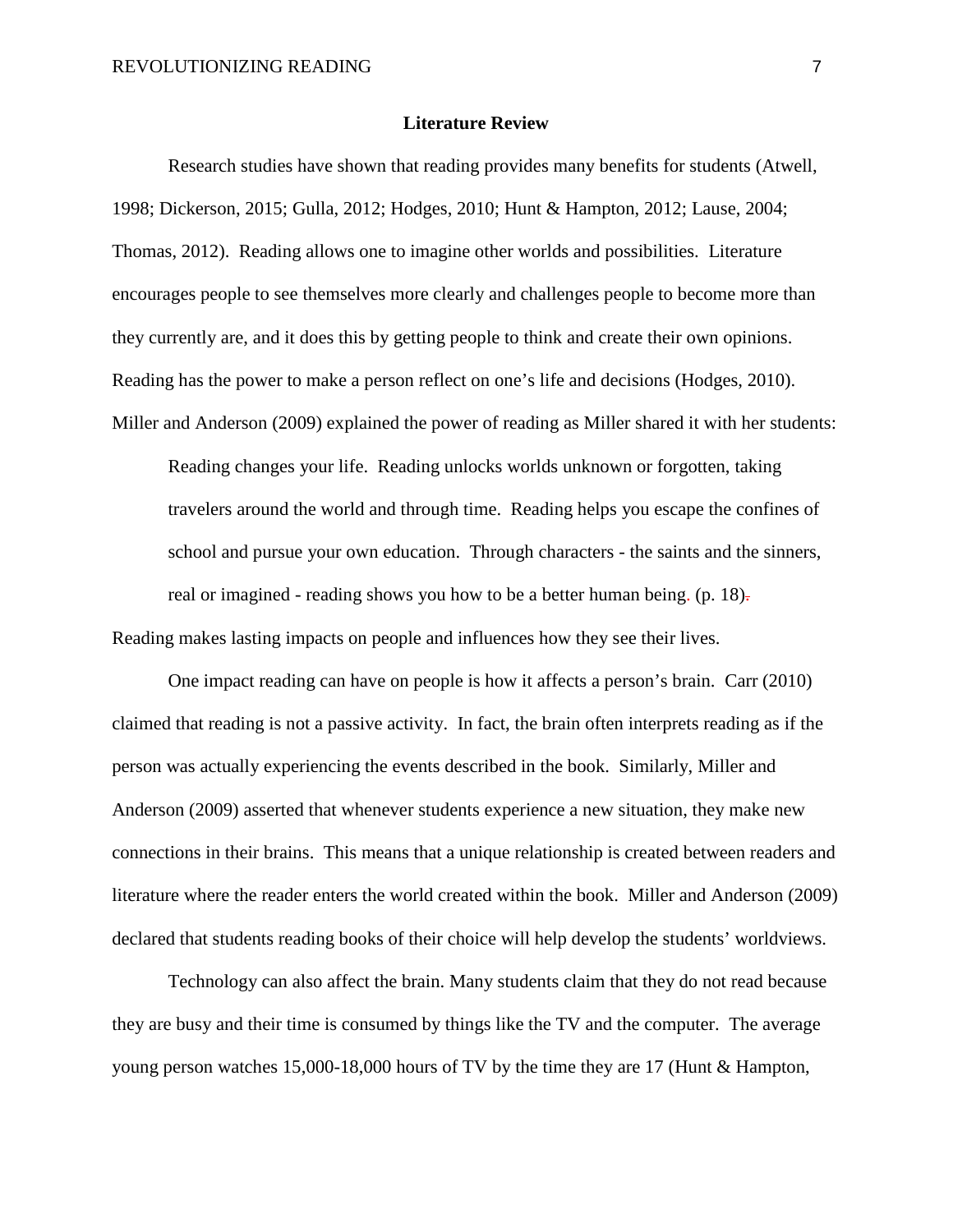## Literature Review

Research studies have shown that reading provides many benefits for students (Atwell, 1998; Dickerson, 2015; Gulla, 2012; Hodges, 2010; Hunt & Hampton, 2012; Lause, 2004; Thomas, 2012). Reading allows one to imagine other worlds and possibilities. Literature encourages people to see themselves more clearly and challenges people to become more than they currently are, and it does this by getting people to think and create their own opinions. Reading has the power to make a person reflect on one's life and decisions (Hodges, 2010). Miller and Anderson (2009) explained the power of reading as Miller shared it with her students:

> Reading changes your life. Reading unlocks worlds unknown or forgotten, taking travelers around the world and through time. Reading helps you escape the confines of school and pursue your own education. Through characters - the saints and the sinners, real or imagined - reading shows you how to be a better human being. (p. 18).

Reading makes lasting impacts on people and influences how they see their lives.

One impact reading can have on people is how it affects a person's brain. Carr (2010) claimed that reading is not a passive activity. In fact, the brain often interprets reading as if the person was actually experiencing the events described in the book. Similarly, Miller and Anderson (2009) asserted that whenever students experience a new situation, they make new connections in their brains. This means that a unique relationship is created between readers and literature where the reader enters the world created within the book. Miller and Anderson (2009) declared that students reading books of their choice will help develop the students' worldviews.

Technology can also affect the brain. Many students claim that they do not read because they are busy and their time is consumed by things like the TV and the computer. The average young person watches 15,000-18,000 hours of TV by the time they are 17 (Hunt & Hampton,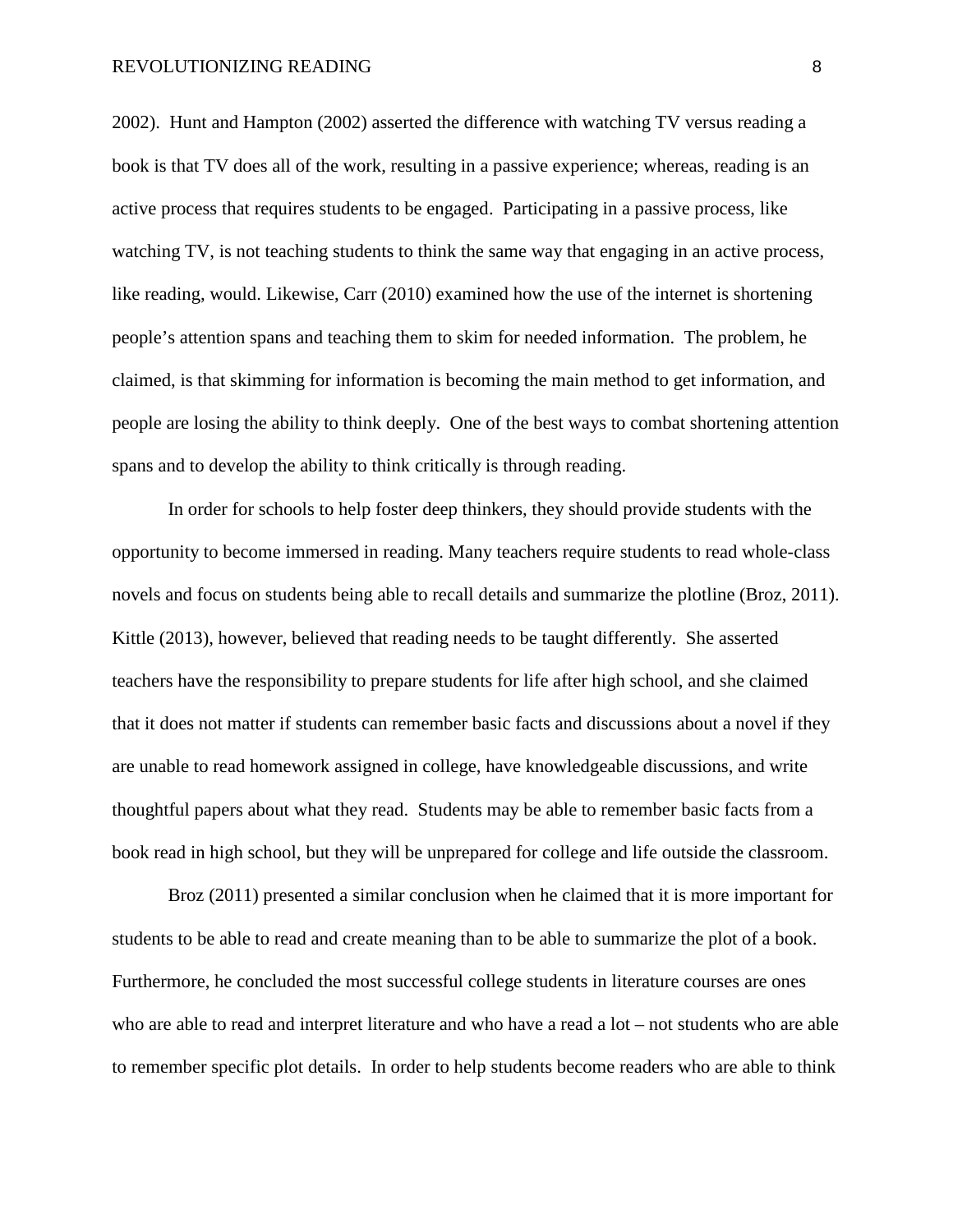2002). Hunt and Hampton (2002) asserted the difference with watching TV versus reading a book is that TV does all of the work, resulting in a passive experience; whereas, reading is an active process that requires students to be engaged. Participating in a passive process, like watching TV, is not teaching students to think the same way that engaging in an active process, like reading, would. Likewise, Carr (2010) examined how the use of the internet is shortening people's attention spans and teaching them to skim for needed information. The problem, he claimed, is that skimming for information is becoming the main method to get information, and people are losing the ability to think deeply. One of the best ways to combat shortening attention spans and to develop the ability to think critically is through reading.

In order for schools to help foster deep thinkers, they should provide students with the opportunity to become immersed in reading. Many teachers require students to read whole-class novels and focus on students being able to recall details and summarize the plotline (Broz, 2011). Kittle (2013), however, believed that reading needs to be taught differently. She asserted teachers have the responsibility to prepare students for life after high school, and she claimed that it does not matter if students can remember basic facts and discussions about a novel if they are unable to read homework assigned in college, have knowledgeable discussions, and write thoughtful papers about what they read. Students may be able to remember basic facts from a book read in high school, but they will be unprepared for college and life outside the classroom.

Broz (2011) presented a similar conclusion when he claimed that it is more important for students to be able to read and create meaning than to be able to summarize the plot of a book. Furthermore, he concluded the most successful college students in literature courses are ones who are able to read and interpret literature and who have a read a lot – not students who are able to remember specific plot details. In order to help students become readers who are able to think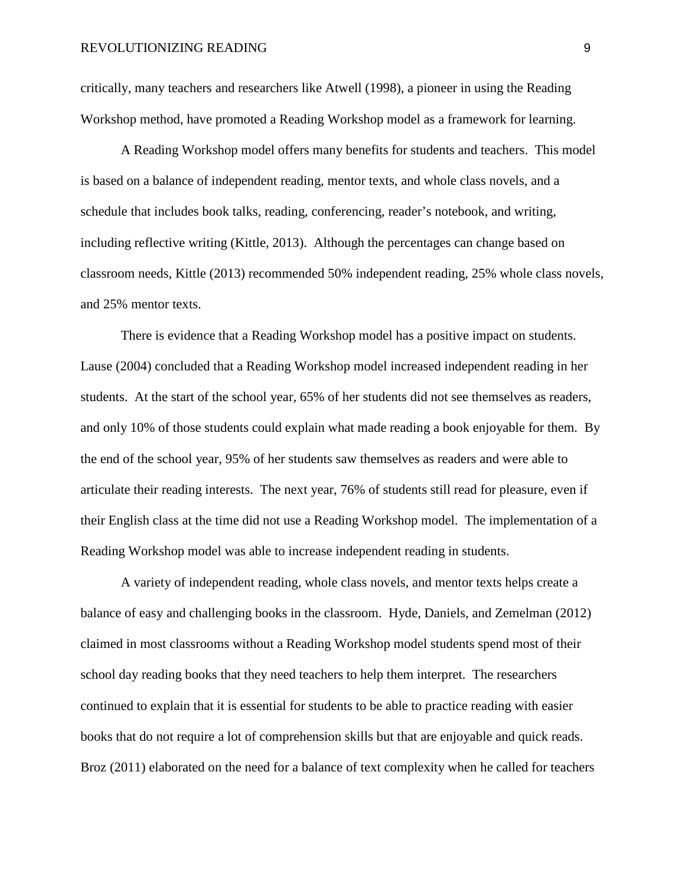critically, many teachers and researchers like Atwell (1998), a pioneer in using the Reading Workshop method, have promoted a Reading Workshop model as a framework for learning.

A Reading Workshop model offers many benefits for students and teachers. This model is based on a balance of independent reading, mentor texts, and whole class novels, and a schedule that includes book talks, reading, conferencing, reader's notebook, and writing, including reflective writing (Kittle, 2013). Although the percentages can change based on classroom needs, Kittle (2013) recommended 50% independent reading, 25% whole class novels, and 25% mentor texts.

There is evidence that a Reading Workshop model has a positive impact on students. Lause (2004) concluded that a Reading Workshop model increased independent reading in her students. At the start of the school year, 65% of her students did not see themselves as readers, and only 10% of those students could explain what made reading a book enjoyable for them. By the end of the school year, 95% of her students saw themselves as readers and were able to articulate their reading interests. The next year, 76% of students still read for pleasure, even if their English class at the time did not use a Reading Workshop model. The implementation of a Reading Workshop model was able to increase independent reading in students.

A variety of independent reading, whole class novels, and mentor texts helps create a balance of easy and challenging books in the classroom. Hyde, Daniels, and Zemelman (2012) claimed in most classrooms without a Reading Workshop model students spend most of their school day reading books that they need teachers to help them interpret. The researchers continued to explain that it is essential for students to be able to practice reading with easier books that do not require a lot of comprehension skills but that are enjoyable and quick reads. Broz (2011) elaborated on the need for a balance of text complexity when he called for teachers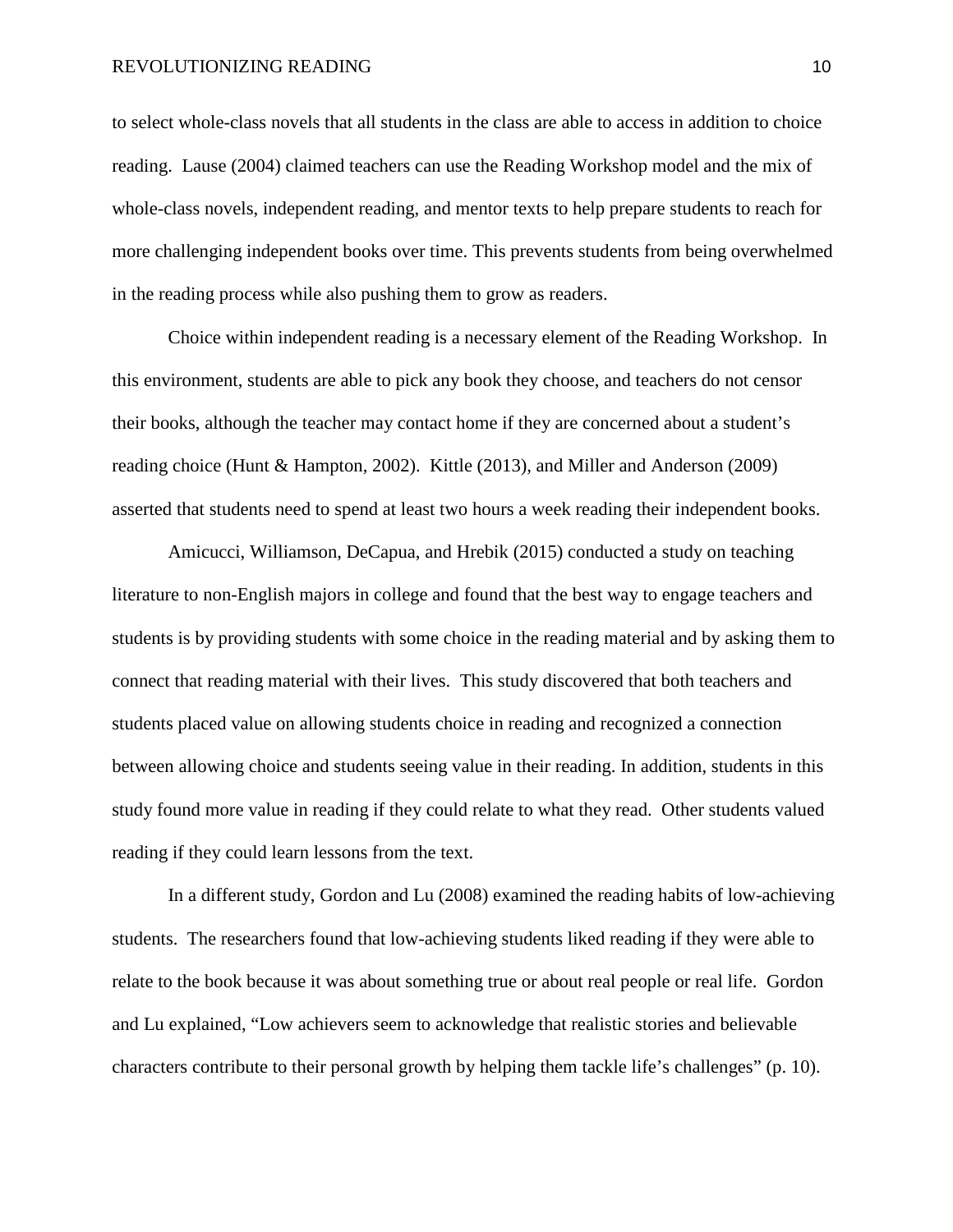to select whole-class novels that all students in the class are able to access in addition to choice reading. Lause (2004) claimed teachers can use the Reading Workshop model and the mix of whole-class novels, independent reading, and mentor texts to help prepare students to reach for more challenging independent books over time. This prevents students from being overwhelmed in the reading process while also pushing them to grow as readers.

Choice within independent reading is a necessary element of the Reading Workshop. In this environment, students are able to pick any book they choose, and teachers do not censor their books, although the teacher may contact home if they are concerned about a student's reading choice (Hunt & Hampton, 2002). Kittle (2013), and Miller and Anderson (2009) asserted that students need to spend at least two hours a week reading their independent books.

Amicucci, Williamson, DeCapua, and Hrebik (2015) conducted a study on teaching literature to non-English majors in college and found that the best way to engage teachers and students is by providing students with some choice in the reading material and by asking them to connect that reading material with their lives. This study discovered that both teachers and students placed value on allowing students choice in reading and recognized a connection between allowing choice and students seeing value in their reading. In addition, students in this study found more value in reading if they could relate to what they read. Other students valued reading if they could learn lessons from the text.

In a different study, Gordon and Lu (2008) examined the reading habits of low-achieving students. The researchers found that low-achieving students liked reading if they were able to relate to the book because it was about something true or about real people or real life. Gordon and Lu explained, "Low achievers seem to acknowledge that realistic stories and believable characters contribute to their personal growth by helping them tackle life's challenges" (p. 10).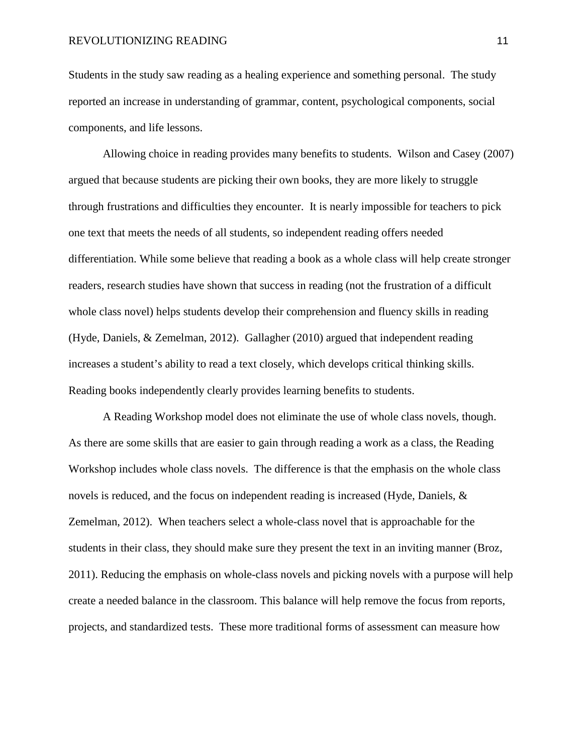Students in the study saw reading as a healing experience and something personal. The study reported an increase in understanding of grammar, content, psychological components, social components, and life lessons.

Allowing choice in reading provides many benefits to students. Wilson and Casey (2007) argued that because students are picking their own books, they are more likely to struggle through frustrations and difficulties they encounter. It is nearly impossible for teachers to pick one text that meets the needs of all students, so independent reading offers needed differentiation. While some believe that reading a book as a whole class will help create stronger readers, research studies have shown that success in reading (not the frustration of a difficult whole class novel) helps students develop their comprehension and fluency skills in reading (Hyde, Daniels, & Zemelman, 2012). Gallagher (2010) argued that independent reading increases a student's ability to read a text closely, which develops critical thinking skills. Reading books independently clearly provides learning benefits to students.

A Reading Workshop model does not eliminate the use of whole class novels, though. As there are some skills that are easier to gain through reading a work as a class, the Reading Workshop includes whole class novels. The difference is that the emphasis on the whole class novels is reduced, and the focus on independent reading is increased (Hyde, Daniels, & Zemelman, 2012). When teachers select a whole-class novel that is approachable for the students in their class, they should make sure they present the text in an inviting manner (Broz, 2011). Reducing the emphasis on whole-class novels and picking novels with a purpose will help create a needed balance in the classroom. This balance will help remove the focus from reports, projects, and standardized tests. These more traditional forms of assessment can measure how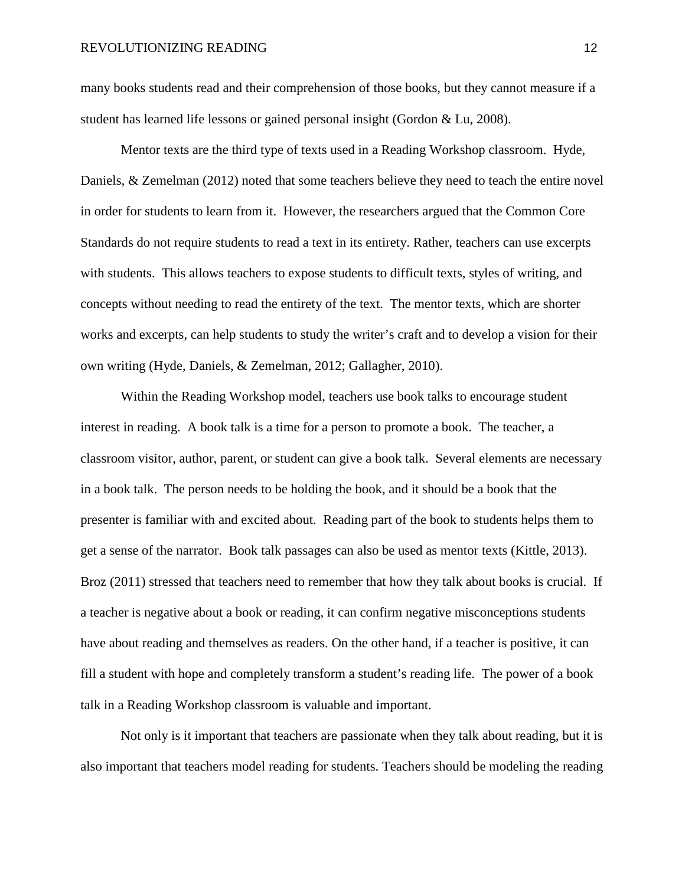many books students read and their comprehension of those books, but they cannot measure if a student has learned life lessons or gained personal insight (Gordon & Lu, 2008).

Mentor texts are the third type of texts used in a Reading Workshop classroom. Hyde, Daniels, & Zemelman (2012) noted that some teachers believe they need to teach the entire novel in order for students to learn from it. However, the researchers argued that the Common Core Standards do not require students to read a text in its entirety. Rather, teachers can use excerpts with students. This allows teachers to expose students to difficult texts, styles of writing, and concepts without needing to read the entirety of the text. The mentor texts, which are shorter works and excerpts, can help students to study the writer's craft and to develop a vision for their own writing (Hyde, Daniels, & Zemelman, 2012; Gallagher, 2010).

Within the Reading Workshop model, teachers use book talks to encourage student interest in reading. A book talk is a time for a person to promote a book. The teacher, a classroom visitor, author, parent, or student can give a book talk. Several elements are necessary in a book talk. The person needs to be holding the book, and it should be a book that the presenter is familiar with and excited about. Reading part of the book to students helps them to get a sense of the narrator. Book talk passages can also be used as mentor texts (Kittle, 2013). Broz (2011) stressed that teachers need to remember that how they talk about books is crucial. If a teacher is negative about a book or reading, it can confirm negative misconceptions students have about reading and themselves as readers. On the other hand, if a teacher is positive, it can fill a student with hope and completely transform a student's reading life. The power of a book talk in a Reading Workshop classroom is valuable and important.

Not only is it important that teachers are passionate when they talk about reading, but it is also important that teachers model reading for students. Teachers should be modeling the reading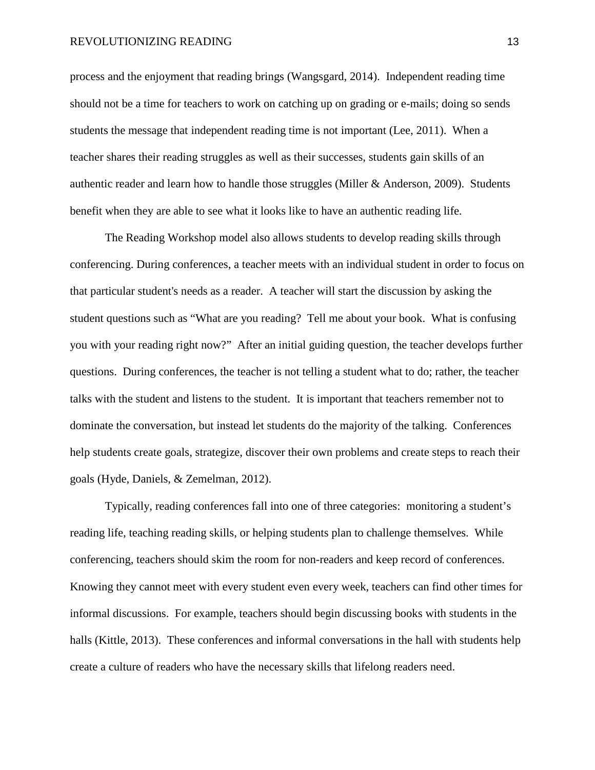process and the enjoyment that reading brings (Wangsgard, 2014). Independent reading time should not be a time for teachers to work on catching up on grading or e-mails; doing so sends students the message that independent reading time is not important (Lee, 2011). When a teacher shares their reading struggles as well as their successes, students gain skills of an authentic reader and learn how to handle those struggles (Miller & Anderson, 2009). Students benefit when they are able to see what it looks like to have an authentic reading life.

The Reading Workshop model also allows students to develop reading skills through conferencing. During conferences, a teacher meets with an individual student in order to focus on that particular student's needs as a reader. A teacher will start the discussion by asking the student questions such as "What are you reading? Tell me about your book. What is confusing you with your reading right now?" After an initial guiding question, the teacher develops further questions. During conferences, the teacher is not telling a student what to do; rather, the teacher talks with the student and listens to the student. It is important that teachers remember not to dominate the conversation, but instead let students do the majority of the talking. Conferences help students create goals, strategize, discover their own problems and create steps to reach their goals (Hyde, Daniels, & Zemelman, 2012).

Typically, reading conferences fall into one of three categories: monitoring a student's reading life, teaching reading skills, or helping students plan to challenge themselves. While conferencing, teachers should skim the room for non-readers and keep record of conferences. Knowing they cannot meet with every student even every week, teachers can find other times for informal discussions. For example, teachers should begin discussing books with students in the halls (Kittle, 2013). These conferences and informal conversations in the hall with students help create a culture of readers who have the necessary skills that lifelong readers need.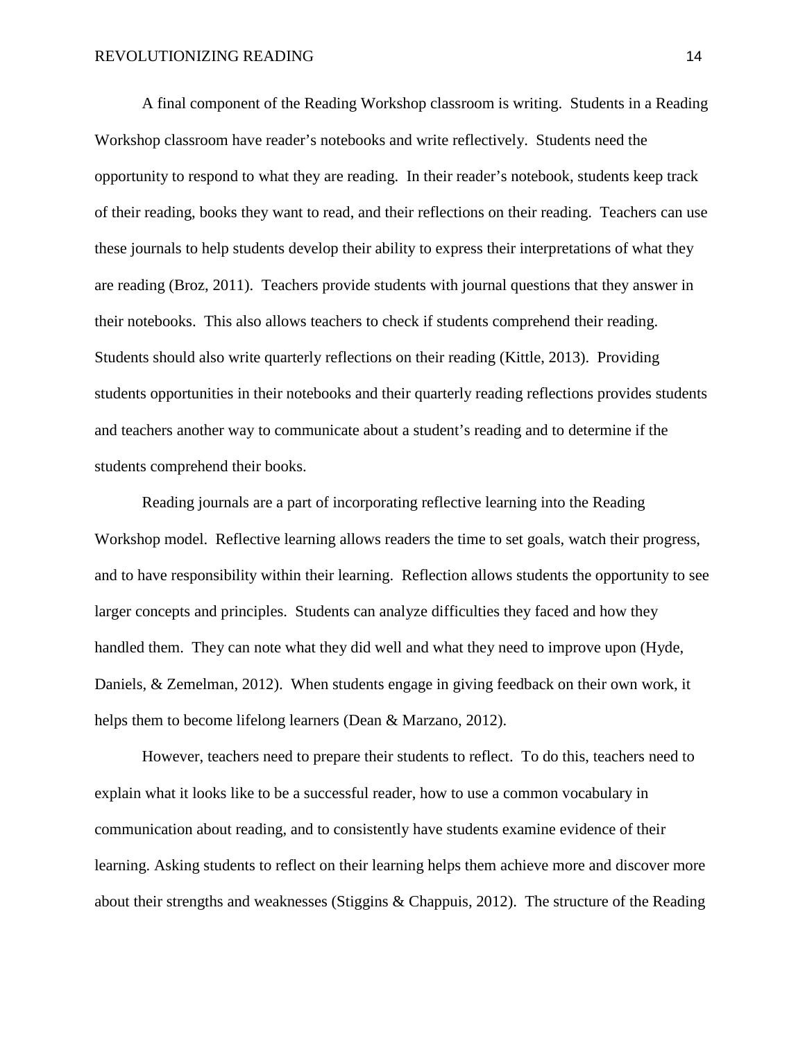A final component of the Reading Workshop classroom is writing. Students in a Reading Workshop classroom have reader's notebooks and write reflectively. Students need the opportunity to respond to what they are reading. In their reader's notebook, students keep track of their reading, books they want to read, and their reflections on their reading. Teachers can use these journals to help students develop their ability to express their interpretations of what they are reading (Broz, 2011). Teachers provide students with journal questions that they answer in their notebooks. This also allows teachers to check if students comprehend their reading. Students should also write quarterly reflections on their reading (Kittle, 2013). Providing students opportunities in their notebooks and their quarterly reading reflections provides students and teachers another way to communicate about a student's reading and to determine if the students comprehend their books.

Reading journals are a part of incorporating reflective learning into the Reading Workshop model. Reflective learning allows readers the time to set goals, watch their progress, and to have responsibility within their learning. Reflection allows students the opportunity to see larger concepts and principles. Students can analyze difficulties they faced and how they handled them. They can note what they did well and what they need to improve upon (Hyde, Daniels, & Zemelman, 2012). When students engage in giving feedback on their own work, it helps them to become lifelong learners (Dean & Marzano, 2012).

However, teachers need to prepare their students to reflect. To do this, teachers need to explain what it looks like to be a successful reader, how to use a common vocabulary in communication about reading, and to consistently have students examine evidence of their learning. Asking students to reflect on their learning helps them achieve more and discover more about their strengths and weaknesses (Stiggins & Chappuis, 2012). The structure of the Reading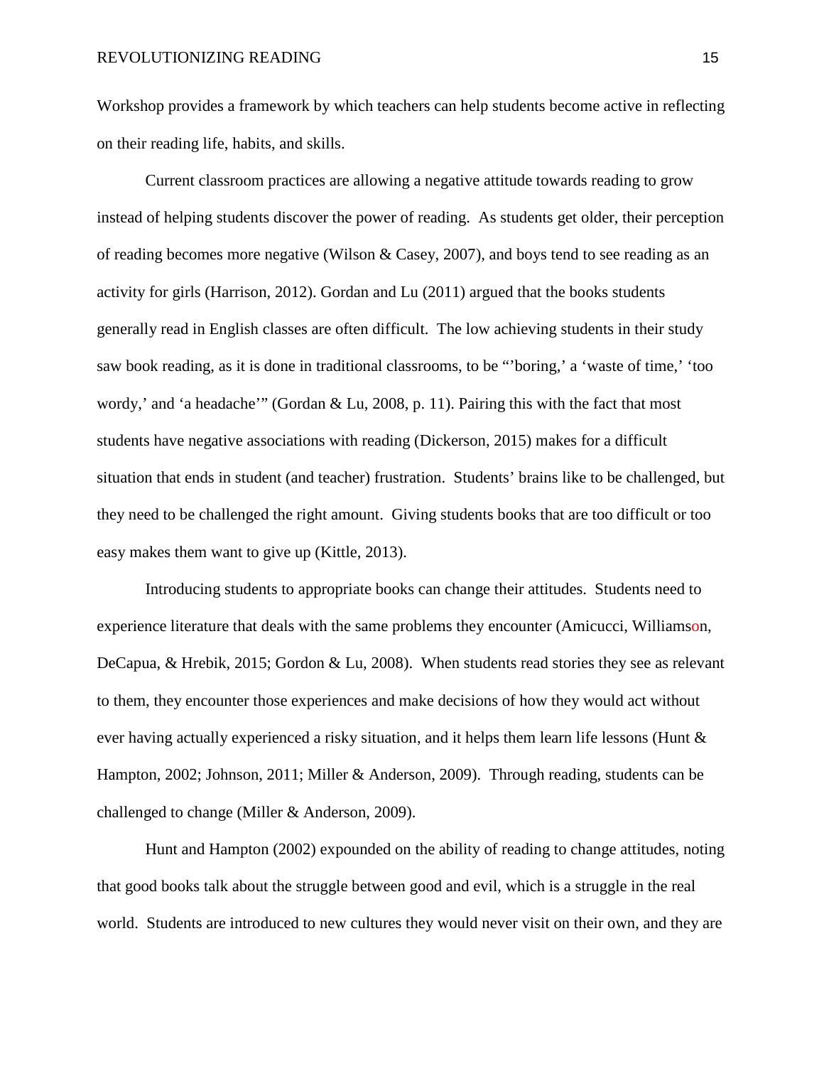Workshop provides a framework by which teachers can help students become active in reflecting on their reading life, habits, and skills.

Current classroom practices are allowing a negative attitude towards reading to grow instead of helping students discover the power of reading. As students get older, their perception of reading becomes more negative (Wilson & Casey, 2007), and boys tend to see reading as an activity for girls (Harrison, 2012). Gordan and Lu (2011) argued that the books students generally read in English classes are often difficult. The low achieving students in their study saw book reading, as it is done in traditional classrooms, to be "'boring,' a 'waste of time,' 'too wordy,' and 'a headache'" (Gordan & Lu, 2008, p. 11). Pairing this with the fact that most students have negative associations with reading (Dickerson, 2015) makes for a difficult situation that ends in student (and teacher) frustration. Students' brains like to be challenged, but they need to be challenged the right amount. Giving students books that are too difficult or too easy makes them want to give up (Kittle, 2013).

Introducing students to appropriate books can change their attitudes. Students need to experience literature that deals with the same problems they encounter (Amicucci, Williamson, DeCapua, & Hrebik, 2015; Gordon & Lu, 2008). When students read stories they see as relevant to them, they encounter those experiences and make decisions of how they would act without ever having actually experienced a risky situation, and it helps them learn life lessons (Hunt & Hampton, 2002; Johnson, 2011; Miller & Anderson, 2009). Through reading, students can be challenged to change (Miller & Anderson, 2009).

Hunt and Hampton (2002) expounded on the ability of reading to change attitudes, noting that good books talk about the struggle between good and evil, which is a struggle in the real world. Students are introduced to new cultures they would never visit on their own, and they are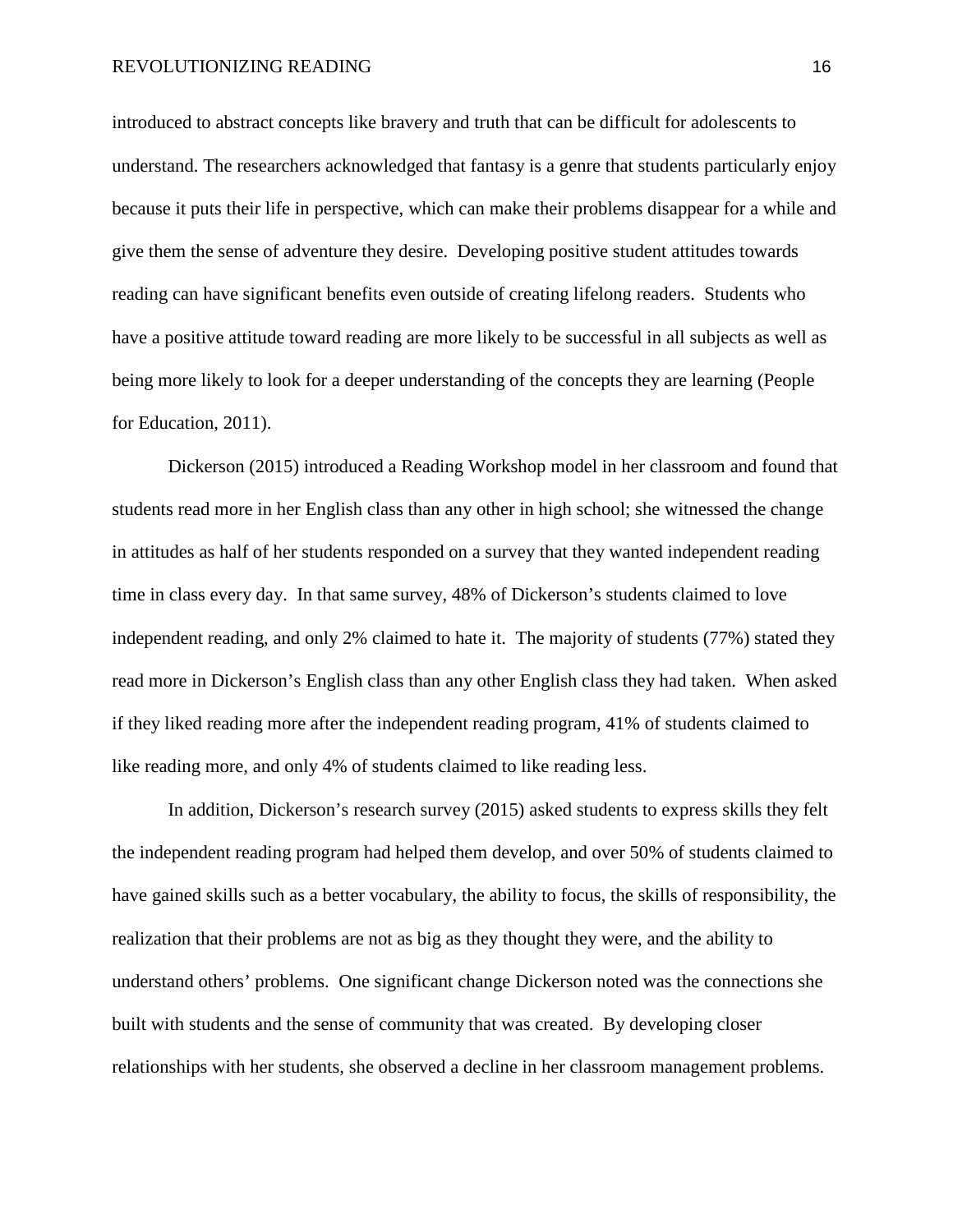introduced to abstract concepts like bravery and truth that can be difficult for adolescents to understand. The researchers acknowledged that fantasy is a genre that students particularly enjoy because it puts their life in perspective, which can make their problems disappear for a while and give them the sense of adventure they desire. Developing positive student attitudes towards reading can have significant benefits even outside of creating lifelong readers. Students who have a positive attitude toward reading are more likely to be successful in all subjects as well as being more likely to look for a deeper understanding of the concepts they are learning (People for Education, 2011).

Dickerson (2015) introduced a Reading Workshop model in her classroom and found that students read more in her English class than any other in high school; she witnessed the change in attitudes as half of her students responded on a survey that they wanted independent reading time in class every day. In that same survey, 48% of Dickerson's students claimed to love independent reading, and only 2% claimed to hate it. The majority of students (77%) stated they read more in Dickerson's English class than any other English class they had taken. When asked if they liked reading more after the independent reading program, 41% of students claimed to like reading more, and only 4% of students claimed to like reading less.

In addition, Dickerson's research survey (2015) asked students to express skills they felt the independent reading program had helped them develop, and over 50% of students claimed to have gained skills such as a better vocabulary, the ability to focus, the skills of responsibility, the realization that their problems are not as big as they thought they were, and the ability to understand others' problems. One significant change Dickerson noted was the connections she built with students and the sense of community that was created. By developing closer relationships with her students, she observed a decline in her classroom management problems.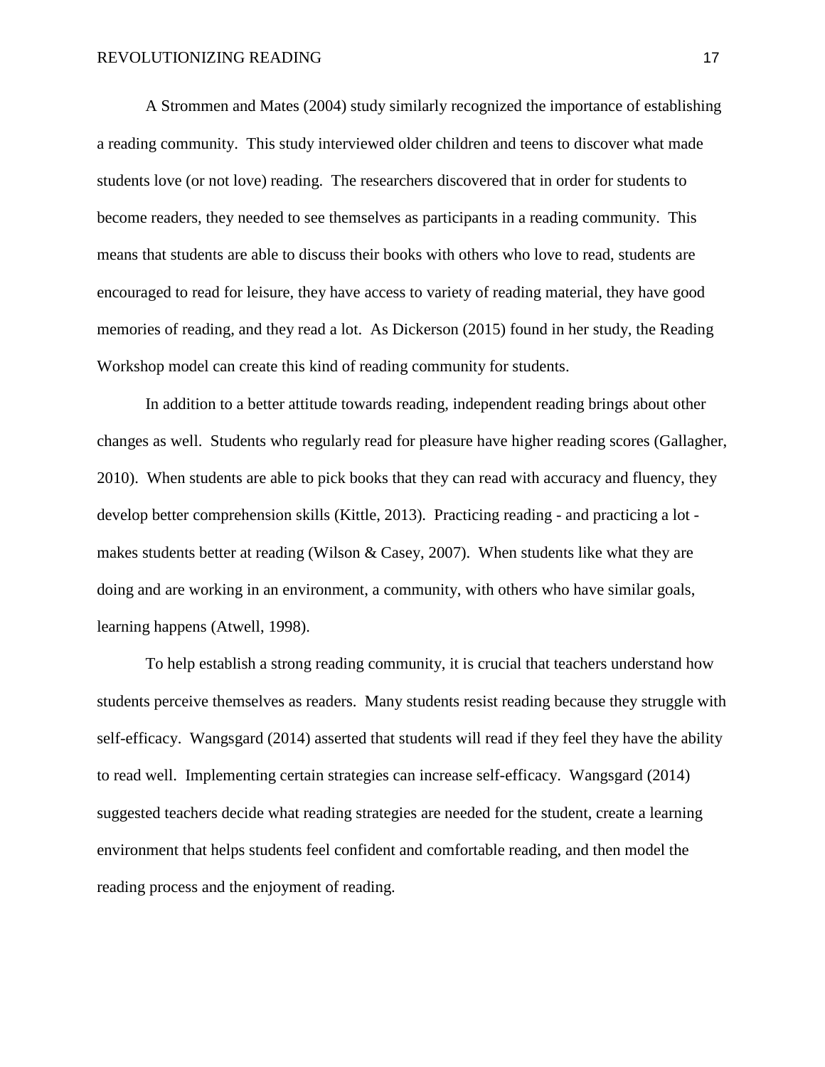A Strommen and Mates (2004) study similarly recognized the importance of establishing a reading community. This study interviewed older children and teens to discover what made students love (or not love) reading. The researchers discovered that in order for students to become readers, they needed to see themselves as participants in a reading community. This means that students are able to discuss their books with others who love to read, students are encouraged to read for leisure, they have access to variety of reading material, they have good memories of reading, and they read a lot. As Dickerson (2015) found in her study, the Reading Workshop model can create this kind of reading community for students.

In addition to a better attitude towards reading, independent reading brings about other changes as well. Students who regularly read for pleasure have higher reading scores (Gallagher, 2010). When students are able to pick books that they can read with accuracy and fluency, they develop better comprehension skills (Kittle, 2013). Practicing reading - and practicing a lot - makes students better at reading (Wilson & Casey, 2007). When students like what they are doing and are working in an environment, a community, with others who have similar goals, learning happens (Atwell, 1998).

To help establish a strong reading community, it is crucial that teachers understand how students perceive themselves as readers. Many students resist reading because they struggle with self-efficacy. Wangsgard (2014) asserted that students will read if they feel they have the ability to read well. Implementing certain strategies can increase self-efficacy. Wangsgard (2014) suggested teachers decide what reading strategies are needed for the student, create a learning environment that helps students feel confident and comfortable reading, and then model the reading process and the enjoyment of reading.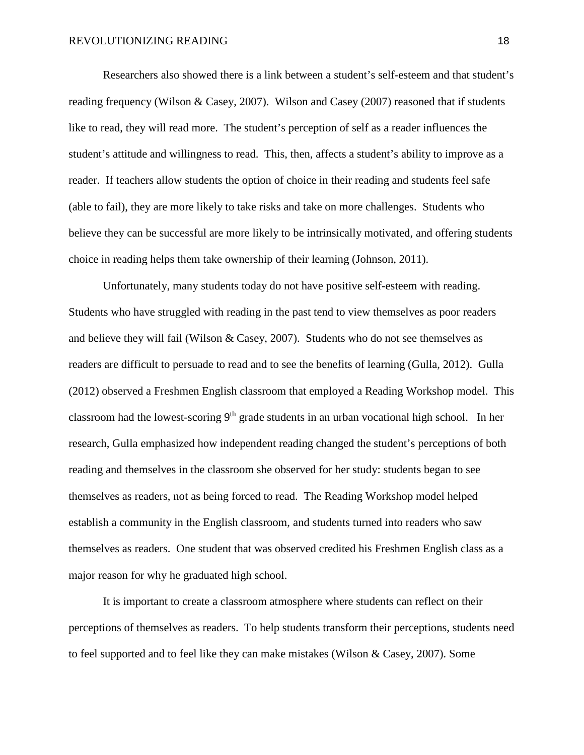Researchers also showed there is a link between a student's self-esteem and that student's reading frequency (Wilson & Casey, 2007). Wilson and Casey (2007) reasoned that if students like to read, they will read more. The student's perception of self as a reader influences the student's attitude and willingness to read. This, then, affects a student's ability to improve as a reader. If teachers allow students the option of choice in their reading and students feel safe (able to fail), they are more likely to take risks and take on more challenges. Students who believe they can be successful are more likely to be intrinsically motivated, and offering students choice in reading helps them take ownership of their learning (Johnson, 2011).

Unfortunately, many students today do not have positive self-esteem with reading. Students who have struggled with reading in the past tend to view themselves as poor readers and believe they will fail (Wilson & Casey, 2007). Students who do not see themselves as readers are difficult to persuade to read and to see the benefits of learning (Gulla, 2012). Gulla (2012) observed a Freshmen English classroom that employed a Reading Workshop model. This classroom had the lowest-scoring 9th grade students in an urban vocational high school. In her research, Gulla emphasized how independent reading changed the student's perceptions of both reading and themselves in the classroom she observed for her study: students began to see themselves as readers, not as being forced to read. The Reading Workshop model helped establish a community in the English classroom, and students turned into readers who saw themselves as readers. One student that was observed credited his Freshmen English class as a major reason for why he graduated high school.

It is important to create a classroom atmosphere where students can reflect on their perceptions of themselves as readers. To help students transform their perceptions, students need to feel supported and to feel like they can make mistakes (Wilson & Casey, 2007). Some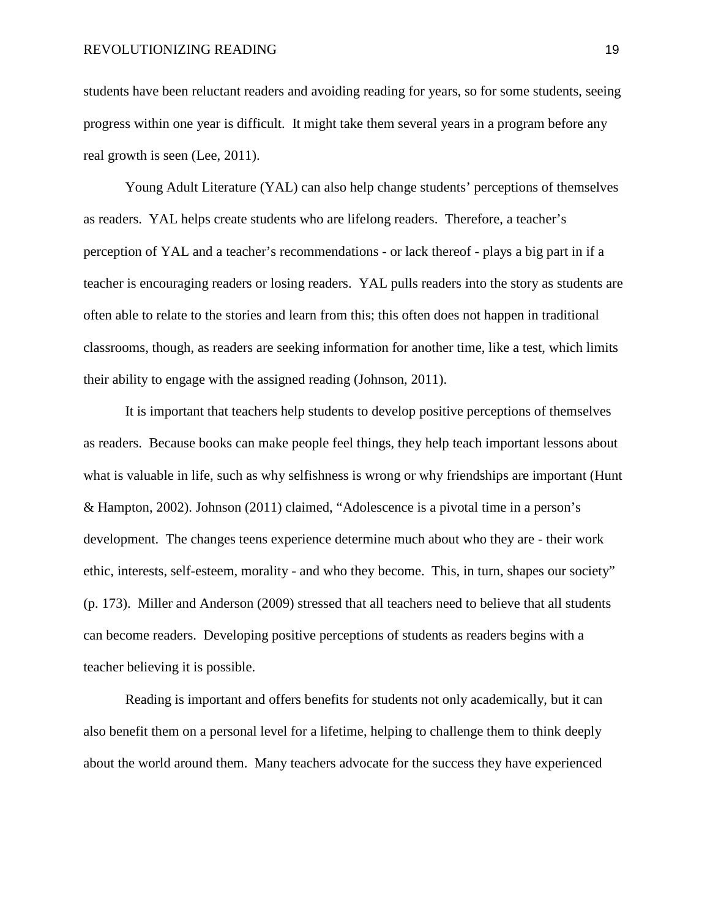students have been reluctant readers and avoiding reading for years, so for some students, seeing progress within one year is difficult. It might take them several years in a program before any real growth is seen (Lee, 2011).

Young Adult Literature (YAL) can also help change students' perceptions of themselves as readers. YAL helps create students who are lifelong readers. Therefore, a teacher's perception of YAL and a teacher's recommendations - or lack thereof - plays a big part in if a teacher is encouraging readers or losing readers. YAL pulls readers into the story as students are often able to relate to the stories and learn from this; this often does not happen in traditional classrooms, though, as readers are seeking information for another time, like a test, which limits their ability to engage with the assigned reading (Johnson, 2011).

It is important that teachers help students to develop positive perceptions of themselves as readers. Because books can make people feel things, they help teach important lessons about what is valuable in life, such as why selfishness is wrong or why friendships are important (Hunt & Hampton, 2002). Johnson (2011) claimed, "Adolescence is a pivotal time in a person's development. The changes teens experience determine much about who they are - their work ethic, interests, self-esteem, morality - and who they become. This, in turn, shapes our society" (p. 173). Miller and Anderson (2009) stressed that all teachers need to believe that all students can become readers. Developing positive perceptions of students as readers begins with a teacher believing it is possible.

Reading is important and offers benefits for students not only academically, but it can also benefit them on a personal level for a lifetime, helping to challenge them to think deeply about the world around them. Many teachers advocate for the success they have experienced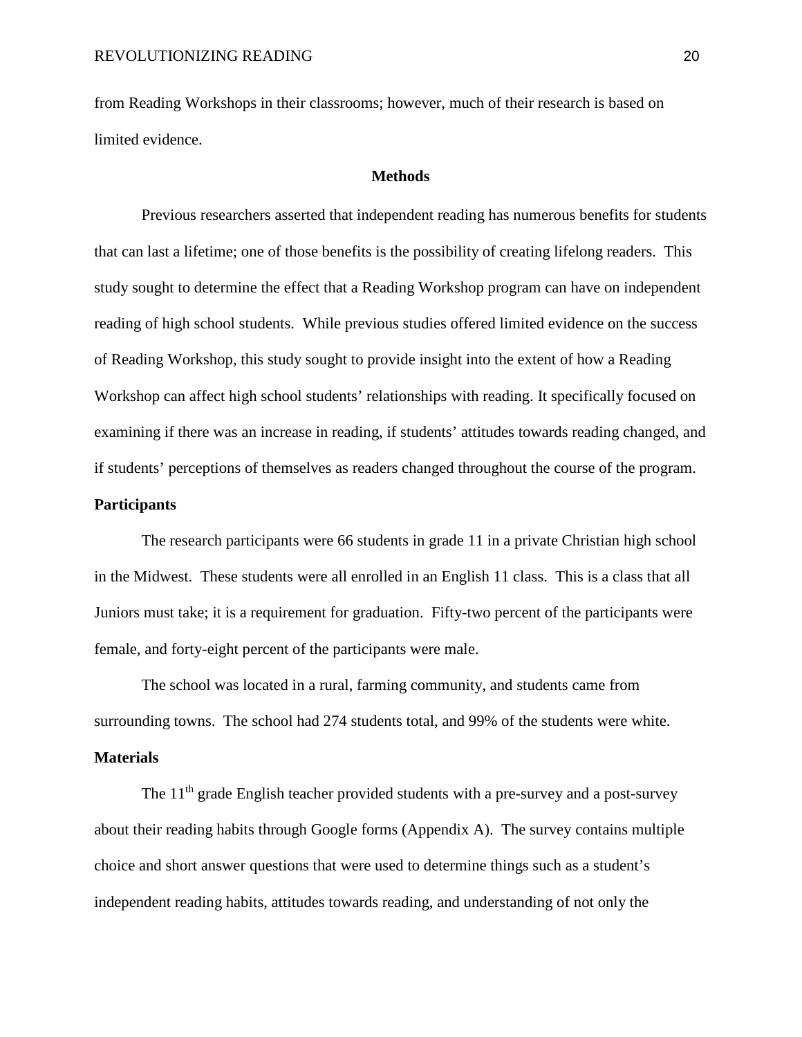from Reading Workshops in their classrooms; however, much of their research is based on limited evidence.

## Methods

Previous researchers asserted that independent reading has numerous benefits for students that can last a lifetime; one of those benefits is the possibility of creating lifelong readers. This study sought to determine the effect that a Reading Workshop program can have on independent reading of high school students. While previous studies offered limited evidence on the success of Reading Workshop, this study sought to provide insight into the extent of how a Reading Workshop can affect high school students' relationships with reading. It specifically focused on examining if there was an increase in reading, if students' attitudes towards reading changed, and if students' perceptions of themselves as readers changed throughout the course of the program.

### Participants

The research participants were 66 students in grade 11 in a private Christian high school in the Midwest. These students were all enrolled in an English 11 class. This is a class that all Juniors must take; it is a requirement for graduation. Fifty-two percent of the participants were female, and forty-eight percent of the participants were male.

The school was located in a rural, farming community, and students came from surrounding towns. The school had 274 students total, and 99% of the students were white.

### Materials

The 11th grade English teacher provided students with a pre-survey and a post-survey about their reading habits through Google forms (Appendix A). The survey contains multiple choice and short answer questions that were used to determine things such as a student's independent reading habits, attitudes towards reading, and understanding of not only the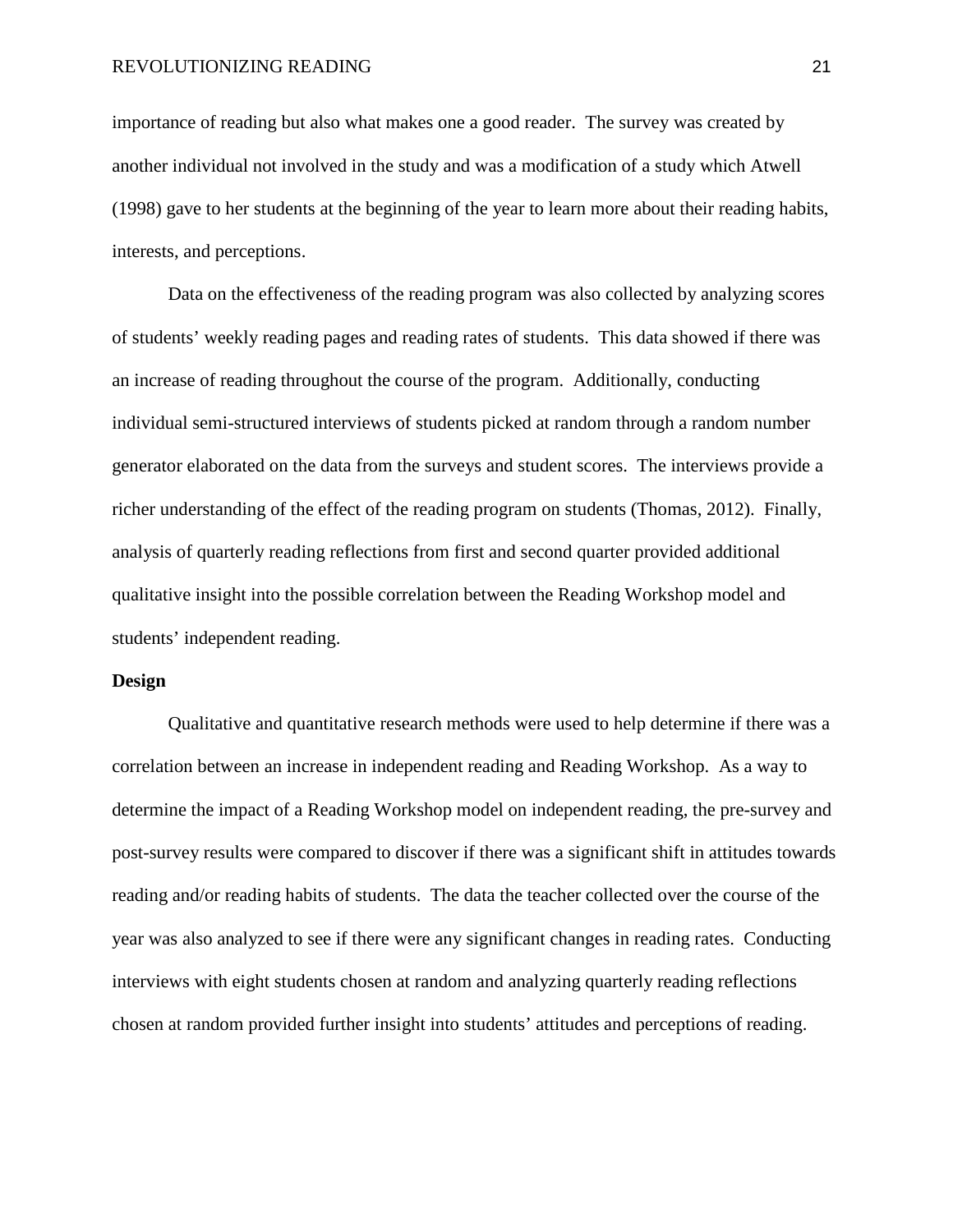importance of reading but also what makes one a good reader. The survey was created by another individual not involved in the study and was a modification of a study which Atwell (1998) gave to her students at the beginning of the year to learn more about their reading habits, interests, and perceptions.

Data on the effectiveness of the reading program was also collected by analyzing scores of students' weekly reading pages and reading rates of students. This data showed if there was an increase of reading throughout the course of the program. Additionally, conducting individual semi-structured interviews of students picked at random through a random number generator elaborated on the data from the surveys and student scores. The interviews provide a richer understanding of the effect of the reading program on students (Thomas, 2012). Finally, analysis of quarterly reading reflections from first and second quarter provided additional qualitative insight into the possible correlation between the Reading Workshop model and students' independent reading.

**Design**

Qualitative and quantitative research methods were used to help determine if there was a correlation between an increase in independent reading and Reading Workshop. As a way to determine the impact of a Reading Workshop model on independent reading, the pre-survey and post-survey results were compared to discover if there was a significant shift in attitudes towards reading and/or reading habits of students. The data the teacher collected over the course of the year was also analyzed to see if there were any significant changes in reading rates. Conducting interviews with eight students chosen at random and analyzing quarterly reading reflections chosen at random provided further insight into students' attitudes and perceptions of reading.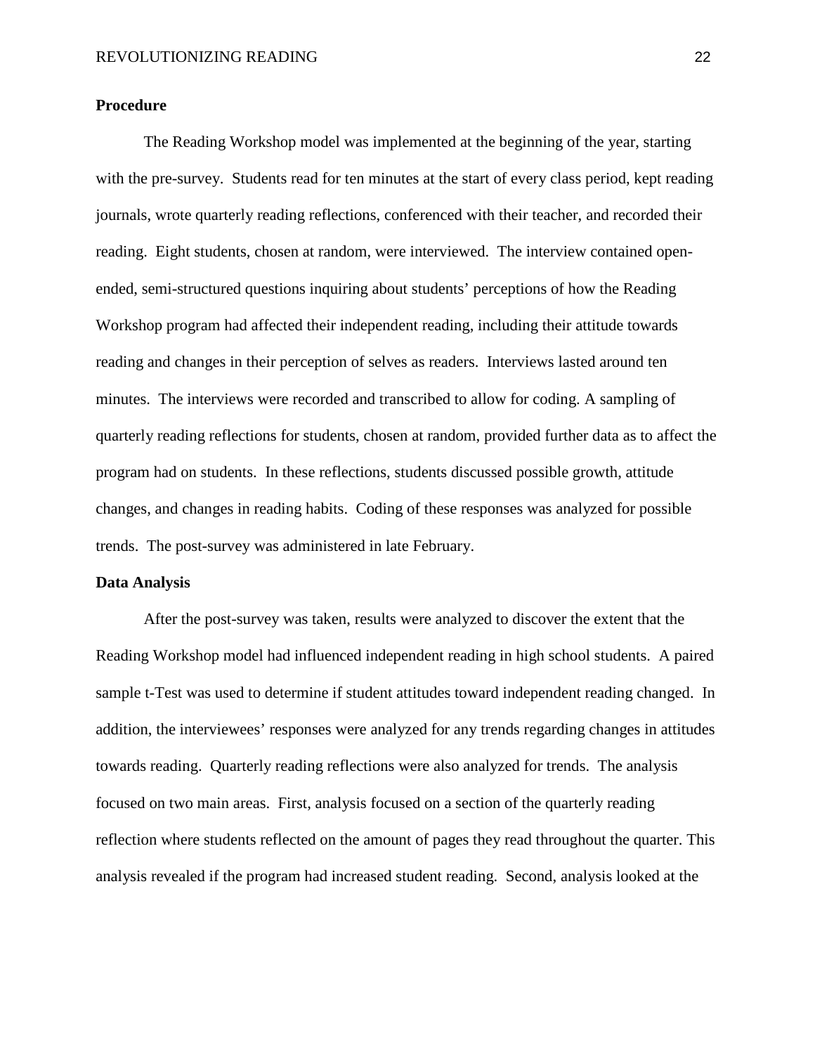## Procedure

The Reading Workshop model was implemented at the beginning of the year, starting with the pre-survey. Students read for ten minutes at the start of every class period, kept reading journals, wrote quarterly reading reflections, conferenced with their teacher, and recorded their reading. Eight students, chosen at random, were interviewed. The interview contained open-ended, semi-structured questions inquiring about students' perceptions of how the Reading Workshop program had affected their independent reading, including their attitude towards reading and changes in their perception of selves as readers. Interviews lasted around ten minutes. The interviews were recorded and transcribed to allow for coding. A sampling of quarterly reading reflections for students, chosen at random, provided further data as to affect the program had on students. In these reflections, students discussed possible growth, attitude changes, and changes in reading habits. Coding of these responses was analyzed for possible trends. The post-survey was administered in late February.

## Data Analysis

After the post-survey was taken, results were analyzed to discover the extent that the Reading Workshop model had influenced independent reading in high school students. A paired sample t-Test was used to determine if student attitudes toward independent reading changed. In addition, the interviewees' responses were analyzed for any trends regarding changes in attitudes towards reading. Quarterly reading reflections were also analyzed for trends. The analysis focused on two main areas. First, analysis focused on a section of the quarterly reading reflection where students reflected on the amount of pages they read throughout the quarter. This analysis revealed if the program had increased student reading. Second, analysis looked at the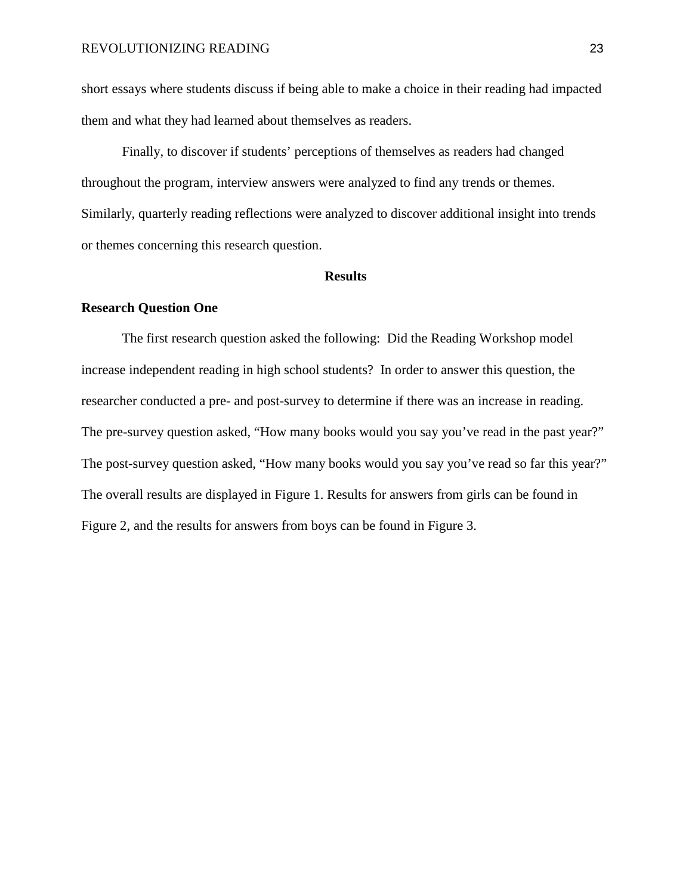short essays where students discuss if being able to make a choice in their reading had impacted them and what they had learned about themselves as readers.

Finally, to discover if students' perceptions of themselves as readers had changed throughout the program, interview answers were analyzed to find any trends or themes. Similarly, quarterly reading reflections were analyzed to discover additional insight into trends or themes concerning this research question.

## Results

### Research Question One

The first research question asked the following: Did the Reading Workshop model increase independent reading in high school students? In order to answer this question, the researcher conducted a pre- and post-survey to determine if there was an increase in reading. The pre-survey question asked, "How many books would you say you've read in the past year?" The post-survey question asked, "How many books would you say you've read so far this year?" The overall results are displayed in Figure 1. Results for answers from girls can be found in Figure 2, and the results for answers from boys can be found in Figure 3.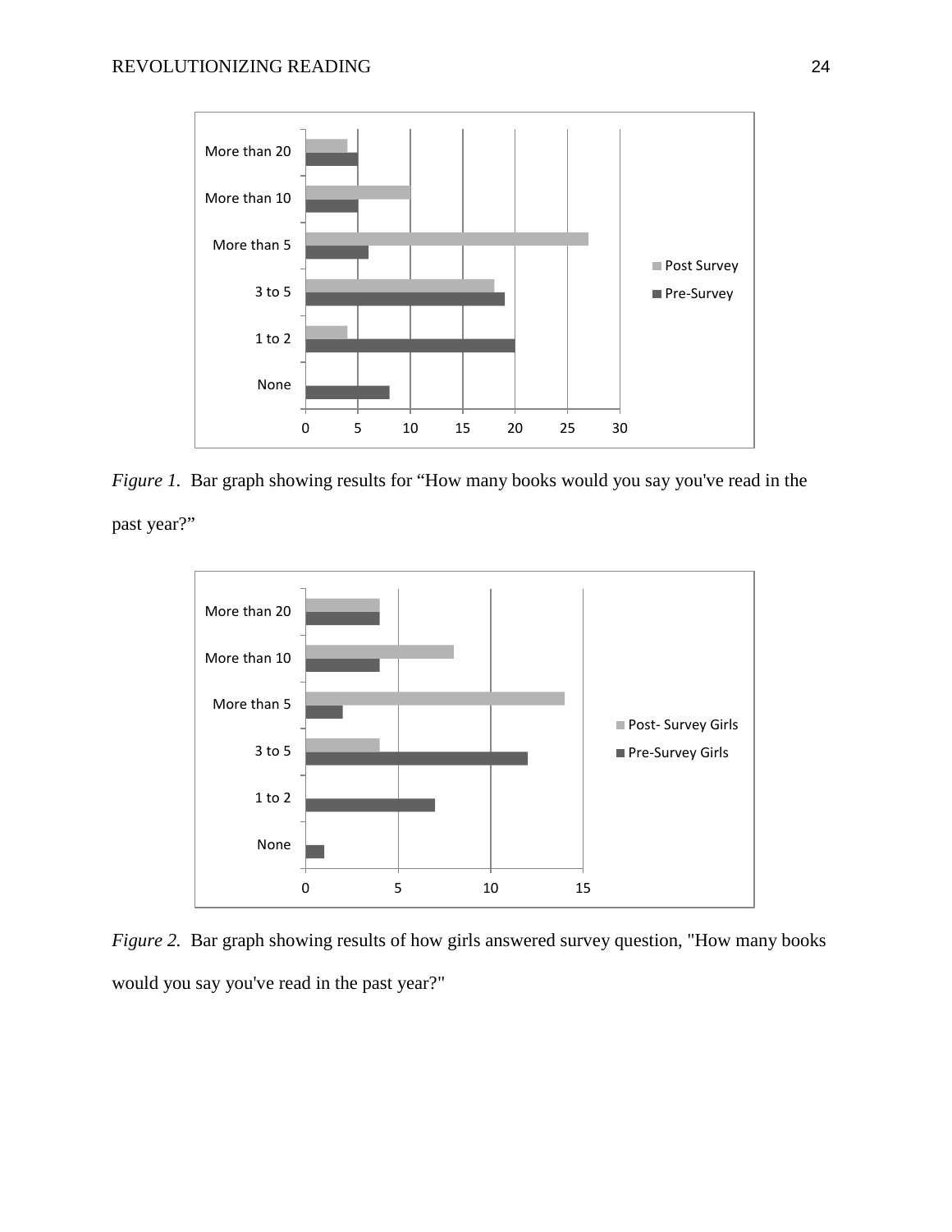*Figure 1.* Bar graph showing results for “How many books would you say you've read in the past year?”

*Figure 2.* Bar graph showing results of how girls answered survey question, "How many books would you say you've read in the past year?"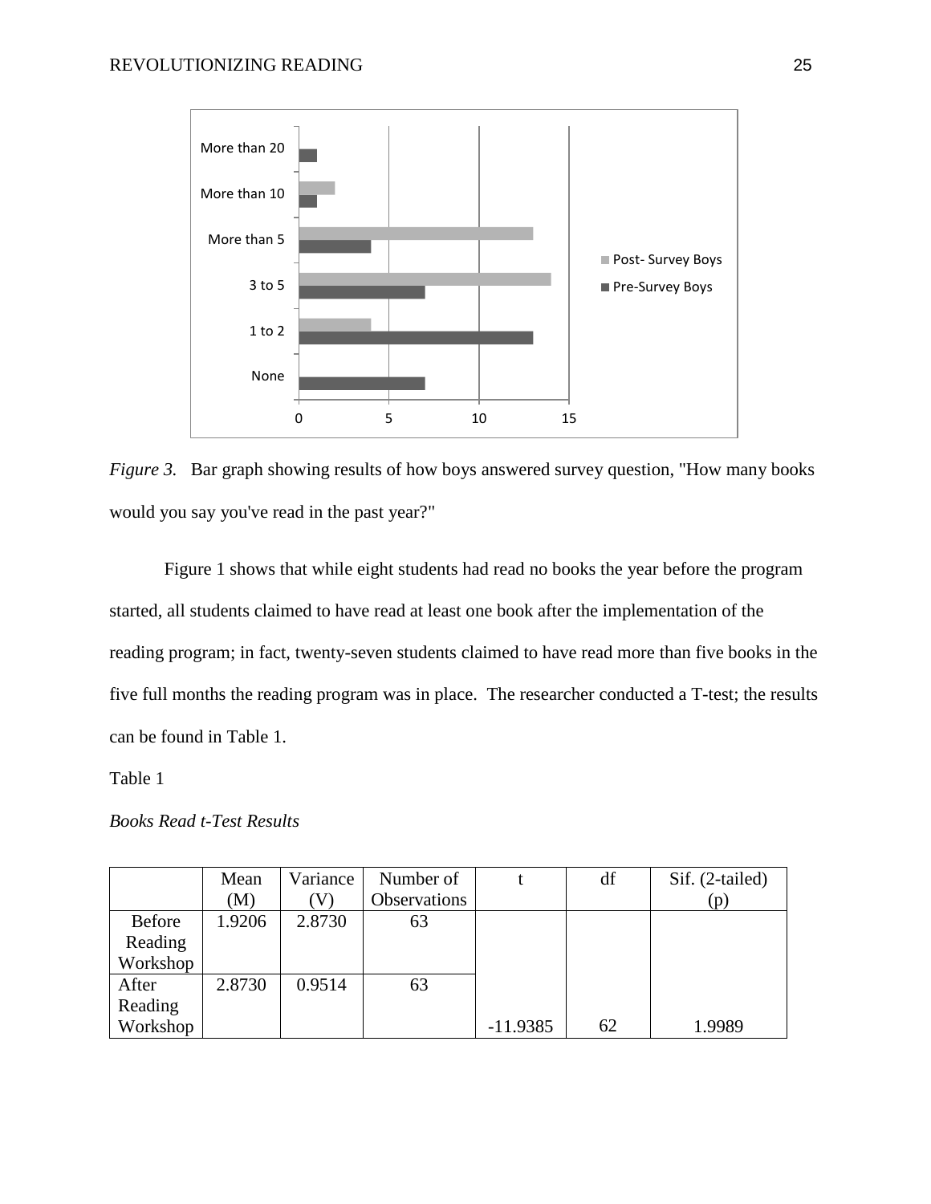*Figure 3.* Bar graph showing results of how boys answered survey question, "How many books would you say you've read in the past year?"

Figure 1 shows that while eight students had read no books the year before the program started, all students claimed to have read at least one book after the implementation of the reading program; in fact, twenty-seven students claimed to have read more than five books in the five full months the reading program was in place. The researcher conducted a T-test; the results can be found in Table 1.

Table 1

*Books Read t-Test Results*

| | Mean (M) | Variance (V) | Number of Observations | t | df | Sif. (2-tailed) (p) |
|---|---|---|---|---|---|---|
| Before Reading Workshop | 1.9206 | 2.8730 | 63 | | | |
| After Reading Workshop | 2.8730 | 0.9514 | 63 | -11.9385 | 62 | 1.9989 |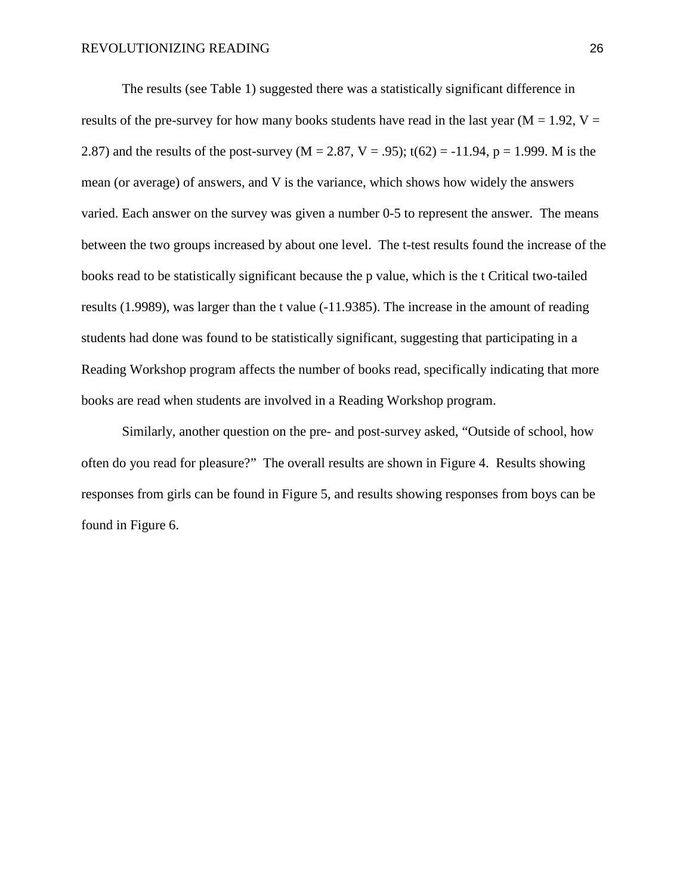The results (see Table 1) suggested there was a statistically significant difference in results of the pre-survey for how many books students have read in the last year ($M = 1.92$, $V = 2.87$) and the results of the post-survey ($M = 2.87$, $V = .95$); $t(62) = -11.94$, $p = 1.999$. M is the mean (or average) of answers, and V is the variance, which shows how widely the answers varied. Each answer on the survey was given a number 0-5 to represent the answer. The means between the two groups increased by about one level. The t-test results found the increase of the books read to be statistically significant because the p value, which is the t Critical two-tailed results (1.9989), was larger than the t value (-11.9385). The increase in the amount of reading students had done was found to be statistically significant, suggesting that participating in a Reading Workshop program affects the number of books read, specifically indicating that more books are read when students are involved in a Reading Workshop program.

Similarly, another question on the pre- and post-survey asked, "Outside of school, how often do you read for pleasure?" The overall results are shown in Figure 4. Results showing responses from girls can be found in Figure 5, and results showing responses from boys can be found in Figure 6.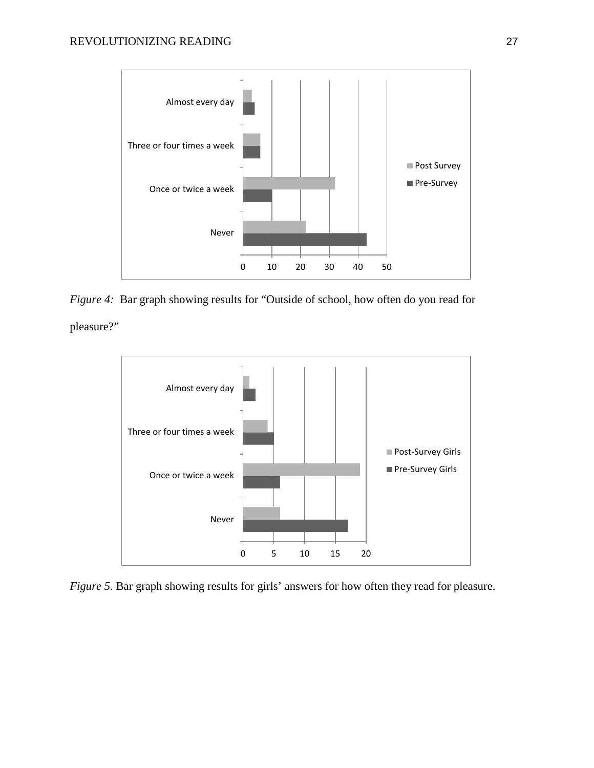*Figure 4:* Bar graph showing results for "Outside of school, how often do you read for pleasure?"

*Figure 5.* Bar graph showing results for girls' answers for how often they read for pleasure.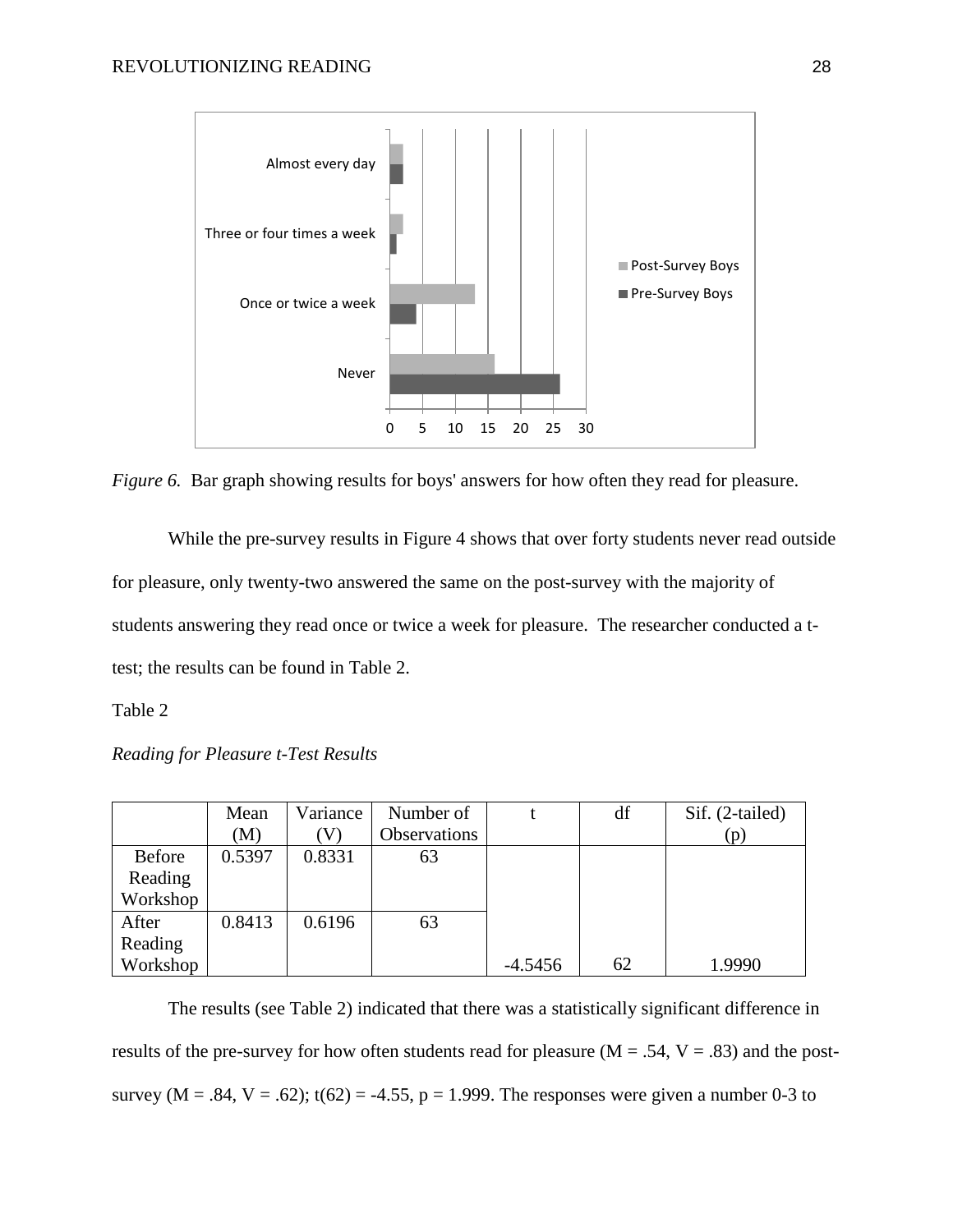*Figure 6.* Bar graph showing results for boys' answers for how often they read for pleasure.

While the pre-survey results in Figure 4 shows that over forty students never read outside for pleasure, only twenty-two answered the same on the post-survey with the majority of students answering they read once or twice a week for pleasure. The researcher conducted a t-test; the results can be found in Table 2.

Table 2

*Reading for Pleasure t-Test Results*

| | Mean (M) | Variance (V) | Number of Observations | t | df | Sif. (2-tailed) (p) |
|---|---|---|---|---|---|---|
| Before Reading Workshop | 0.5397 | 0.8331 | 63 | | | |
| After Reading Workshop | 0.8413 | 0.6196 | 63 | -4.5456 | 62 | 1.9990 |

The results (see Table 2) indicated that there was a statistically significant difference in results of the pre-survey for how often students read for pleasure ($M = .54$, $V = .83$) and the post-survey ($M = .84$, $V = .62$); $t(62) = -4.55$, $p = 1.999$. The responses were given a number 0-3 to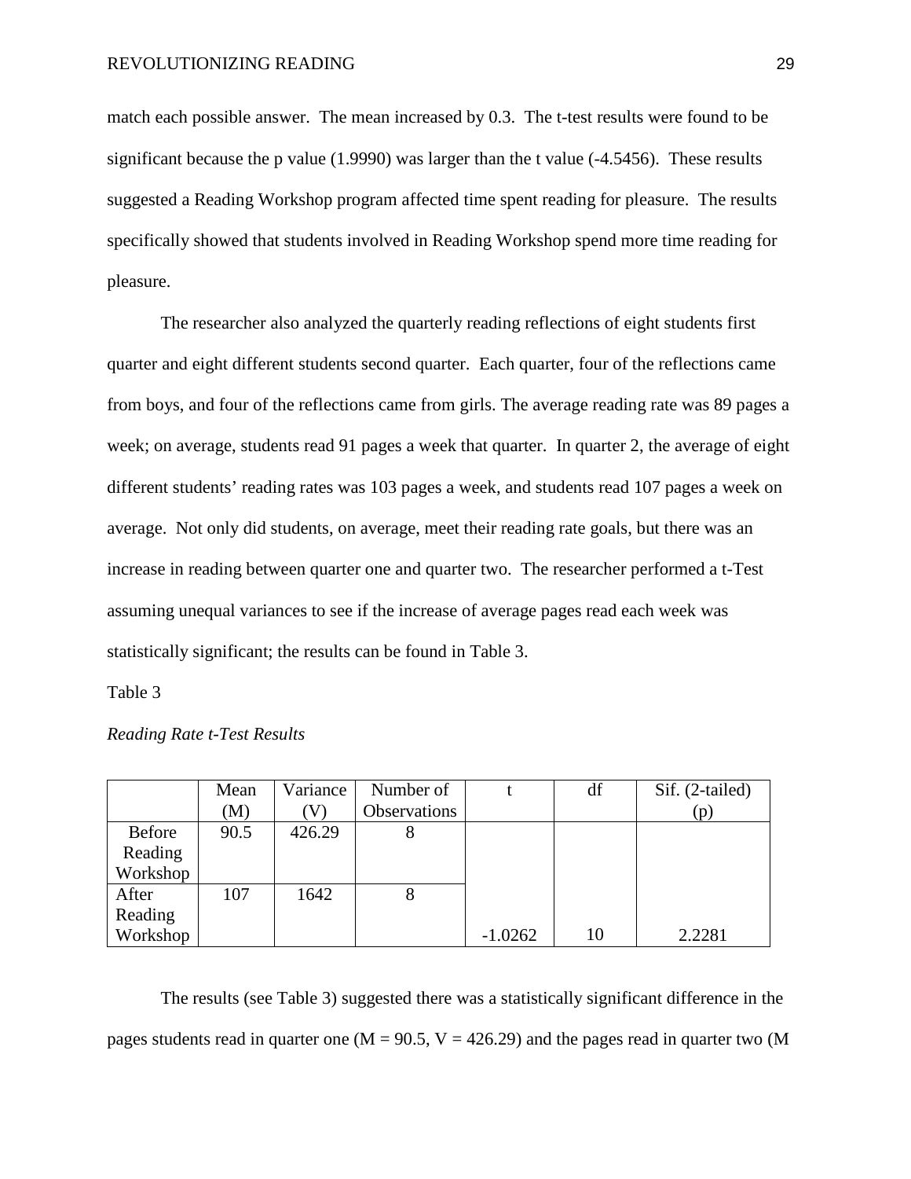match each possible answer. The mean increased by 0.3. The t-test results were found to be significant because the p value (1.9990) was larger than the t value (-4.5456). These results suggested a Reading Workshop program affected time spent reading for pleasure. The results specifically showed that students involved in Reading Workshop spend more time reading for pleasure.

The researcher also analyzed the quarterly reading reflections of eight students first quarter and eight different students second quarter. Each quarter, four of the reflections came from boys, and four of the reflections came from girls. The average reading rate was 89 pages a week; on average, students read 91 pages a week that quarter. In quarter 2, the average of eight different students' reading rates was 103 pages a week, and students read 107 pages a week on average. Not only did students, on average, meet their reading rate goals, but there was an increase in reading between quarter one and quarter two. The researcher performed a t-Test assuming unequal variances to see if the increase of average pages read each week was statistically significant; the results can be found in Table 3.

Table 3

*Reading Rate t-Test Results*

| | Mean (M) | Variance (V) | Number of Observations | t | df | Sif. (2-tailed) (p) |
|---|---|---|---|---|---|---|
| Before Reading Workshop | 90.5 | 426.29 | 8 | | | |
| After Reading Workshop | 107 | 1642 | 8 | -1.0262 | 10 | 2.2281 |

The results (see Table 3) suggested there was a statistically significant difference in the pages students read in quarter one (M = 90.5, V = 426.29) and the pages read in quarter two (M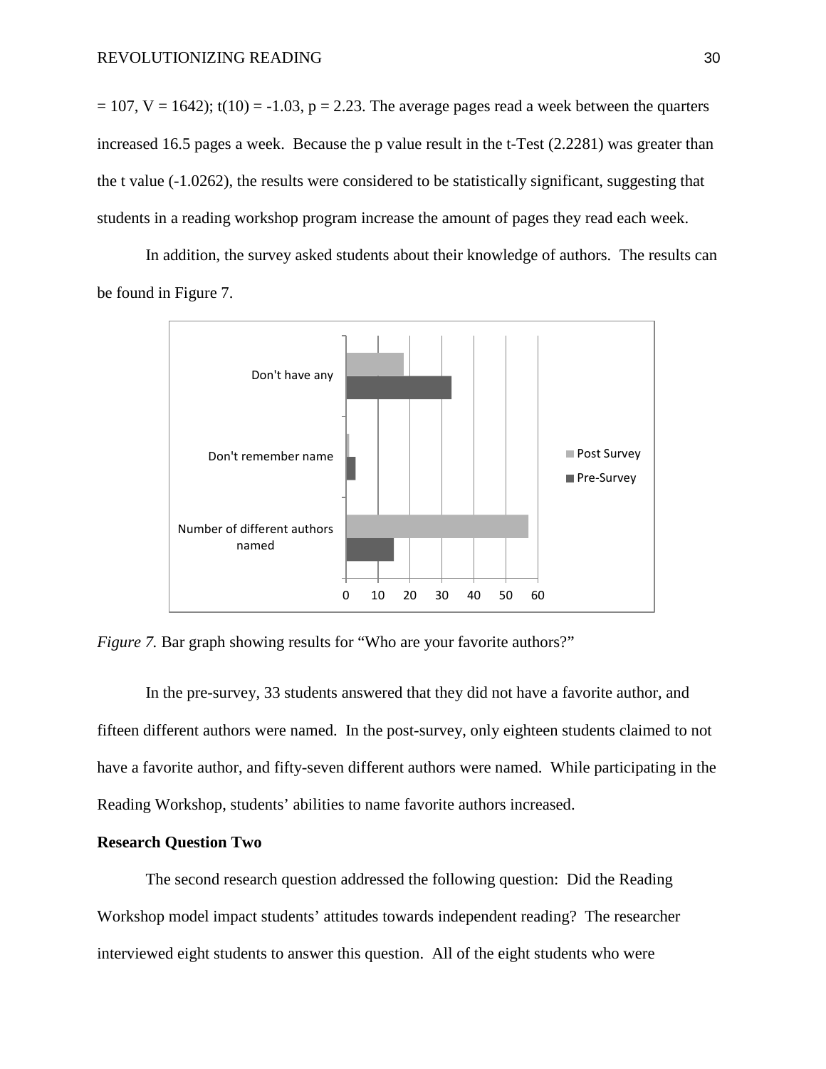= 107, V = 1642); $t(10) = -1.03$, $p = 2.23$. The average pages read a week between the quarters increased 16.5 pages a week. Because the p value result in the t-Test (2.2281) was greater than the t value (-1.0262), the results were considered to be statistically significant, suggesting that students in a reading workshop program increase the amount of pages they read each week.

In addition, the survey asked students about their knowledge of authors. The results can be found in Figure 7.

*Figure 7.* Bar graph showing results for "Who are your favorite authors?"

In the pre-survey, 33 students answered that they did not have a favorite author, and fifteen different authors were named. In the post-survey, only eighteen students claimed to not have a favorite author, and fifty-seven different authors were named. While participating in the Reading Workshop, students' abilities to name favorite authors increased.

**Research Question Two**

The second research question addressed the following question: Did the Reading Workshop model impact students' attitudes towards independent reading? The researcher interviewed eight students to answer this question. All of the eight students who were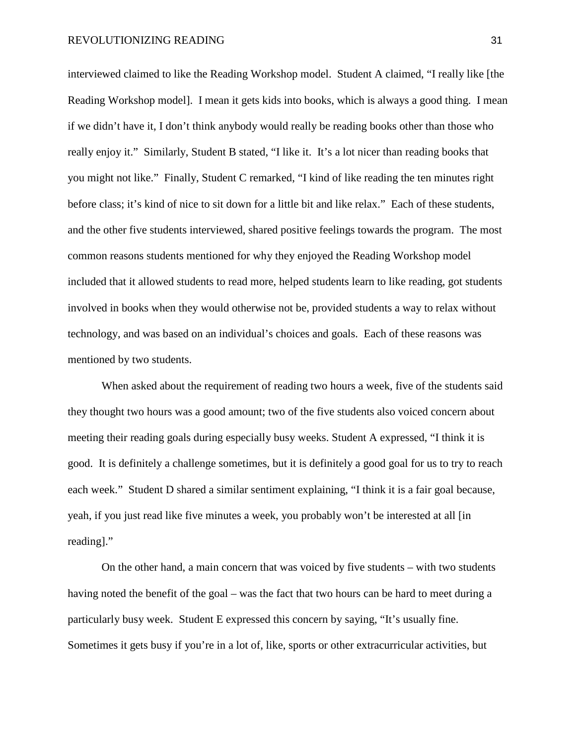interviewed claimed to like the Reading Workshop model. Student A claimed, "I really like [the Reading Workshop model]. I mean it gets kids into books, which is always a good thing. I mean if we didn't have it, I don't think anybody would really be reading books other than those who really enjoy it." Similarly, Student B stated, "I like it. It's a lot nicer than reading books that you might not like." Finally, Student C remarked, "I kind of like reading the ten minutes right before class; it's kind of nice to sit down for a little bit and like relax." Each of these students, and the other five students interviewed, shared positive feelings towards the program. The most common reasons students mentioned for why they enjoyed the Reading Workshop model included that it allowed students to read more, helped students learn to like reading, got students involved in books when they would otherwise not be, provided students a way to relax without technology, and was based on an individual's choices and goals. Each of these reasons was mentioned by two students.

When asked about the requirement of reading two hours a week, five of the students said they thought two hours was a good amount; two of the five students also voiced concern about meeting their reading goals during especially busy weeks. Student A expressed, "I think it is good. It is definitely a challenge sometimes, but it is definitely a good goal for us to try to reach each week." Student D shared a similar sentiment explaining, "I think it is a fair goal because, yeah, if you just read like five minutes a week, you probably won't be interested at all [in reading]."

On the other hand, a main concern that was voiced by five students – with two students having noted the benefit of the goal – was the fact that two hours can be hard to meet during a particularly busy week. Student E expressed this concern by saying, "It's usually fine. Sometimes it gets busy if you're in a lot of, like, sports or other extracurricular activities, but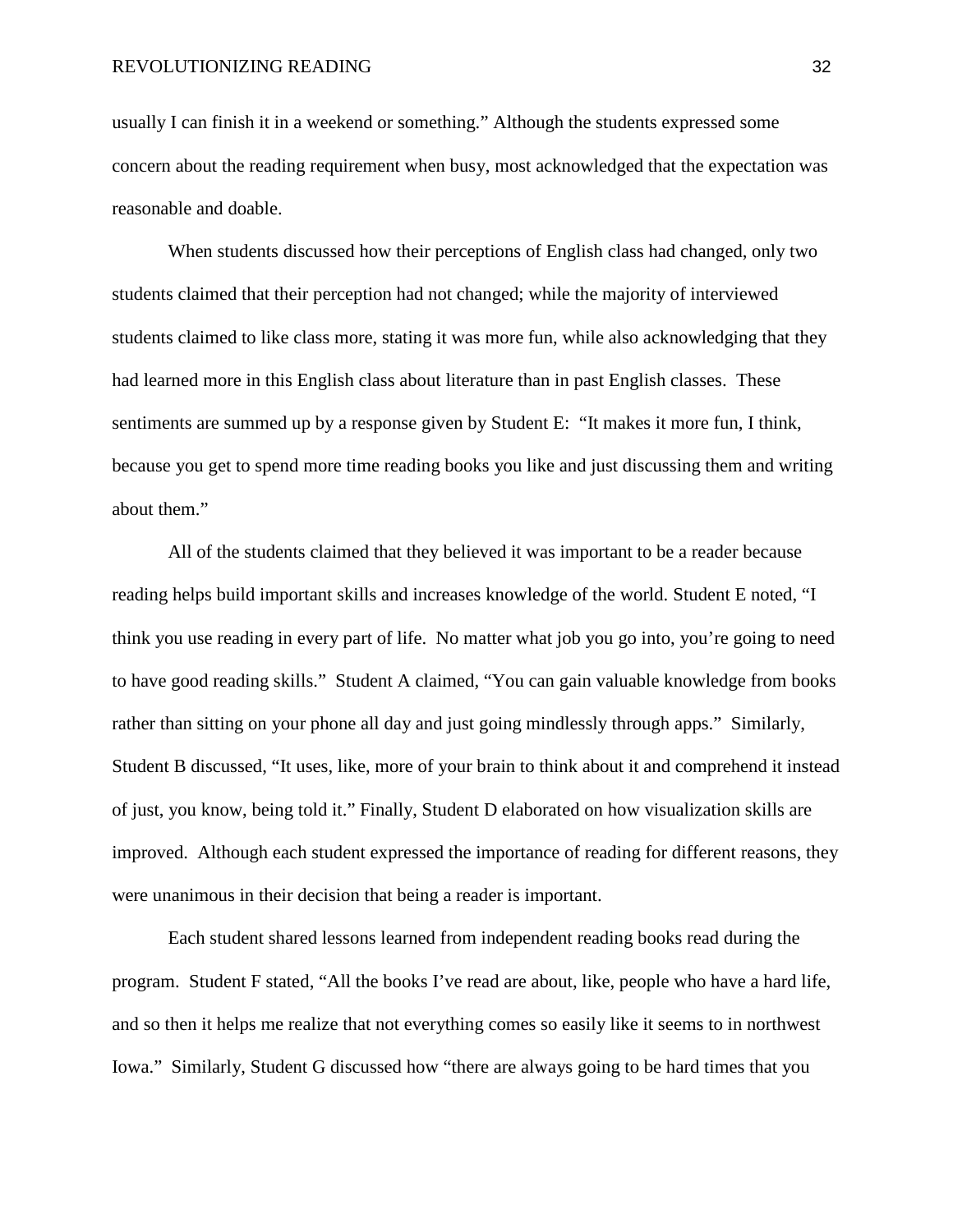usually I can finish it in a weekend or something." Although the students expressed some concern about the reading requirement when busy, most acknowledged that the expectation was reasonable and doable.

When students discussed how their perceptions of English class had changed, only two students claimed that their perception had not changed; while the majority of interviewed students claimed to like class more, stating it was more fun, while also acknowledging that they had learned more in this English class about literature than in past English classes. These sentiments are summed up by a response given by Student E: "It makes it more fun, I think, because you get to spend more time reading books you like and just discussing them and writing about them."

All of the students claimed that they believed it was important to be a reader because reading helps build important skills and increases knowledge of the world. Student E noted, "I think you use reading in every part of life. No matter what job you go into, you're going to need to have good reading skills." Student A claimed, "You can gain valuable knowledge from books rather than sitting on your phone all day and just going mindlessly through apps." Similarly, Student B discussed, "It uses, like, more of your brain to think about it and comprehend it instead of just, you know, being told it." Finally, Student D elaborated on how visualization skills are improved. Although each student expressed the importance of reading for different reasons, they were unanimous in their decision that being a reader is important.

Each student shared lessons learned from independent reading books read during the program. Student F stated, "All the books I've read are about, like, people who have a hard life, and so then it helps me realize that not everything comes so easily like it seems to in northwest Iowa." Similarly, Student G discussed how "there are always going to be hard times that you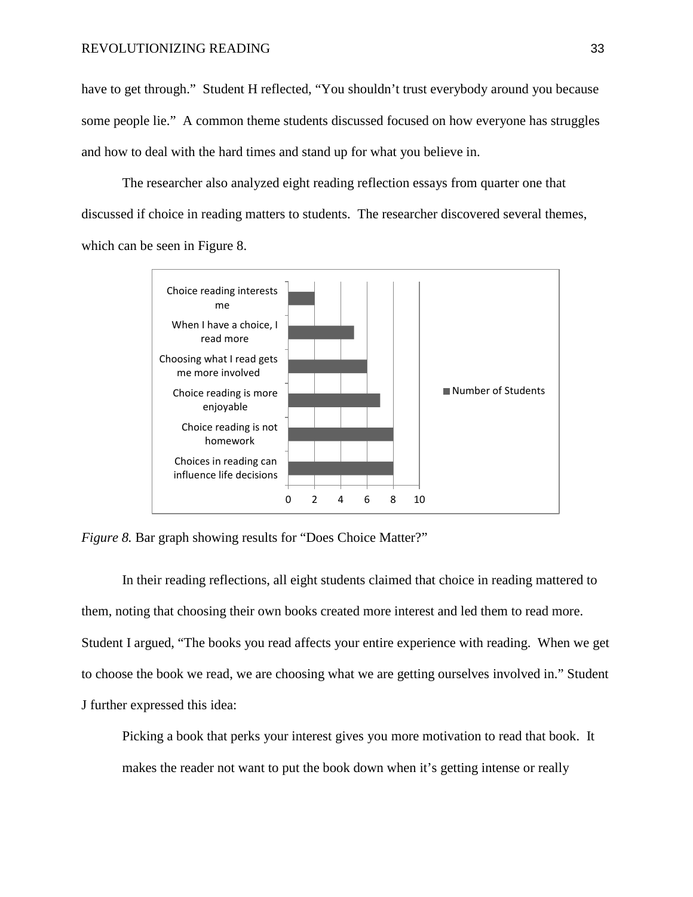have to get through." Student H reflected, "You shouldn't trust everybody around you because some people lie." A common theme students discussed focused on how everyone has struggles and how to deal with the hard times and stand up for what you believe in.

The researcher also analyzed eight reading reflection essays from quarter one that discussed if choice in reading matters to students. The researcher discovered several themes, which can be seen in Figure 8.

| Theme | Number of Students |
| --- | --- |
| Choice reading interests me | 2 |
| When I have a choice, I read more | 5 |
| Choosing what I read gets me more involved | 6 |
| Choice reading is more enjoyable | 7 |
| Choice reading is not homework | 8 |
| Choices in reading can influence life decisions | 8 |

*Figure 8.* Bar graph showing results for "Does Choice Matter?"

In their reading reflections, all eight students claimed that choice in reading mattered to them, noting that choosing their own books created more interest and led them to read more. Student I argued, "The books you read affects your entire experience with reading. When we get to choose the book we read, we are choosing what we are getting ourselves involved in." Student J further expressed this idea:

> Picking a book that perks your interest gives you more motivation to read that book. It makes the reader not want to put the book down when it's getting intense or really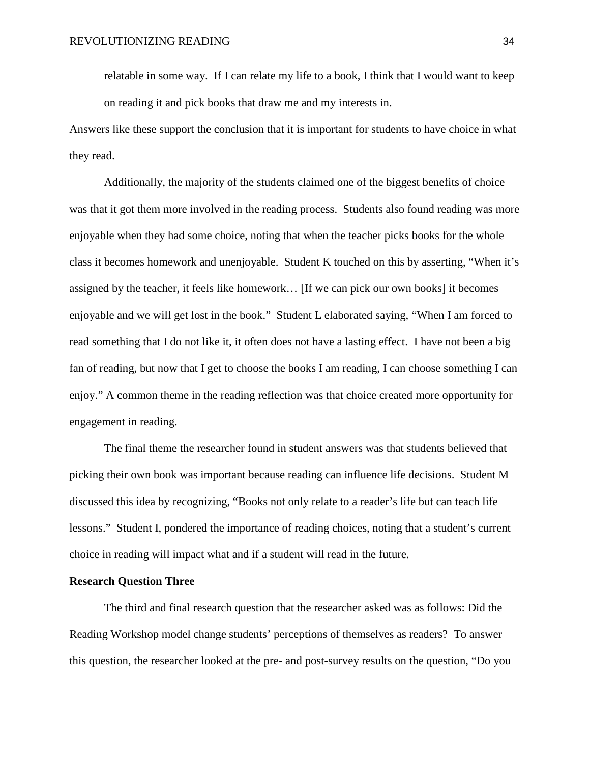> relatable in some way. If I can relate my life to a book, I think that I would want to keep on reading it and pick books that draw me and my interests in.

Answers like these support the conclusion that it is important for students to have choice in what they read.

Additionally, the majority of the students claimed one of the biggest benefits of choice was that it got them more involved in the reading process. Students also found reading was more enjoyable when they had some choice, noting that when the teacher picks books for the whole class it becomes homework and unenjoyable. Student K touched on this by asserting, "When it's assigned by the teacher, it feels like homework… [If we can pick our own books] it becomes enjoyable and we will get lost in the book." Student L elaborated saying, "When I am forced to read something that I do not like it, it often does not have a lasting effect. I have not been a big fan of reading, but now that I get to choose the books I am reading, I can choose something I can enjoy." A common theme in the reading reflection was that choice created more opportunity for engagement in reading.

The final theme the researcher found in student answers was that students believed that picking their own book was important because reading can influence life decisions. Student M discussed this idea by recognizing, "Books not only relate to a reader's life but can teach life lessons." Student I, pondered the importance of reading choices, noting that a student's current choice in reading will impact what and if a student will read in the future.

**Research Question Three**

The third and final research question that the researcher asked was as follows: Did the Reading Workshop model change students' perceptions of themselves as readers? To answer this question, the researcher looked at the pre- and post-survey results on the question, "Do you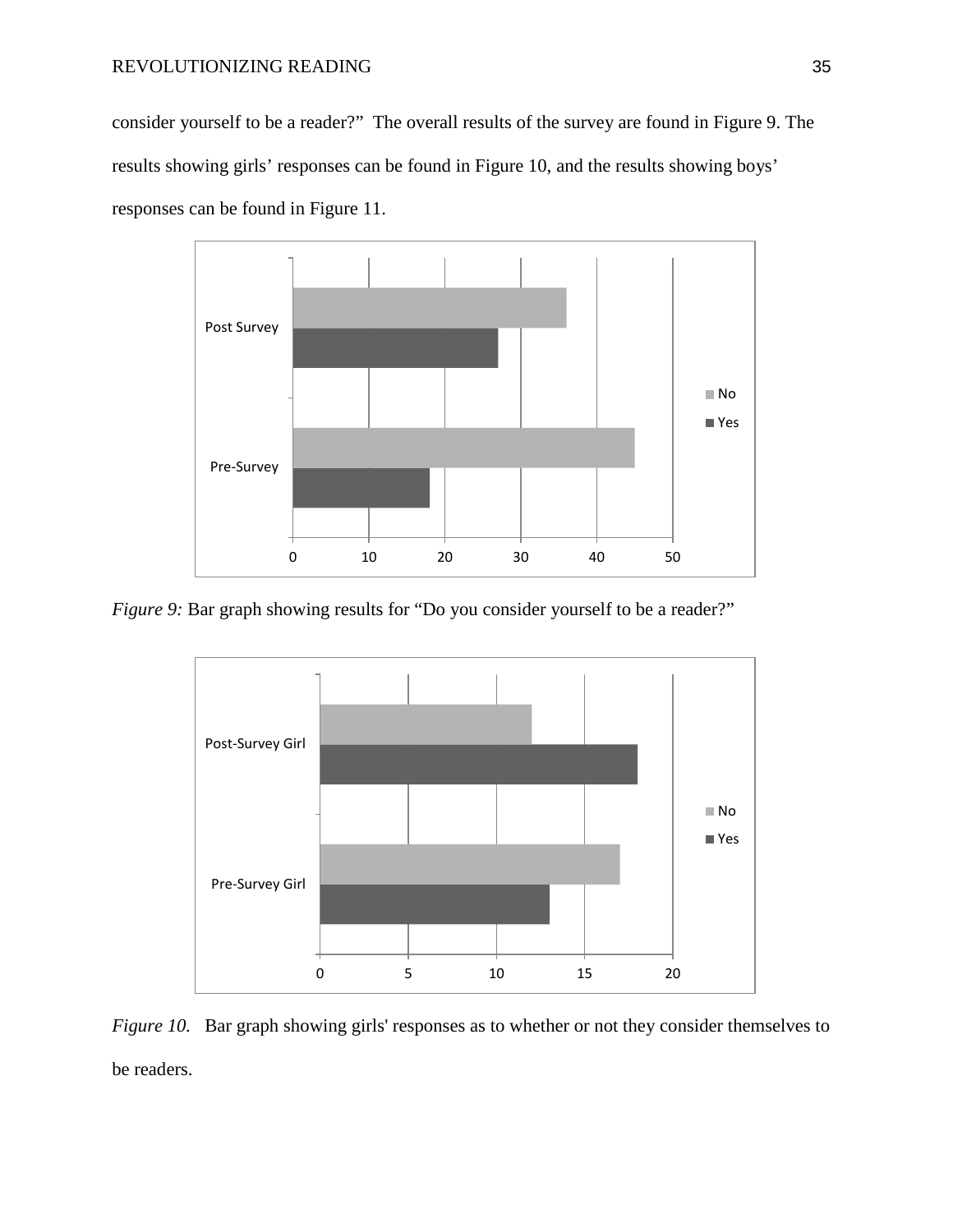consider yourself to be a reader?" The overall results of the survey are found in Figure 9. The results showing girls' responses can be found in Figure 10, and the results showing boys' responses can be found in Figure 11.

*Figure 9:* Bar graph showing results for "Do you consider yourself to be a reader?"

*Figure 10.* Bar graph showing girls' responses as to whether or not they consider themselves to be readers.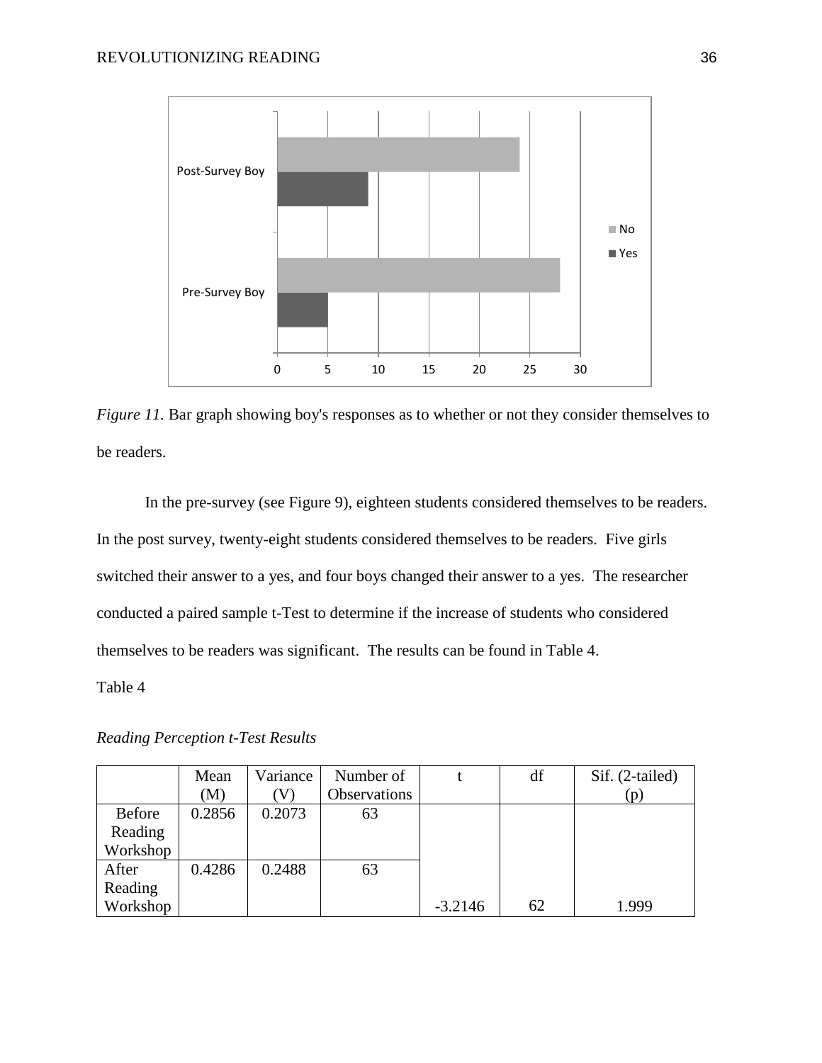*Figure 11.* Bar graph showing boy's responses as to whether or not they consider themselves to be readers.

In the pre-survey (see Figure 9), eighteen students considered themselves to be readers. In the post survey, twenty-eight students considered themselves to be readers. Five girls switched their answer to a yes, and four boys changed their answer to a yes. The researcher conducted a paired sample t-Test to determine if the increase of students who considered themselves to be readers was significant. The results can be found in Table 4.

Table 4

*Reading Perception t-Test Results*

| | Mean (M) | Variance (V) | Number of Observations | t | df | Sif. (2-tailed) (p) |
|---|---|---|---|---|---|---|
| Before Reading Workshop | 0.2856 | 0.2073 | 63 | | | |
| After Reading Workshop | 0.4286 | 0.2488 | 63 | -3.2146 | 62 | 1.999 |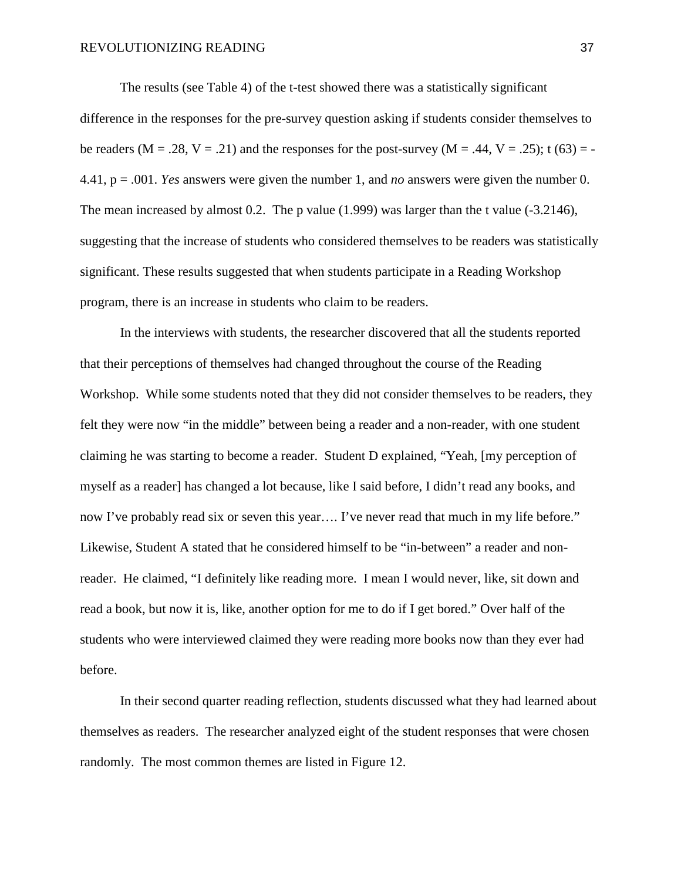The results (see Table 4) of the t-test showed there was a statistically significant difference in the responses for the pre-survey question asking if students consider themselves to be readers ($M = .28$, $V = .21$) and the responses for the post-survey ($M = .44$, $V = .25$); $t(63) = -4.41$, $p = .001$. *Yes* answers were given the number 1, and *no* answers were given the number 0. The mean increased by almost 0.2. The p value (1.999) was larger than the t value (-3.2146), suggesting that the increase of students who considered themselves to be readers was statistically significant. These results suggested that when students participate in a Reading Workshop program, there is an increase in students who claim to be readers.

In the interviews with students, the researcher discovered that all the students reported that their perceptions of themselves had changed throughout the course of the Reading Workshop. While some students noted that they did not consider themselves to be readers, they felt they were now "in the middle" between being a reader and a non-reader, with one student claiming he was starting to become a reader. Student D explained, "Yeah, [my perception of myself as a reader] has changed a lot because, like I said before, I didn't read any books, and now I've probably read six or seven this year…. I've never read that much in my life before." Likewise, Student A stated that he considered himself to be "in-between" a reader and non-reader. He claimed, "I definitely like reading more. I mean I would never, like, sit down and read a book, but now it is, like, another option for me to do if I get bored." Over half of the students who were interviewed claimed they were reading more books now than they ever had before.

In their second quarter reading reflection, students discussed what they had learned about themselves as readers. The researcher analyzed eight of the student responses that were chosen randomly. The most common themes are listed in Figure 12.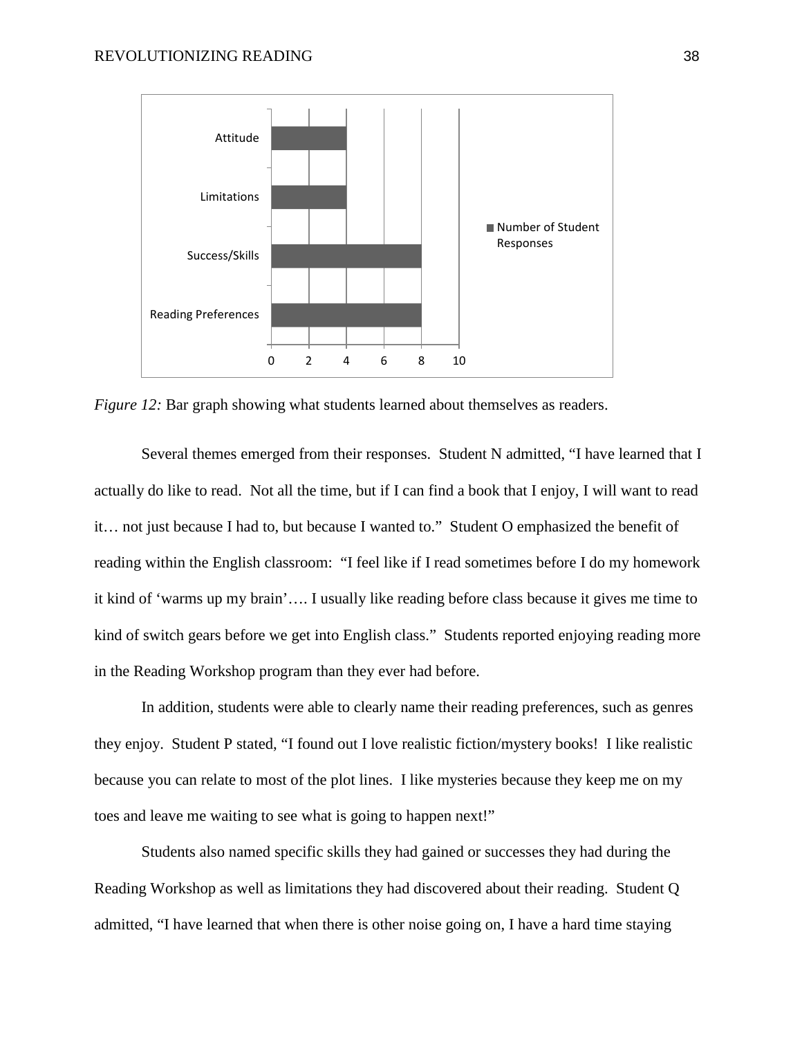| Category | Number of Student Responses |
| --- | --- |
| Attitude | 4 |
| Limitations | 4 |
| Success/Skills | 8 |
| Reading Preferences | 8 |

*Figure 12:* Bar graph showing what students learned about themselves as readers.

Several themes emerged from their responses. Student N admitted, "I have learned that I actually do like to read. Not all the time, but if I can find a book that I enjoy, I will want to read it… not just because I had to, but because I wanted to." Student O emphasized the benefit of reading within the English classroom: "I feel like if I read sometimes before I do my homework it kind of 'warms up my brain'…. I usually like reading before class because it gives me time to kind of switch gears before we get into English class." Students reported enjoying reading more in the Reading Workshop program than they ever had before.

In addition, students were able to clearly name their reading preferences, such as genres they enjoy. Student P stated, "I found out I love realistic fiction/mystery books! I like realistic because you can relate to most of the plot lines. I like mysteries because they keep me on my toes and leave me waiting to see what is going to happen next!"

Students also named specific skills they had gained or successes they had during the Reading Workshop as well as limitations they had discovered about their reading. Student Q admitted, "I have learned that when there is other noise going on, I have a hard time staying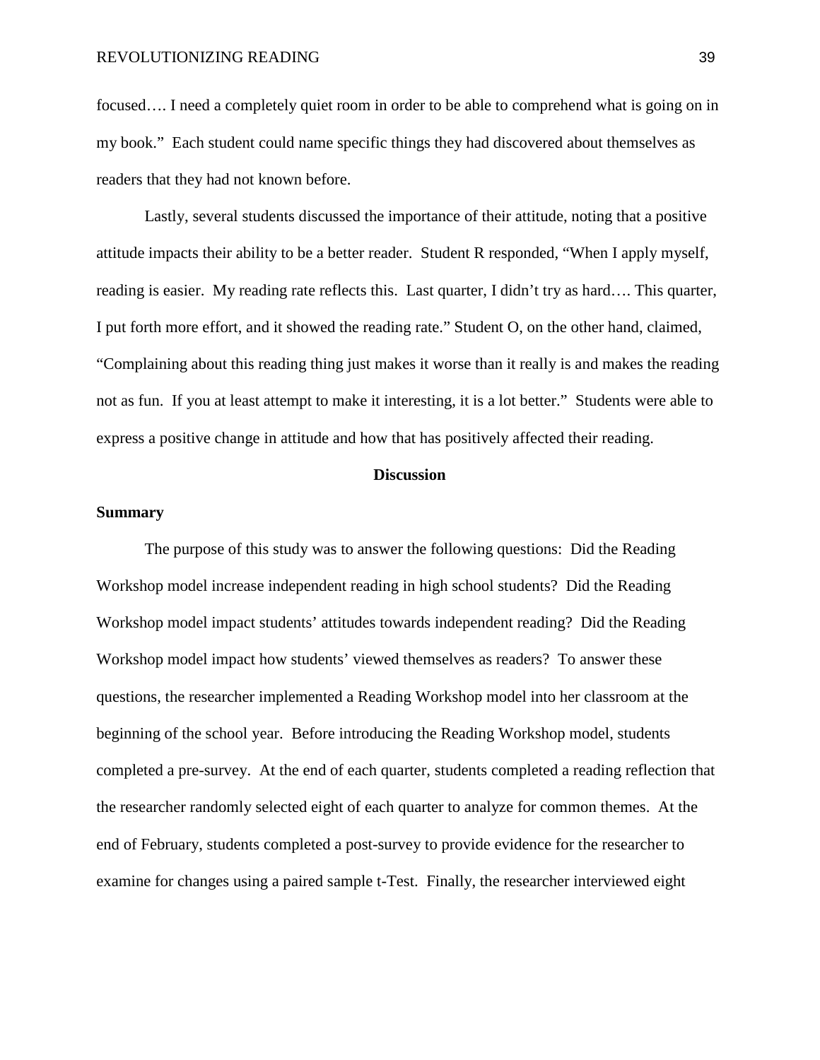focused…. I need a completely quiet room in order to be able to comprehend what is going on in my book." Each student could name specific things they had discovered about themselves as readers that they had not known before.

Lastly, several students discussed the importance of their attitude, noting that a positive attitude impacts their ability to be a better reader. Student R responded, "When I apply myself, reading is easier. My reading rate reflects this. Last quarter, I didn't try as hard…. This quarter, I put forth more effort, and it showed the reading rate." Student O, on the other hand, claimed, "Complaining about this reading thing just makes it worse than it really is and makes the reading not as fun. If you at least attempt to make it interesting, it is a lot better." Students were able to express a positive change in attitude and how that has positively affected their reading.

## Discussion

### Summary

The purpose of this study was to answer the following questions: Did the Reading Workshop model increase independent reading in high school students? Did the Reading Workshop model impact students' attitudes towards independent reading? Did the Reading Workshop model impact how students' viewed themselves as readers? To answer these questions, the researcher implemented a Reading Workshop model into her classroom at the beginning of the school year. Before introducing the Reading Workshop model, students completed a pre-survey. At the end of each quarter, students completed a reading reflection that the researcher randomly selected eight of each quarter to analyze for common themes. At the end of February, students completed a post-survey to provide evidence for the researcher to examine for changes using a paired sample t-Test. Finally, the researcher interviewed eight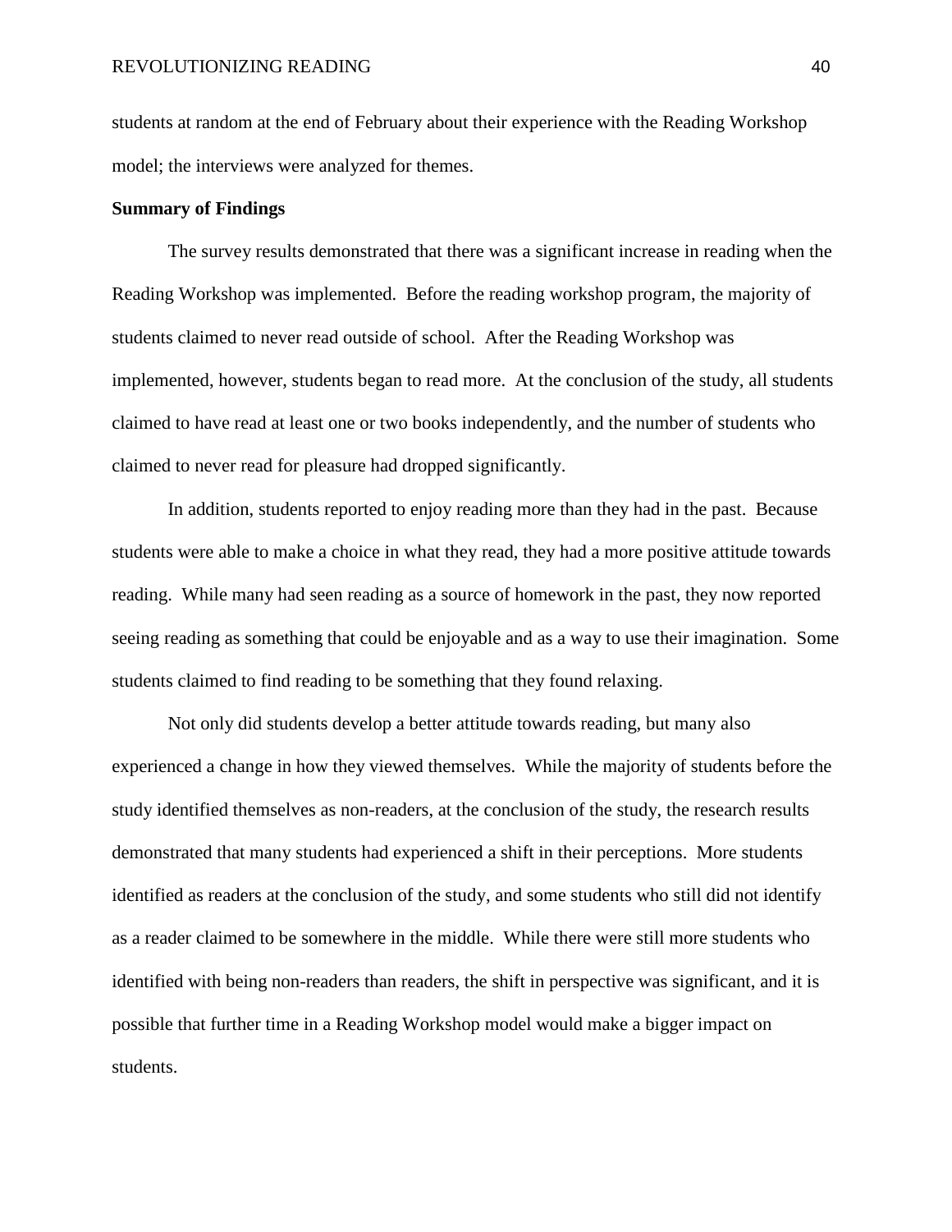students at random at the end of February about their experience with the Reading Workshop model; the interviews were analyzed for themes.

**Summary of Findings**

The survey results demonstrated that there was a significant increase in reading when the Reading Workshop was implemented. Before the reading workshop program, the majority of students claimed to never read outside of school. After the Reading Workshop was implemented, however, students began to read more. At the conclusion of the study, all students claimed to have read at least one or two books independently, and the number of students who claimed to never read for pleasure had dropped significantly.

In addition, students reported to enjoy reading more than they had in the past. Because students were able to make a choice in what they read, they had a more positive attitude towards reading. While many had seen reading as a source of homework in the past, they now reported seeing reading as something that could be enjoyable and as a way to use their imagination. Some students claimed to find reading to be something that they found relaxing.

Not only did students develop a better attitude towards reading, but many also experienced a change in how they viewed themselves. While the majority of students before the study identified themselves as non-readers, at the conclusion of the study, the research results demonstrated that many students had experienced a shift in their perceptions. More students identified as readers at the conclusion of the study, and some students who still did not identify as a reader claimed to be somewhere in the middle. While there were still more students who identified with being non-readers than readers, the shift in perspective was significant, and it is possible that further time in a Reading Workshop model would make a bigger impact on students.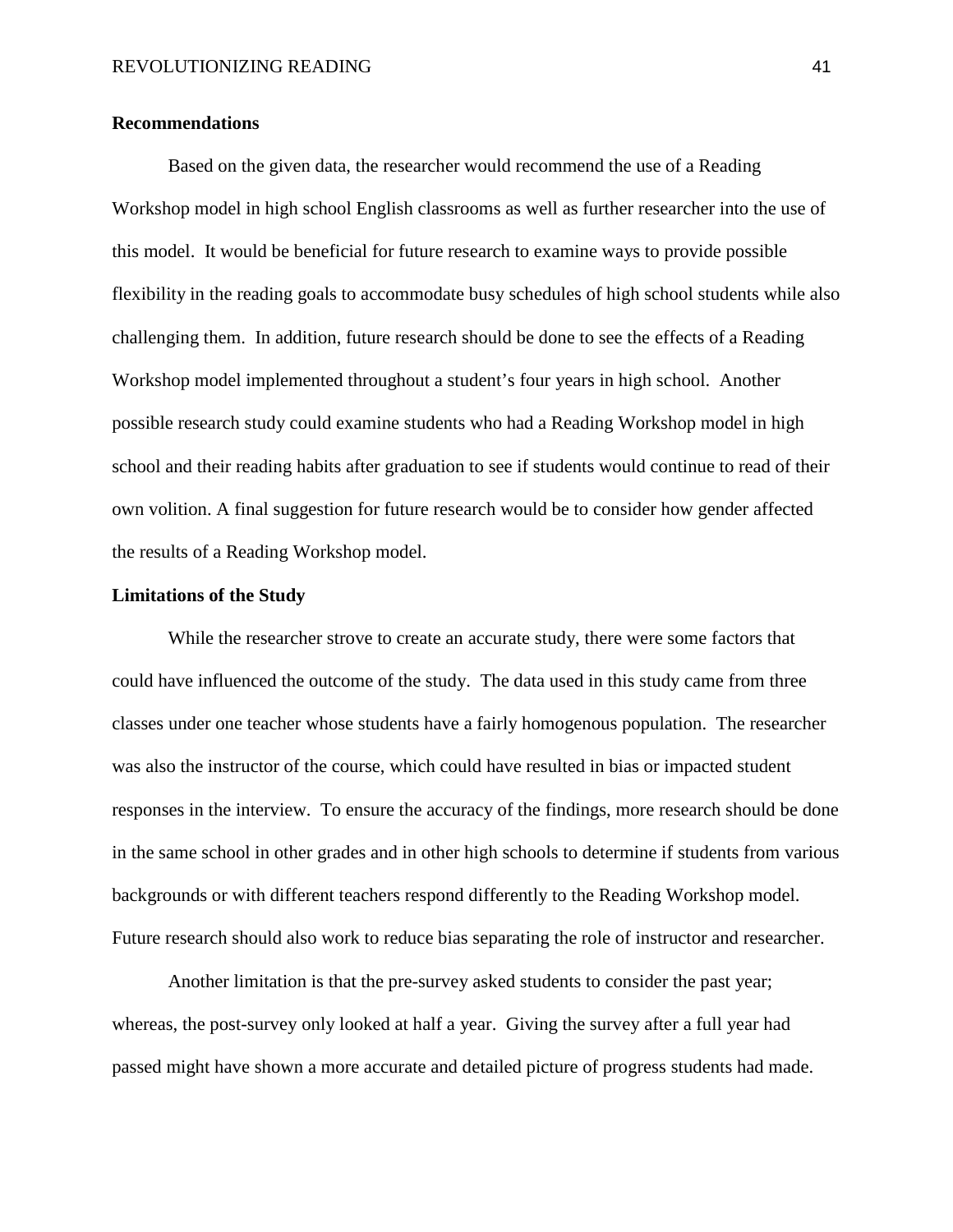## Recommendations

Based on the given data, the researcher would recommend the use of a Reading Workshop model in high school English classrooms as well as further researcher into the use of this model. It would be beneficial for future research to examine ways to provide possible flexibility in the reading goals to accommodate busy schedules of high school students while also challenging them. In addition, future research should be done to see the effects of a Reading Workshop model implemented throughout a student's four years in high school. Another possible research study could examine students who had a Reading Workshop model in high school and their reading habits after graduation to see if students would continue to read of their own volition. A final suggestion for future research would be to consider how gender affected the results of a Reading Workshop model.

## Limitations of the Study

While the researcher strove to create an accurate study, there were some factors that could have influenced the outcome of the study. The data used in this study came from three classes under one teacher whose students have a fairly homogenous population. The researcher was also the instructor of the course, which could have resulted in bias or impacted student responses in the interview. To ensure the accuracy of the findings, more research should be done in the same school in other grades and in other high schools to determine if students from various backgrounds or with different teachers respond differently to the Reading Workshop model. Future research should also work to reduce bias separating the role of instructor and researcher.

Another limitation is that the pre-survey asked students to consider the past year; whereas, the post-survey only looked at half a year. Giving the survey after a full year had passed might have shown a more accurate and detailed picture of progress students had made.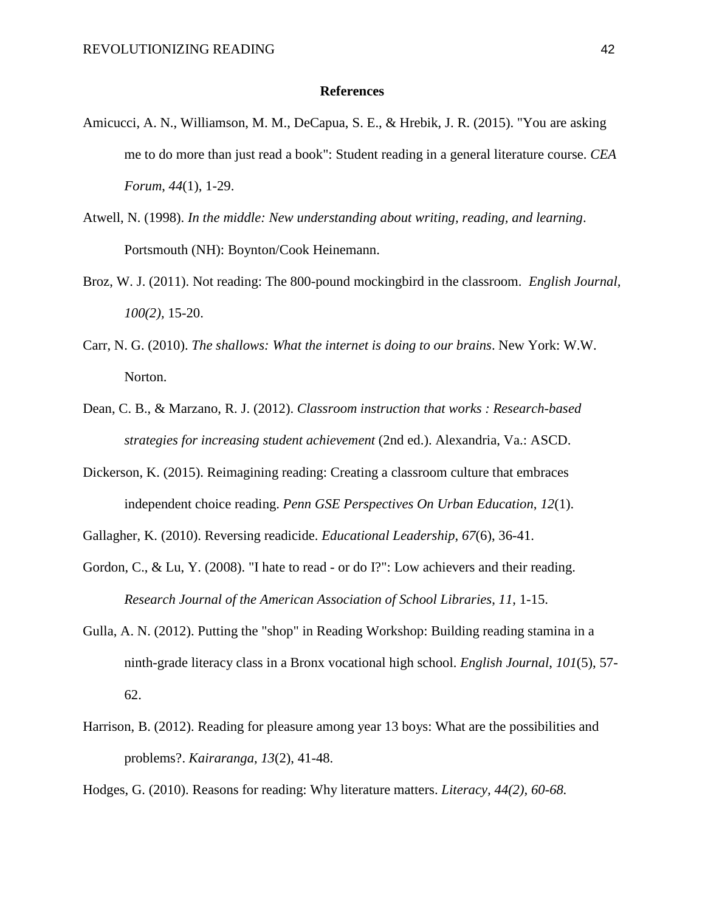## References

Amicucci, A. N., Williamson, M. M., DeCapua, S. E., & Hrebik, J. R. (2015). "You are asking me to do more than just read a book": Student reading in a general literature course. *CEA Forum*, *44*(1), 1-29.

Atwell, N. (1998). *In the middle: New understanding about writing, reading, and learning*. Portsmouth (NH): Boynton/Cook Heinemann.

Broz, W. J. (2011). Not reading: The 800-pound mockingbird in the classroom. *English Journal*, *100(2),* 15-20.

Carr, N. G. (2010). *The shallows: What the internet is doing to our brains*. New York: W.W. Norton.

Dean, C. B., & Marzano, R. J. (2012). *Classroom instruction that works : Research-based strategies for increasing student achievement* (2nd ed.). Alexandria, Va.: ASCD.

Dickerson, K. (2015). Reimagining reading: Creating a classroom culture that embraces independent choice reading. *Penn GSE Perspectives On Urban Education*, *12*(1).

Gallagher, K. (2010). Reversing readicide. *Educational Leadership*, *67*(6), 36-41.

Gordon, C., & Lu, Y. (2008). "I hate to read - or do I?": Low achievers and their reading. *Research Journal of the American Association of School Libraries*, *11*, 1-15.

Gulla, A. N. (2012). Putting the "shop" in Reading Workshop: Building reading stamina in a ninth-grade literacy class in a Bronx vocational high school. *English Journal*, *101*(5), 57-62.

Harrison, B. (2012). Reading for pleasure among year 13 boys: What are the possibilities and problems?. *Kairaranga*, *13*(2), 41-48.

Hodges, G. (2010). Reasons for reading: Why literature matters. *Literacy, 44(2), 60-68.*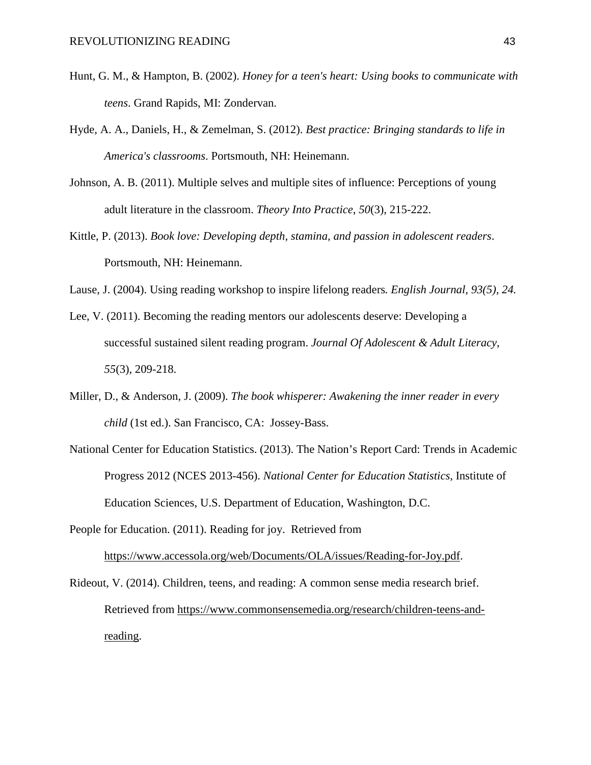Hunt, G. M., & Hampton, B. (2002). *Honey for a teen's heart: Using books to communicate with teens*. Grand Rapids, MI: Zondervan.

Hyde, A. A., Daniels, H., & Zemelman, S. (2012). *Best practice: Bringing standards to life in America's classrooms*. Portsmouth, NH: Heinemann.

Johnson, A. B. (2011). Multiple selves and multiple sites of influence: Perceptions of young adult literature in the classroom. *Theory Into Practice*, *50*(3), 215-222.

Kittle, P. (2013). *Book love: Developing depth, stamina, and passion in adolescent readers*. Portsmouth, NH: Heinemann.

Lause, J. (2004). Using reading workshop to inspire lifelong readers*. English Journal, 93(5), 24.*

Lee, V. (2011). Becoming the reading mentors our adolescents deserve: Developing a successful sustained silent reading program. *Journal Of Adolescent & Adult Literacy*, *55*(3), 209-218.

Miller, D., & Anderson, J. (2009). *The book whisperer: Awakening the inner reader in every child* (1st ed.). San Francisco, CA: Jossey-Bass.

National Center for Education Statistics. (2013). The Nation's Report Card: Trends in Academic Progress 2012 (NCES 2013-456). *National Center for Education Statistics*, Institute of Education Sciences, U.S. Department of Education, Washington, D.C.

People for Education. (2011). Reading for joy. Retrieved from https://www.accessola.org/web/Documents/OLA/issues/Reading-for-Joy.pdf.

Rideout, V. (2014). Children, teens, and reading: A common sense media research brief. Retrieved from https://www.commonsensemedia.org/research/children-teens-and-reading.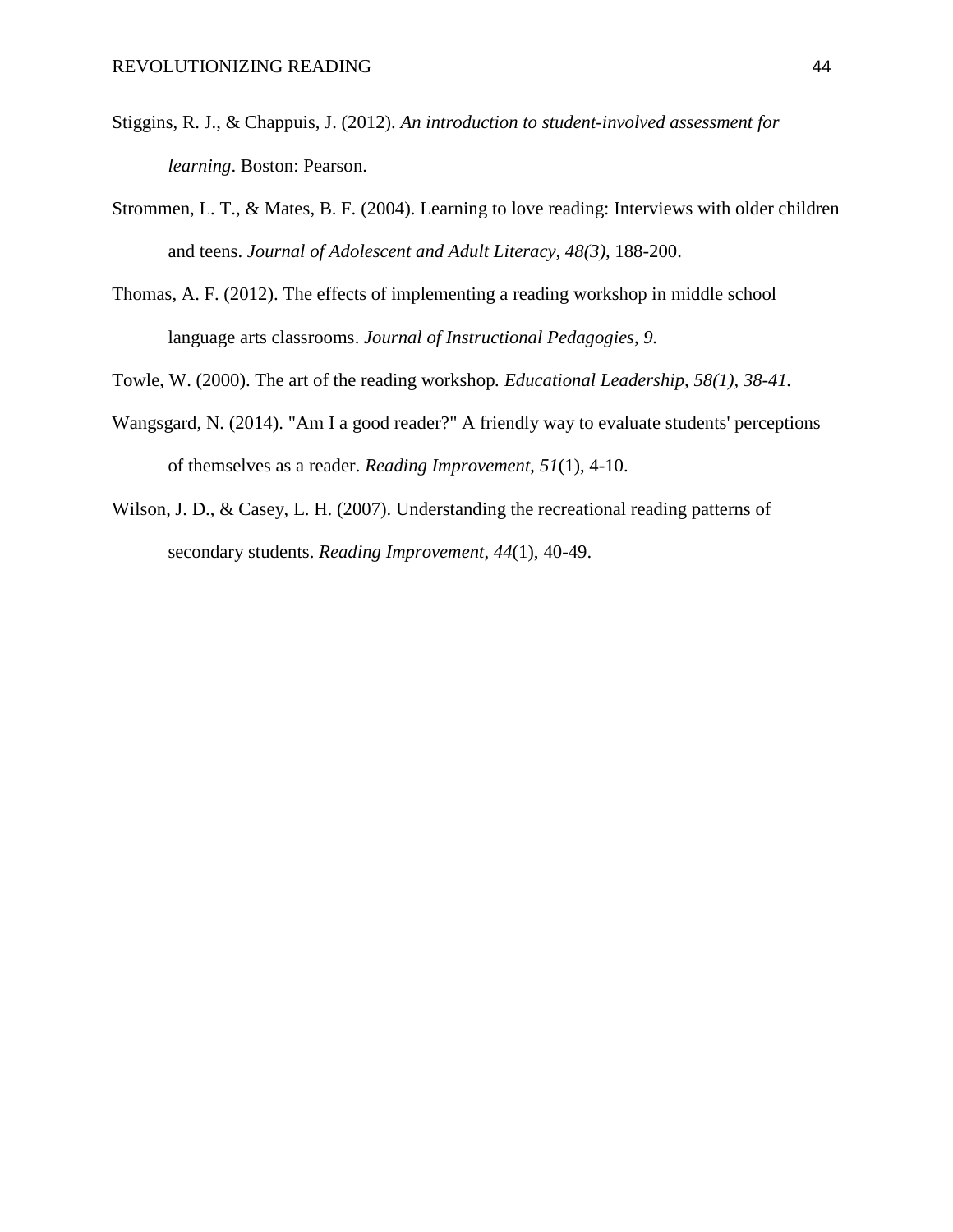Stiggins, R. J., & Chappuis, J. (2012). *An introduction to student-involved assessment for learning*. Boston: Pearson.

Strommen, L. T., & Mates, B. F. (2004). Learning to love reading: Interviews with older children and teens. *Journal of Adolescent and Adult Literacy, 48(3),* 188-200.

Thomas, A. F. (2012). The effects of implementing a reading workshop in middle school language arts classrooms. *Journal of Instructional Pedagogies*, *9.*

Towle, W. (2000). The art of the reading workshop*. Educational Leadership, 58(1), 38-41.*

Wangsgard, N. (2014). "Am I a good reader?" A friendly way to evaluate students' perceptions of themselves as a reader. *Reading Improvement*, *51*(1), 4-10.

Wilson, J. D., & Casey, L. H. (2007). Understanding the recreational reading patterns of secondary students. *Reading Improvement*, *44*(1), 40-49.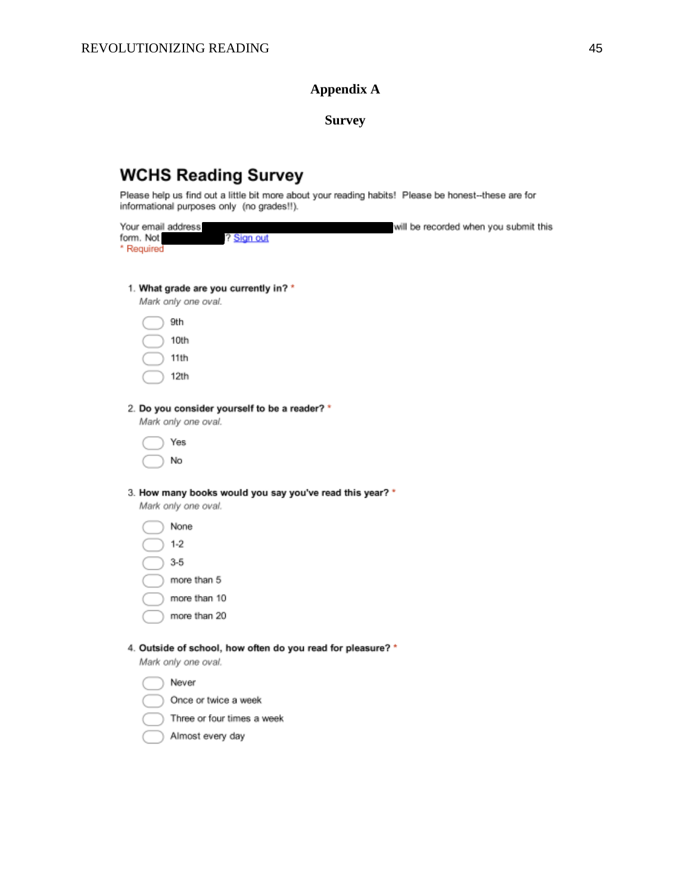# Appendix A

## Survey

# WCHS Reading Survey

Please help us find out a little bit more about your reading habits! Please be honest--these are for informational purposes only (no grades!!).

Your email address will be recorded when you submit this form. Not ? Sign out

\* Required

1. **What grade are you currently in? \***

   *Mark only one oval.*

   - ⬭ 9th
   - ⬭ 10th
   - ⬭ 11th
   - ⬭ 12th

2. **Do you consider yourself to be a reader? \***

   *Mark only one oval.*

   - ⬭ Yes
   - ⬭ No

3. **How many books would you say you've read this year? \***

   *Mark only one oval.*

   - ⬭ None
   - ⬭ 1-2
   - ⬭ 3-5
   - ⬭ more than 5
   - ⬭ more than 10
   - ⬭ more than 20

4. **Outside of school, how often do you read for pleasure? \***

   *Mark only one oval.*

   - ⬭ Never
   - ⬭ Once or twice a week
   - ⬭ Three or four times a week
   - ⬭ Almost every day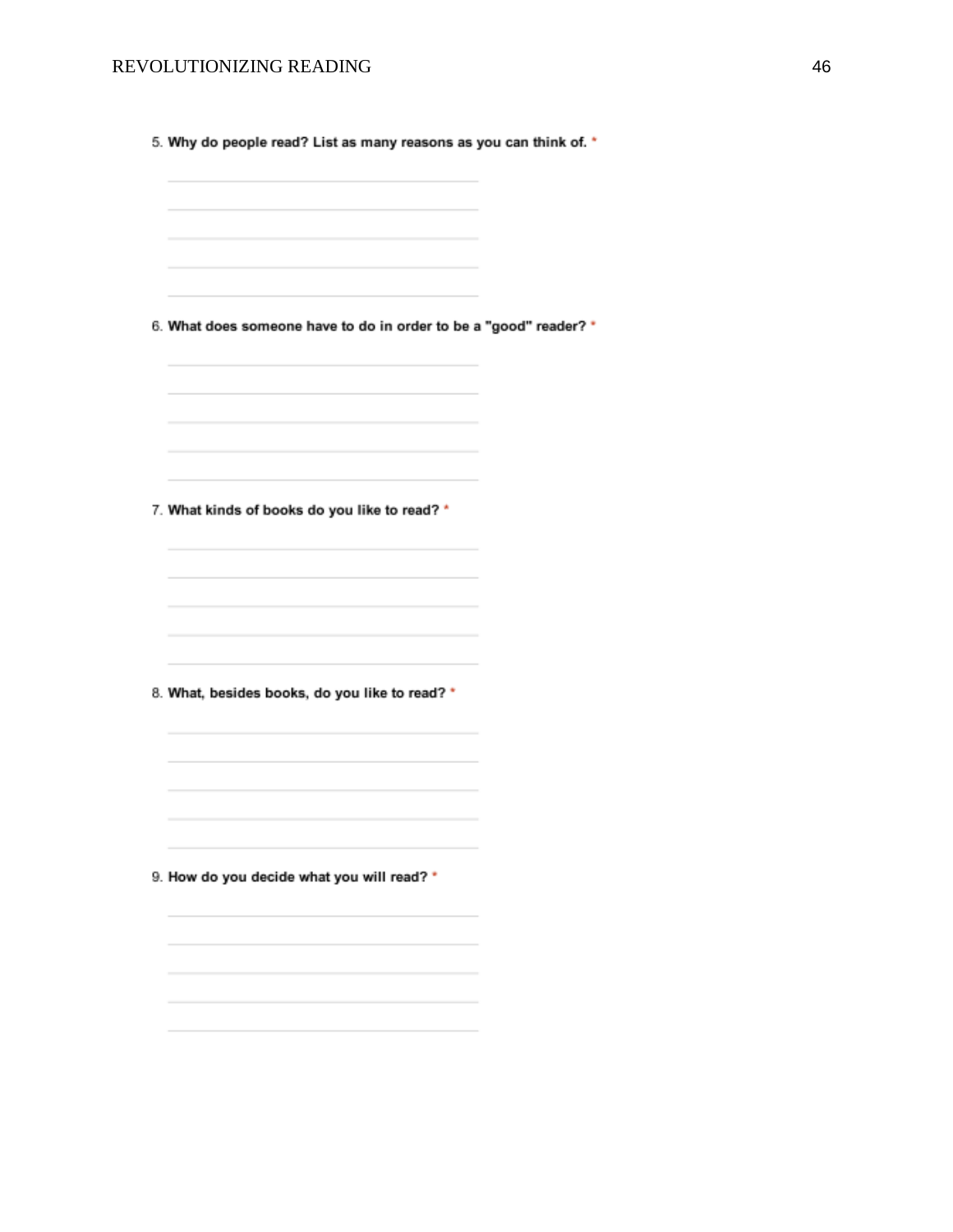5. **Why do people read? List as many reasons as you can think of.** *

______________________________

______________________________

______________________________

______________________________

______________________________

6. **What does someone have to do in order to be a "good" reader?** *

______________________________

______________________________

______________________________

______________________________

______________________________

7. **What kinds of books do you like to read?** *

______________________________

______________________________

______________________________

______________________________

______________________________

8. **What, besides books, do you like to read?** *

______________________________

______________________________

______________________________

______________________________

______________________________

9. **How do you decide what you will read?** *

______________________________

______________________________

______________________________

______________________________

______________________________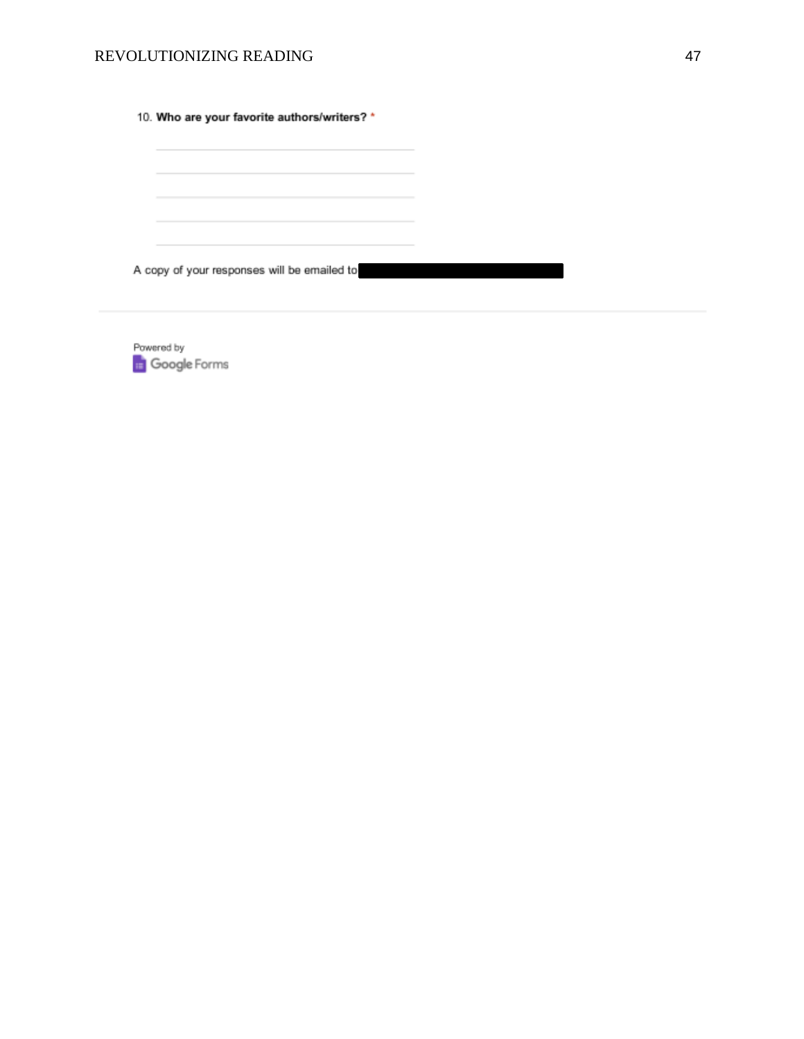10. **Who are your favorite authors/writers?** *

\_\_\_\_\_\_\_\_\_\_\_\_\_\_\_\_\_\_\_\_\_\_\_\_\_\_\_\_\_\_\_\_\_\_\_\_\_\_\_\_

\_\_\_\_\_\_\_\_\_\_\_\_\_\_\_\_\_\_\_\_\_\_\_\_\_\_\_\_\_\_\_\_\_\_\_\_\_\_\_\_

\_\_\_\_\_\_\_\_\_\_\_\_\_\_\_\_\_\_\_\_\_\_\_\_\_\_\_\_\_\_\_\_\_\_\_\_\_\_\_\_

\_\_\_\_\_\_\_\_\_\_\_\_\_\_\_\_\_\_\_\_\_\_\_\_\_\_\_\_\_\_\_\_\_\_\_\_\_\_\_\_

\_\_\_\_\_\_\_\_\_\_\_\_\_\_\_\_\_\_\_\_\_\_\_\_\_\_\_\_\_\_\_\_\_\_\_\_\_\_\_\_

A copy of your responses will be emailed to [REDACTED]

---

Powered by
Google Forms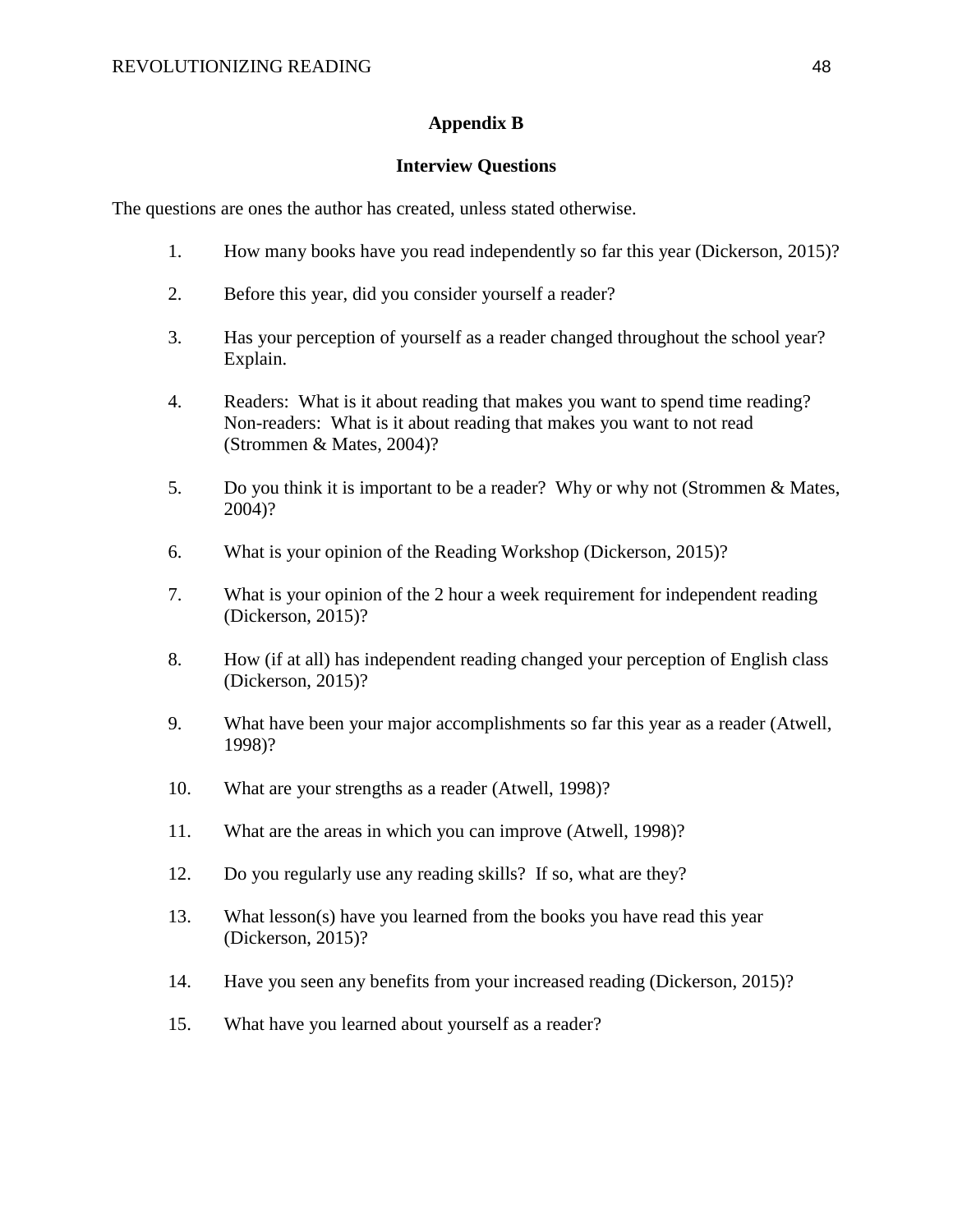## Appendix B

### Interview Questions

The questions are ones the author has created, unless stated otherwise.

1. How many books have you read independently so far this year (Dickerson, 2015)?

2. Before this year, did you consider yourself a reader?

3. Has your perception of yourself as a reader changed throughout the school year? Explain.

4. Readers: What is it about reading that makes you want to spend time reading? Non-readers: What is it about reading that makes you want to not read (Strommen & Mates, 2004)?

5. Do you think it is important to be a reader? Why or why not (Strommen & Mates, 2004)?

6. What is your opinion of the Reading Workshop (Dickerson, 2015)?

7. What is your opinion of the 2 hour a week requirement for independent reading (Dickerson, 2015)?

8. How (if at all) has independent reading changed your perception of English class (Dickerson, 2015)?

9. What have been your major accomplishments so far this year as a reader (Atwell, 1998)?

10. What are your strengths as a reader (Atwell, 1998)?

11. What are the areas in which you can improve (Atwell, 1998)?

12. Do you regularly use any reading skills? If so, what are they?

13. What lesson(s) have you learned from the books you have read this year (Dickerson, 2015)?

14. Have you seen any benefits from your increased reading (Dickerson, 2015)?

15. What have you learned about yourself as a reader?